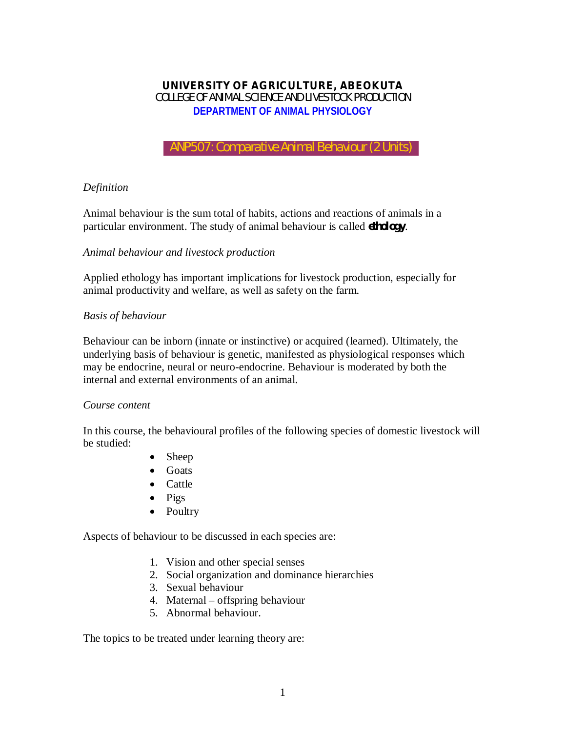**UNIVERSITY OF AGRICULTURE, ABEOKUTA**
COLLEGE OF ANIMAL SCIENCE AND LIVESTOCK PRODUCTION
**DEPARTMENT OF ANIMAL PHYSIOLOGY**

# ANP507: Comparative Animal Behaviour (2 Units)

*Definition*

Animal behaviour is the sum total of habits, actions and reactions of animals in a particular environment. The study of animal behaviour is called ***ethology***.

*Animal behaviour and livestock production*

Applied ethology has important implications for livestock production, especially for animal productivity and welfare, as well as safety on the farm.

*Basis of behaviour*

Behaviour can be inborn (innate or instinctive) or acquired (learned). Ultimately, the underlying basis of behaviour is genetic, manifested as physiological responses which may be endocrine, neural or neuro-endocrine. Behaviour is moderated by both the internal and external environments of an animal.

*Course content*

In this course, the behavioural profiles of the following species of domestic livestock will be studied:

- Sheep
- Goats
- Cattle
- Pigs
- Poultry

Aspects of behaviour to be discussed in each species are:

1. Vision and other special senses
2. Social organization and dominance hierarchies
3. Sexual behaviour
4. Maternal – offspring behaviour
5. Abnormal behaviour.

The topics to be treated under learning theory are: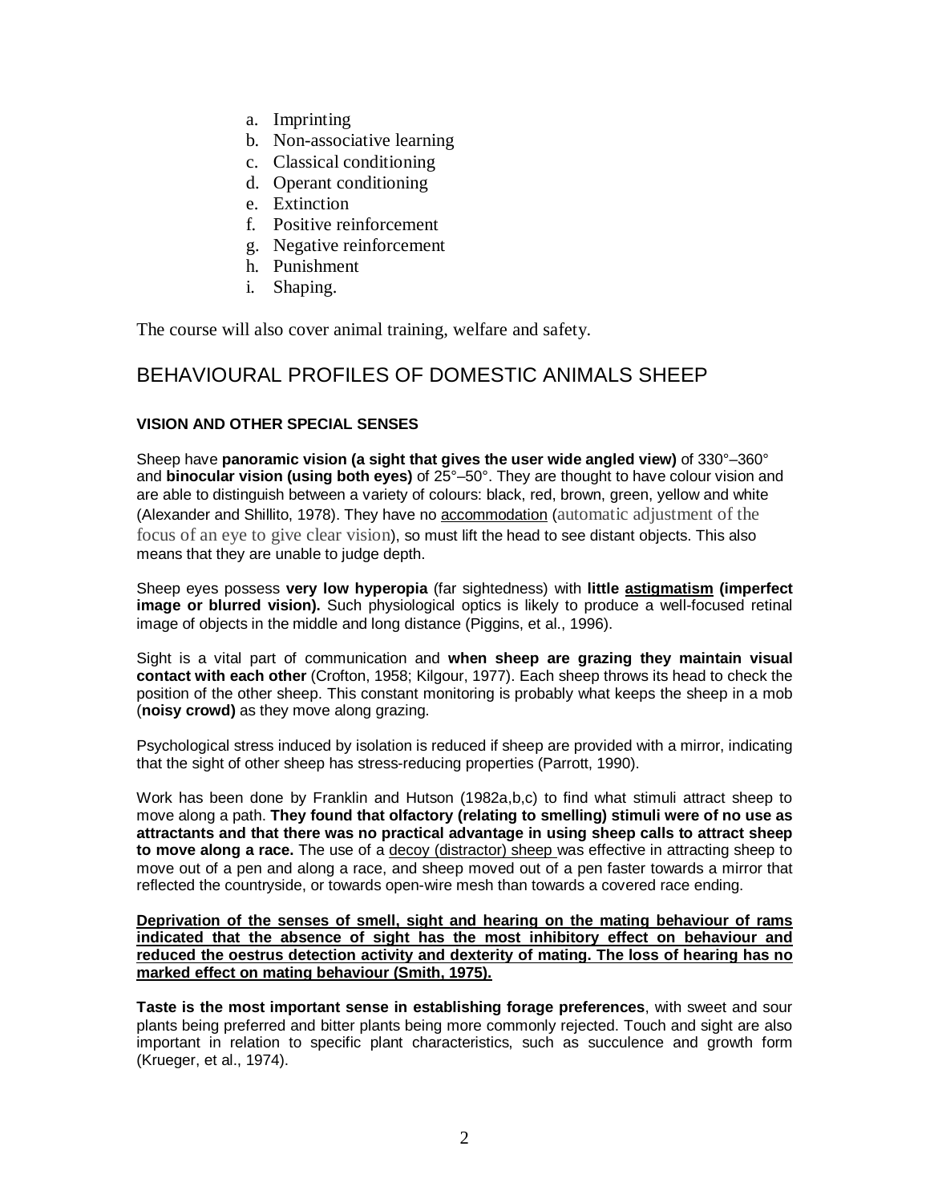a. Imprinting
b. Non-associative learning
c. Classical conditioning
d. Operant conditioning
e. Extinction
f. Positive reinforcement
g. Negative reinforcement
h. Punishment
i. Shaping.

The course will also cover animal training, welfare and safety.

## BEHAVIOURAL PROFILES OF DOMESTIC ANIMALS SHEEP

### VISION AND OTHER SPECIAL SENSES

Sheep have **panoramic vision (a sight that gives the user wide angled view)** of 330°–360° and **binocular vision (using both eyes)** of 25°–50°. They are thought to have colour vision and are able to distinguish between a variety of colours: black, red, brown, green, yellow and white (Alexander and Shillito, 1978). They have no <u>accommodation</u> (automatic adjustment of the focus of an eye to give clear vision), so must lift the head to see distant objects. This also means that they are unable to judge depth.

Sheep eyes possess **very low hyperopia** (far sightedness) with **little <u>astigmatism</u> (imperfect image or blurred vision).** Such physiological optics is likely to produce a well-focused retinal image of objects in the middle and long distance (Piggins, et al., 1996).

Sight is a vital part of communication and **when sheep are grazing they maintain visual contact with each other** (Crofton, 1958; Kilgour, 1977). Each sheep throws its head to check the position of the other sheep. This constant monitoring is probably what keeps the sheep in a mob (**noisy crowd)** as they move along grazing.

Psychological stress induced by isolation is reduced if sheep are provided with a mirror, indicating that the sight of other sheep has stress-reducing properties (Parrott, 1990).

Work has been done by Franklin and Hutson (1982a,b,c) to find what stimuli attract sheep to move along a path. **They found that olfactory (relating to smelling) stimuli were of no use as attractants and that there was no practical advantage in using sheep calls to attract sheep to move along a race.** The use of a <u>decoy (distractor) sheep</u> was effective in attracting sheep to move out of a pen and along a race, and sheep moved out of a pen faster towards a mirror that reflected the countryside, or towards open-wire mesh than towards a covered race ending.

<u>**Deprivation of the senses of smell, sight and hearing on the mating behaviour of rams indicated that the absence of sight has the most inhibitory effect on behaviour and reduced the oestrus detection activity and dexterity of mating. The loss of hearing has no marked effect on mating behaviour (Smith, 1975).**</u>

**Taste is the most important sense in establishing forage preferences**, with sweet and sour plants being preferred and bitter plants being more commonly rejected. Touch and sight are also important in relation to specific plant characteristics, such as succulence and growth form (Krueger, et al., 1974).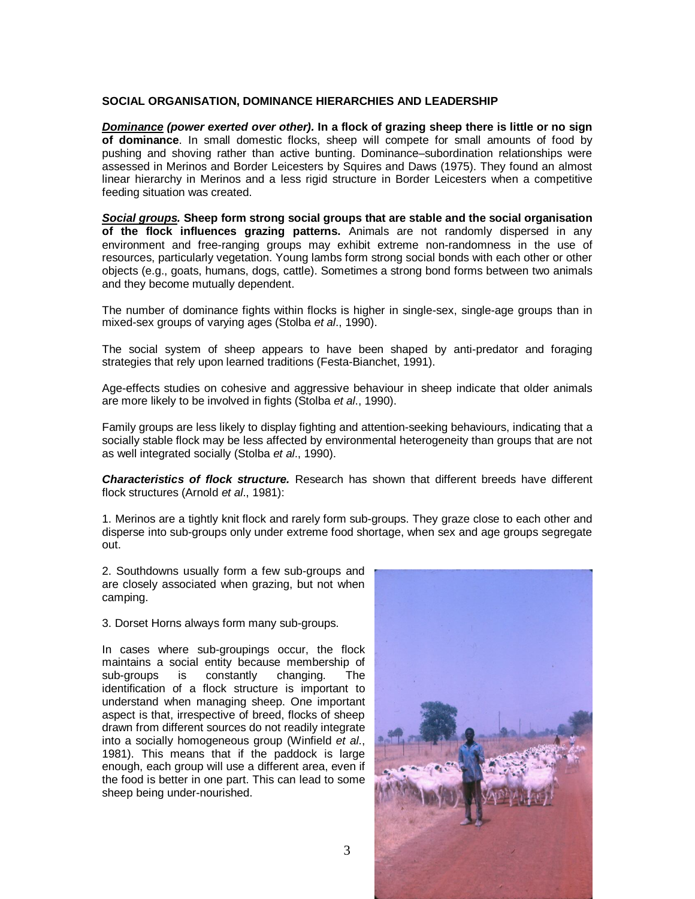## SOCIAL ORGANISATION, DOMINANCE HIERARCHIES AND LEADERSHIP

***Dominance*** ***(power exerted over other).*** **In a flock of grazing sheep there is little or no sign of dominance**. In small domestic flocks, sheep will compete for small amounts of food by pushing and shoving rather than active bunting. Dominance–subordination relationships were assessed in Merinos and Border Leicesters by Squires and Daws (1975). They found an almost linear hierarchy in Merinos and a less rigid structure in Border Leicesters when a competitive feeding situation was created.

***Social groups.*** **Sheep form strong social groups that are stable and the social organisation of the flock influences grazing patterns.** Animals are not randomly dispersed in any environment and free-ranging groups may exhibit extreme non-randomness in the use of resources, particularly vegetation. Young lambs form strong social bonds with each other or other objects (e.g., goats, humans, dogs, cattle). Sometimes a strong bond forms between two animals and they become mutually dependent.

The number of dominance fights within flocks is higher in single-sex, single-age groups than in mixed-sex groups of varying ages (Stolba *et al*., 1990).

The social system of sheep appears to have been shaped by anti-predator and foraging strategies that rely upon learned traditions (Festa-Bianchet, 1991).

Age-effects studies on cohesive and aggressive behaviour in sheep indicate that older animals are more likely to be involved in fights (Stolba *et al*., 1990).

Family groups are less likely to display fighting and attention-seeking behaviours, indicating that a socially stable flock may be less affected by environmental heterogeneity than groups that are not as well integrated socially (Stolba *et al*., 1990).

***Characteristics of flock structure.*** Research has shown that different breeds have different flock structures (Arnold *et al*., 1981):

1. Merinos are a tightly knit flock and rarely form sub-groups. They graze close to each other and disperse into sub-groups only under extreme food shortage, when sex and age groups segregate out.

2. Southdowns usually form a few sub-groups and are closely associated when grazing, but not when camping.

3. Dorset Horns always form many sub-groups.

In cases where sub-groupings occur, the flock maintains a social entity because membership of sub-groups is constantly changing. The identification of a flock structure is important to understand when managing sheep. One important aspect is that, irrespective of breed, flocks of sheep drawn from different sources do not readily integrate into a socially homogeneous group (Winfield *et al*., 1981). This means that if the paddock is large enough, each group will use a different area, even if the food is better in one part. This can lead to some sheep being under-nourished.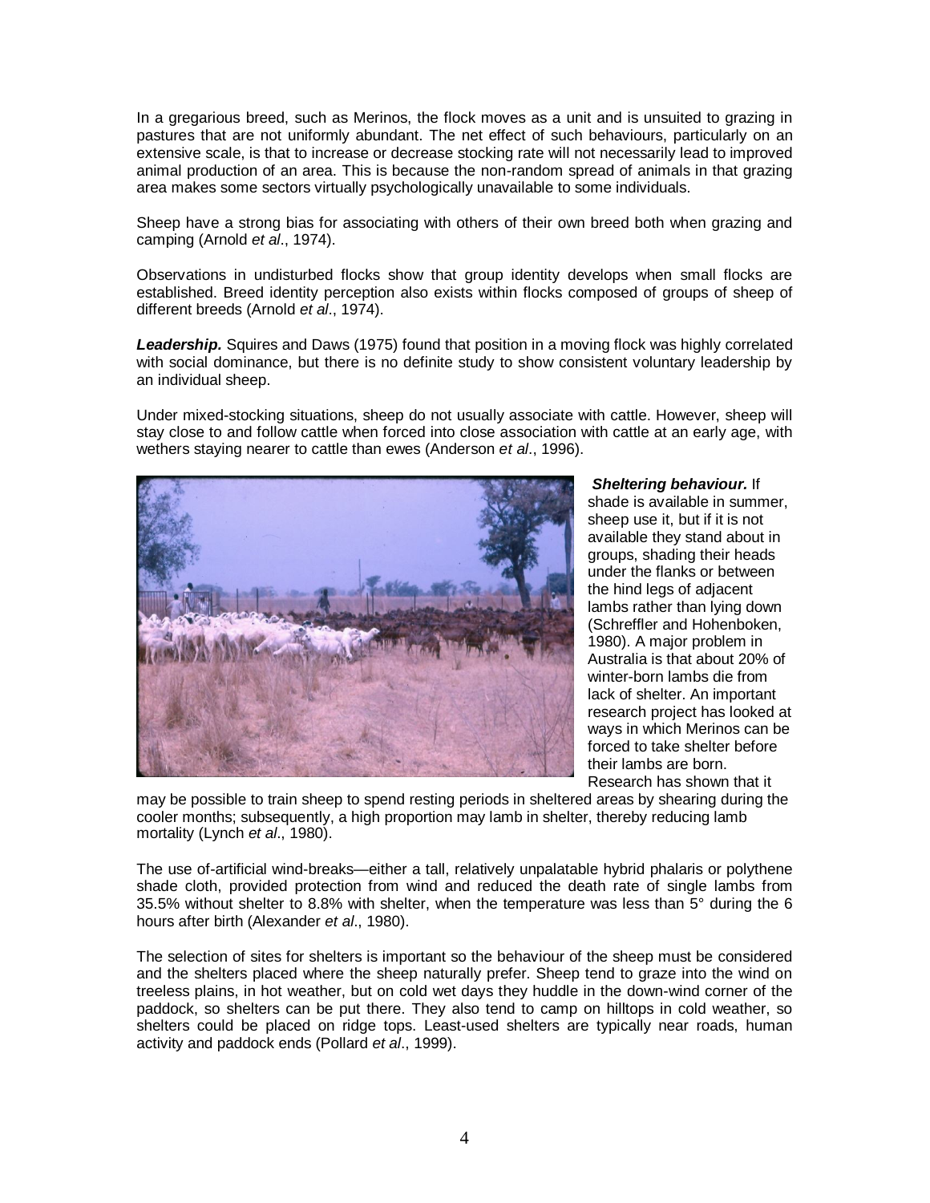In a gregarious breed, such as Merinos, the flock moves as a unit and is unsuited to grazing in pastures that are not uniformly abundant. The net effect of such behaviours, particularly on an extensive scale, is that to increase or decrease stocking rate will not necessarily lead to improved animal production of an area. This is because the non-random spread of animals in that grazing area makes some sectors virtually psychologically unavailable to some individuals.

Sheep have a strong bias for associating with others of their own breed both when grazing and camping (Arnold *et al*., 1974).

Observations in undisturbed flocks show that group identity develops when small flocks are established. Breed identity perception also exists within flocks composed of groups of sheep of different breeds (Arnold *et al*., 1974).

***Leadership.*** Squires and Daws (1975) found that position in a moving flock was highly correlated with social dominance, but there is no definite study to show consistent voluntary leadership by an individual sheep.

Under mixed-stocking situations, sheep do not usually associate with cattle. However, sheep will stay close to and follow cattle when forced into close association with cattle at an early age, with wethers staying nearer to cattle than ewes (Anderson *et al*., 1996).

***Sheltering behaviour.*** If shade is available in summer, sheep use it, but if it is not available they stand about in groups, shading their heads under the flanks or between the hind legs of adjacent lambs rather than lying down (Schreffler and Hohenboken, 1980). A major problem in Australia is that about 20% of winter-born lambs die from lack of shelter. An important research project has looked at ways in which Merinos can be forced to take shelter before their lambs are born. Research has shown that it may be possible to train sheep to spend resting periods in sheltered areas by shearing during the cooler months; subsequently, a high proportion may lamb in shelter, thereby reducing lamb mortality (Lynch *et al*., 1980).

The use of-artificial wind-breaks—either a tall, relatively unpalatable hybrid phalaris or polythene shade cloth, provided protection from wind and reduced the death rate of single lambs from 35.5% without shelter to 8.8% with shelter, when the temperature was less than 5° during the 6 hours after birth (Alexander *et al*., 1980).

The selection of sites for shelters is important so the behaviour of the sheep must be considered and the shelters placed where the sheep naturally prefer. Sheep tend to graze into the wind on treeless plains, in hot weather, but on cold wet days they huddle in the down-wind corner of the paddock, so shelters can be put there. They also tend to camp on hilltops in cold weather, so shelters could be placed on ridge tops. Least-used shelters are typically near roads, human activity and paddock ends (Pollard *et al*., 1999).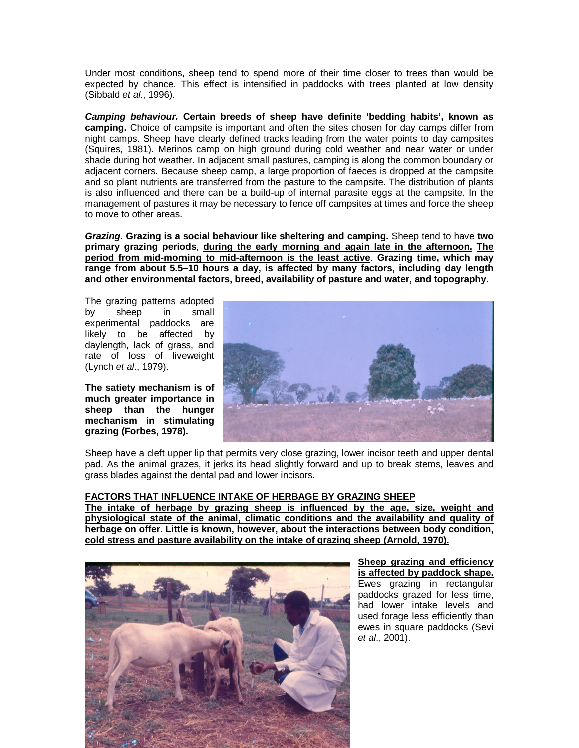Under most conditions, sheep tend to spend more of their time closer to trees than would be expected by chance. This effect is intensified in paddocks with trees planted at low density (Sibbald *et al*., 1996).

***Camping behaviour.*** **Certain breeds of sheep have definite 'bedding habits', known as camping.** Choice of campsite is important and often the sites chosen for day camps differ from night camps. Sheep have clearly defined tracks leading from the water points to day campsites (Squires, 1981). Merinos camp on high ground during cold weather and near water or under shade during hot weather. In adjacent small pastures, camping is along the common boundary or adjacent corners. Because sheep camp, a large proportion of faeces is dropped at the campsite and so plant nutrients are transferred from the pasture to the campsite. The distribution of plants is also influenced and there can be a build-up of internal parasite eggs at the campsite. In the management of pastures it may be necessary to fence off campsites at times and force the sheep to move to other areas.

***Grazing***. **Grazing is a social behaviour like sheltering and camping.** Sheep tend to have **two primary grazing periods**, **<u>during the early morning and again late in the afternoon.</u> <u>The period from mid-morning to mid-afternoon is the least active</u>**. **Grazing time, which may range from about 5.5–10 hours a day, is affected by many factors, including day length and other environmental factors, breed, availability of pasture and water, and topography**.

The grazing patterns adopted by sheep in small experimental paddocks are likely to be affected by daylength, lack of grass, and rate of loss of liveweight (Lynch *et al*., 1979).

**The satiety mechanism is of much greater importance in sheep than the hunger mechanism in stimulating grazing (Forbes, 1978).**

Sheep have a cleft upper lip that permits very close grazing, lower incisor teeth and upper dental pad. As the animal grazes, it jerks its head slightly forward and up to break stems, leaves and grass blades against the dental pad and lower incisors.

**<u>FACTORS THAT INFLUENCE INTAKE OF HERBAGE BY GRAZING SHEEP</u>**

**<u>The intake of herbage by grazing sheep is influenced by the age, size, weight and physiological state of the animal, climatic conditions and the availability and quality of herbage on offer. Little is known, however, about the interactions between body condition, cold stress and pasture availability on the intake of grazing sheep (Arnold, 1970).</u>**

**<u>Sheep grazing and efficiency is affected by paddock shape.</u>** Ewes grazing in rectangular paddocks grazed for less time, had lower intake levels and used forage less efficiently than ewes in square paddocks (Sevi *et al*., 2001).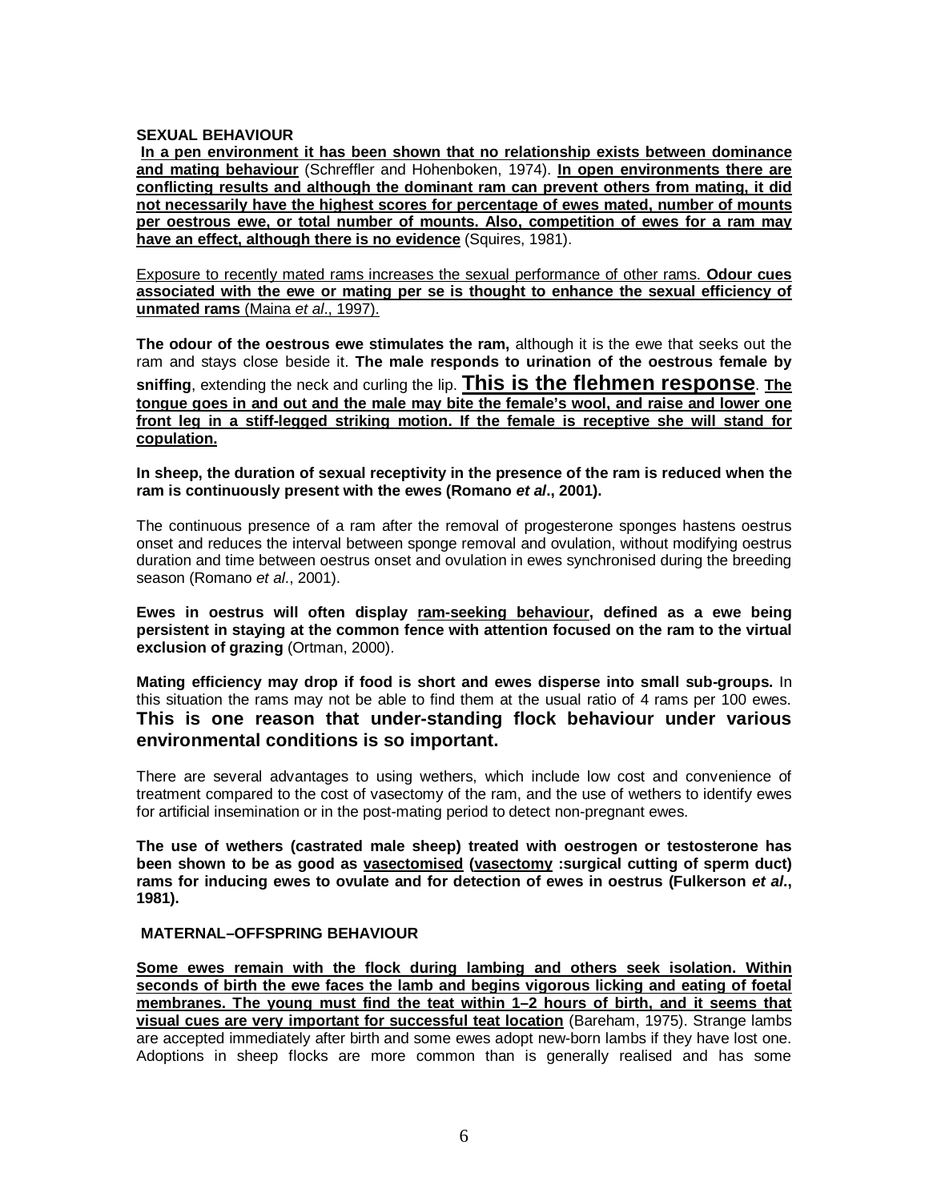**SEXUAL BEHAVIOUR**

**In a pen environment it has been shown that no relationship exists between dominance and mating behaviour** (Schreffler and Hohenboken, 1974). **In open environments there are conflicting results and although the dominant ram can prevent others from mating, it did not necessarily have the highest scores for percentage of ewes mated, number of mounts per oestrous ewe, or total number of mounts. Also, competition of ewes for a ram may have an effect, although there is no evidence** (Squires, 1981).

Exposure to recently mated rams increases the sexual performance of other rams. **Odour cues associated with the ewe or mating per se is thought to enhance the sexual efficiency of unmated rams** (Maina *et al*., 1997).

**The odour of the oestrous ewe stimulates the ram,** although it is the ewe that seeks out the ram and stays close beside it. **The male responds to urination of the oestrous female by sniffing**, extending the neck and curling the lip. **This is the flehmen response**. **The tongue goes in and out and the male may bite the female's wool, and raise and lower one front leg in a stiff-legged striking motion. If the female is receptive she will stand for copulation.**

**In sheep, the duration of sexual receptivity in the presence of the ram is reduced when the ram is continuously present with the ewes (Romano *et al*., 2001).**

The continuous presence of a ram after the removal of progesterone sponges hastens oestrus onset and reduces the interval between sponge removal and ovulation, without modifying oestrus duration and time between oestrus onset and ovulation in ewes synchronised during the breeding season (Romano *et al*., 2001).

**Ewes in oestrus will often display ram-seeking behaviour, defined as a ewe being persistent in staying at the common fence with attention focused on the ram to the virtual exclusion of grazing** (Ortman, 2000).

**Mating efficiency may drop if food is short and ewes disperse into small sub-groups.** In this situation the rams may not be able to find them at the usual ratio of 4 rams per 100 ewes. **This is one reason that under-standing flock behaviour under various environmental conditions is so important.**

There are several advantages to using wethers, which include low cost and convenience of treatment compared to the cost of vasectomy of the ram, and the use of wethers to identify ewes for artificial insemination or in the post-mating period to detect non-pregnant ewes.

**The use of wethers (castrated male sheep) treated with oestrogen or testosterone has been shown to be as good as vasectomised (vasectomy :surgical cutting of sperm duct) rams for inducing ewes to ovulate and for detection of ewes in oestrus (Fulkerson *et al*., 1981).**

**MATERNAL–OFFSPRING BEHAVIOUR**

**Some ewes remain with the flock during lambing and others seek isolation. Within seconds of birth the ewe faces the lamb and begins vigorous licking and eating of foetal membranes. The young must find the teat within 1–2 hours of birth, and it seems that visual cues are very important for successful teat location** (Bareham, 1975). Strange lambs are accepted immediately after birth and some ewes adopt new-born lambs if they have lost one. Adoptions in sheep flocks are more common than is generally realised and has some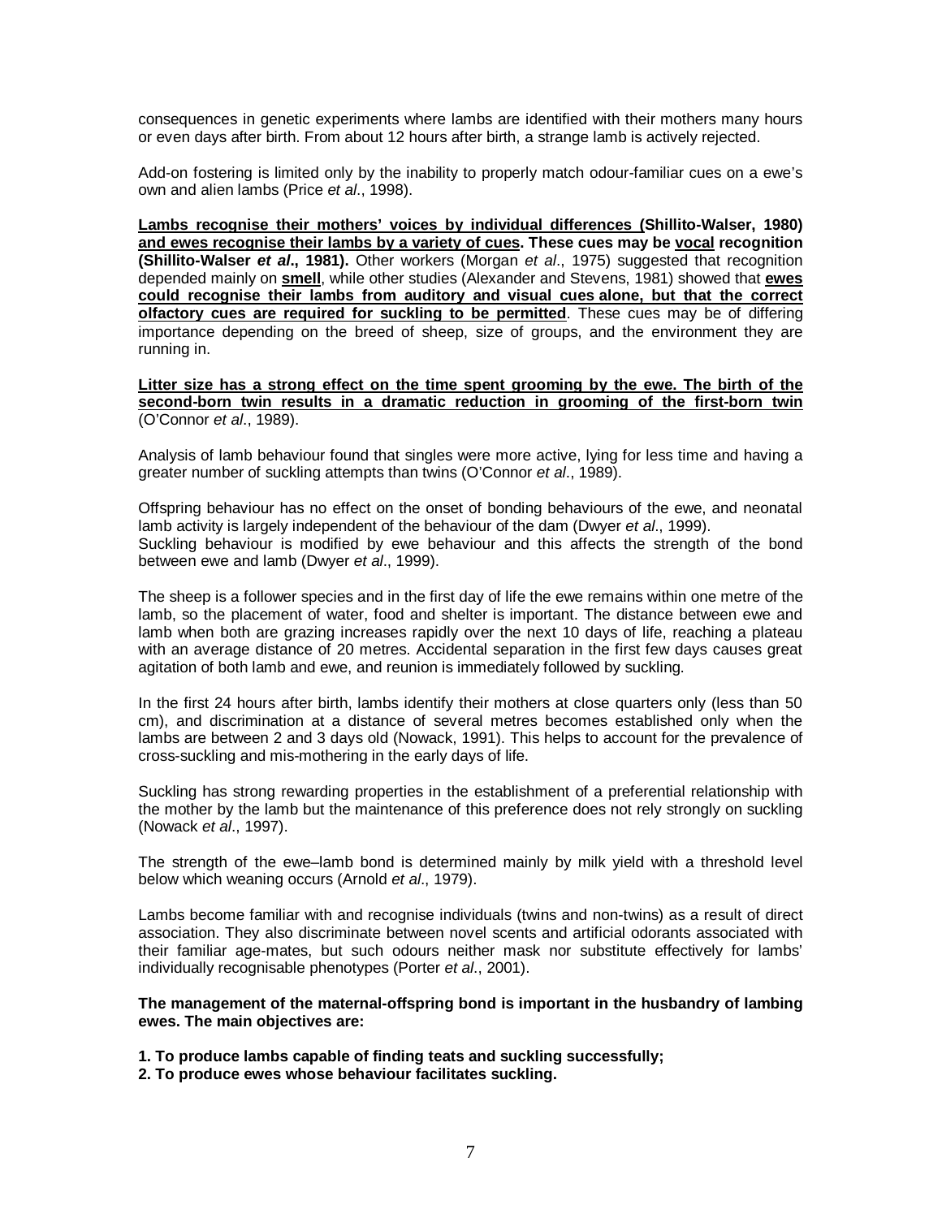consequences in genetic experiments where lambs are identified with their mothers many hours or even days after birth. From about 12 hours after birth, a strange lamb is actively rejected.

Add-on fostering is limited only by the inability to properly match odour-familiar cues on a ewe's own and alien lambs (Price *et al*., 1998).

**<u>Lambs recognise their mothers' voices by individual differences (</u>Shillito-Walser, 1980) <u>and ewes recognise their lambs by a variety of cues</u>. These cues may be <u>vocal</u> recognition (Shillito-Walser *et al*., 1981).** Other workers (Morgan *et al*., 1975) suggested that recognition depended mainly on **<u>smell</u>**, while other studies (Alexander and Stevens, 1981) showed that **<u>ewes could recognise their lambs from auditory and visual cues alone, but that the correct olfactory cues are required for suckling to be permitted</u>**. These cues may be of differing importance depending on the breed of sheep, size of groups, and the environment they are running in.

**<u>Litter size has a strong effect on the time spent grooming by the ewe. The birth of the second-born twin results in a dramatic reduction in grooming of the first-born twin</u>** (O'Connor *et al*., 1989).

Analysis of lamb behaviour found that singles were more active, lying for less time and having a greater number of suckling attempts than twins (O'Connor *et al*., 1989).

Offspring behaviour has no effect on the onset of bonding behaviours of the ewe, and neonatal lamb activity is largely independent of the behaviour of the dam (Dwyer *et al*., 1999).
Suckling behaviour is modified by ewe behaviour and this affects the strength of the bond between ewe and lamb (Dwyer *et al*., 1999).

The sheep is a follower species and in the first day of life the ewe remains within one metre of the lamb, so the placement of water, food and shelter is important. The distance between ewe and lamb when both are grazing increases rapidly over the next 10 days of life, reaching a plateau with an average distance of 20 metres. Accidental separation in the first few days causes great agitation of both lamb and ewe, and reunion is immediately followed by suckling.

In the first 24 hours after birth, lambs identify their mothers at close quarters only (less than 50 cm), and discrimination at a distance of several metres becomes established only when the lambs are between 2 and 3 days old (Nowack, 1991). This helps to account for the prevalence of cross-suckling and mis-mothering in the early days of life.

Suckling has strong rewarding properties in the establishment of a preferential relationship with the mother by the lamb but the maintenance of this preference does not rely strongly on suckling (Nowack *et al*., 1997).

The strength of the ewe–lamb bond is determined mainly by milk yield with a threshold level below which weaning occurs (Arnold *et al*., 1979).

Lambs become familiar with and recognise individuals (twins and non-twins) as a result of direct association. They also discriminate between novel scents and artificial odorants associated with their familiar age-mates, but such odours neither mask nor substitute effectively for lambs' individually recognisable phenotypes (Porter *et al*., 2001).

**The management of the maternal-offspring bond is important in the husbandry of lambing ewes. The main objectives are:**

**1. To produce lambs capable of finding teats and suckling successfully;**
**2. To produce ewes whose behaviour facilitates suckling.**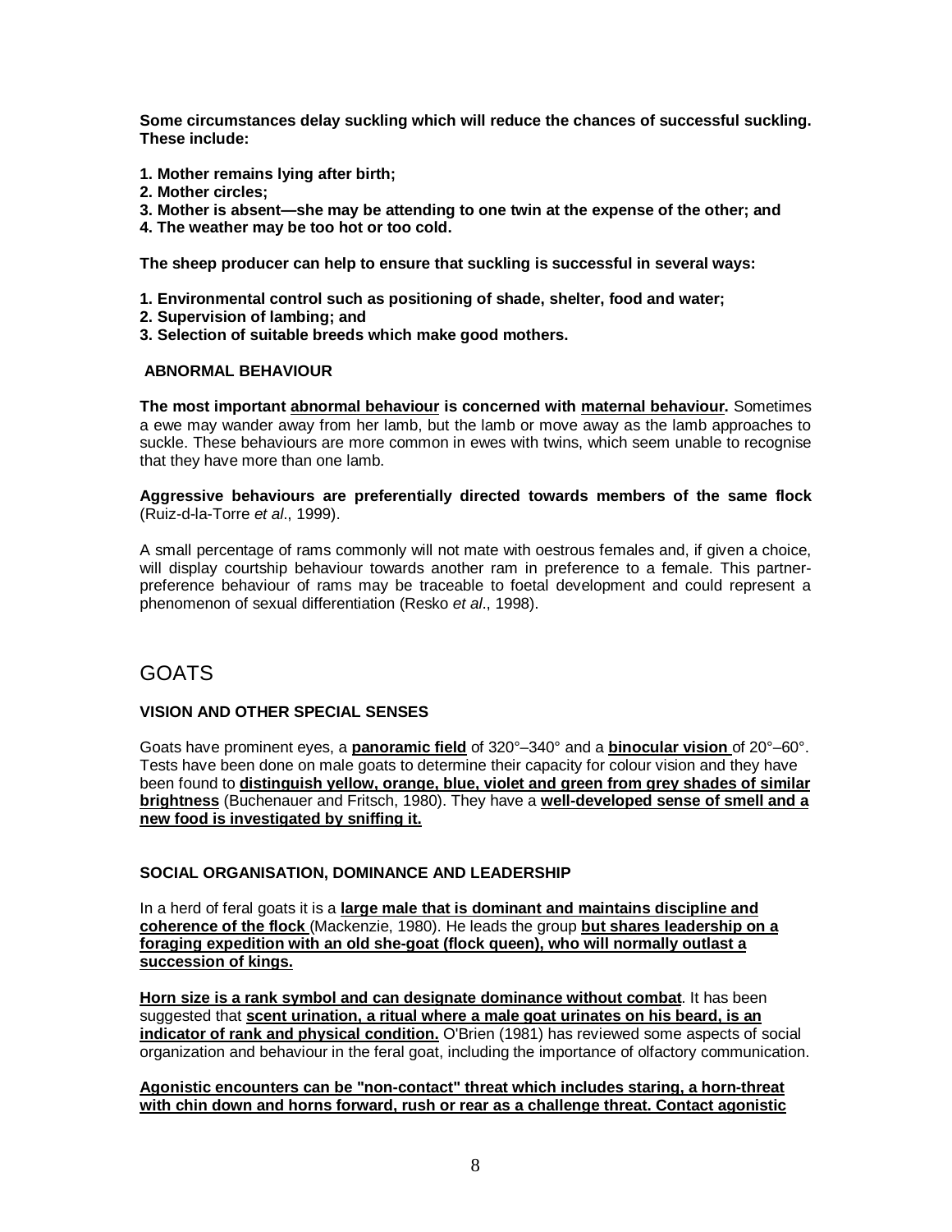**Some circumstances delay suckling which will reduce the chances of successful suckling. These include:**

**1. Mother remains lying after birth;**
**2. Mother circles;**
**3. Mother is absent—she may be attending to one twin at the expense of the other; and**
**4. The weather may be too hot or too cold.**

**The sheep producer can help to ensure that suckling is successful in several ways:**

**1. Environmental control such as positioning of shade, shelter, food and water;**
**2. Supervision of lambing; and**
**3. Selection of suitable breeds which make good mothers.**

### ABNORMAL BEHAVIOUR

**The most important <u>abnormal behaviour</u> is concerned with <u>maternal behaviour</u>.** Sometimes a ewe may wander away from her lamb, but the lamb or move away as the lamb approaches to suckle. These behaviours are more common in ewes with twins, which seem unable to recognise that they have more than one lamb.

**Aggressive behaviours are preferentially directed towards members of the same flock** (Ruiz-d-la-Torre *et al*., 1999).

A small percentage of rams commonly will not mate with oestrous females and, if given a choice, will display courtship behaviour towards another ram in preference to a female. This partner-preference behaviour of rams may be traceable to foetal development and could represent a phenomenon of sexual differentiation (Resko *et al*., 1998).

## GOATS

### VISION AND OTHER SPECIAL SENSES

Goats have prominent eyes, a **<u>panoramic field</u>** of 320°–340° and a **<u>binocular vision</u>** of 20°–60°. Tests have been done on male goats to determine their capacity for colour vision and they have been found to **<u>distinguish yellow, orange, blue, violet and green from grey shades of similar brightness</u>** (Buchenauer and Fritsch, 1980). They have a **<u>well-developed sense of smell and a new food is investigated by sniffing it.</u>**

### SOCIAL ORGANISATION, DOMINANCE AND LEADERSHIP

In a herd of feral goats it is a **<u>large male that is dominant and maintains discipline and coherence of the flock</u>** (Mackenzie, 1980). He leads the group **<u>but shares leadership on a foraging expedition with an old she-goat (flock queen), who will normally outlast a succession of kings.</u>**

**<u>Horn size is a rank symbol and can designate dominance without combat</u>**. It has been suggested that **<u>scent urination, a ritual where a male goat urinates on his beard, is an indicator of rank and physical condition.</u>** O'Brien (1981) has reviewed some aspects of social organization and behaviour in the feral goat, including the importance of olfactory communication.

**<u>Agonistic encounters can be "non-contact" threat which includes staring, a horn-threat with chin down and horns forward, rush or rear as a challenge threat. Contact agonistic</u>**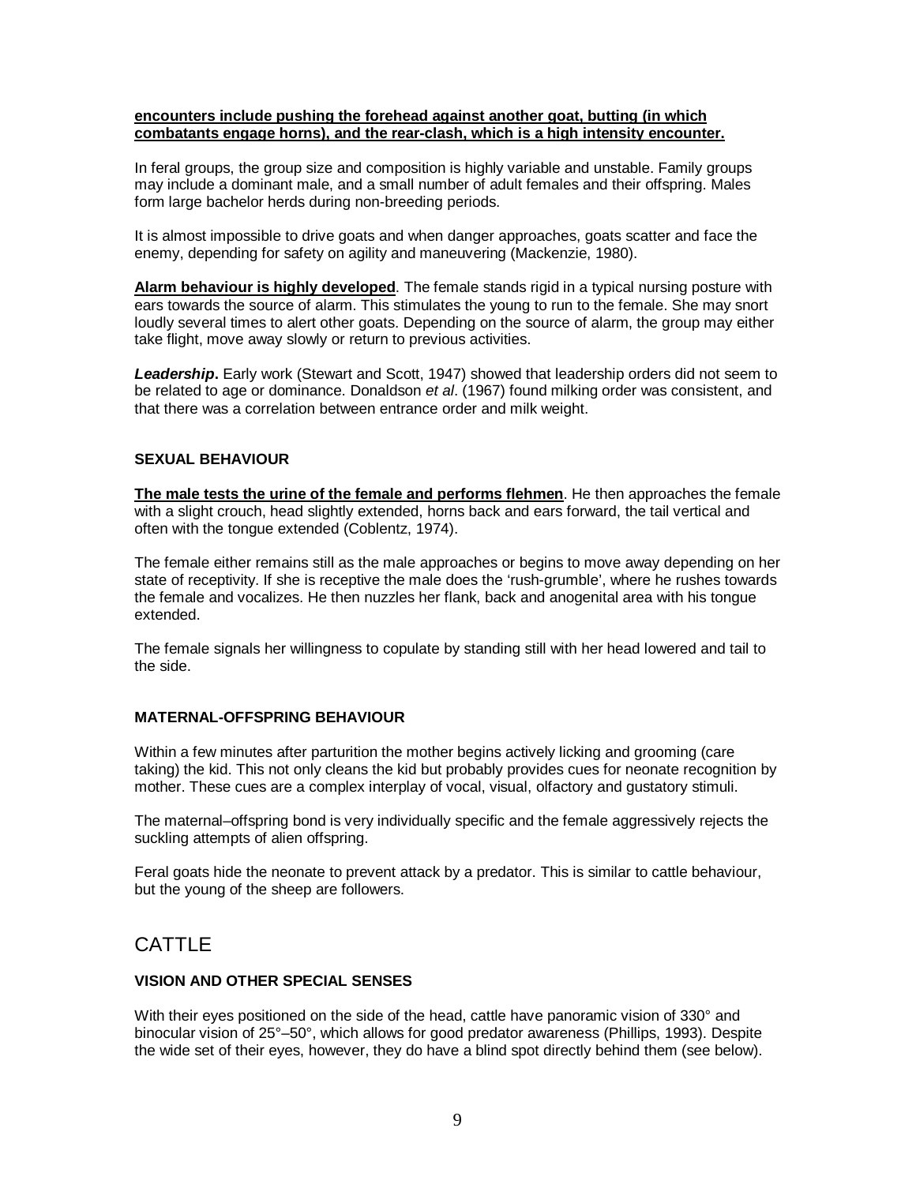**encounters include pushing the forehead against another goat, butting (in which combatants engage horns), and the rear-clash, which is a high intensity encounter.**

In feral groups, the group size and composition is highly variable and unstable. Family groups may include a dominant male, and a small number of adult females and their offspring. Males form large bachelor herds during non-breeding periods.

It is almost impossible to drive goats and when danger approaches, goats scatter and face the enemy, depending for safety on agility and maneuvering (Mackenzie, 1980).

**Alarm behaviour is highly developed**. The female stands rigid in a typical nursing posture with ears towards the source of alarm. This stimulates the young to run to the female. She may snort loudly several times to alert other goats. Depending on the source of alarm, the group may either take flight, move away slowly or return to previous activities.

***Leadership*****.** Early work (Stewart and Scott, 1947) showed that leadership orders did not seem to be related to age or dominance. Donaldson *et al*. (1967) found milking order was consistent, and that there was a correlation between entrance order and milk weight.

### SEXUAL BEHAVIOUR

**The male tests the urine of the female and performs flehmen**. He then approaches the female with a slight crouch, head slightly extended, horns back and ears forward, the tail vertical and often with the tongue extended (Coblentz, 1974).

The female either remains still as the male approaches or begins to move away depending on her state of receptivity. If she is receptive the male does the 'rush-grumble', where he rushes towards the female and vocalizes. He then nuzzles her flank, back and anogenital area with his tongue extended.

The female signals her willingness to copulate by standing still with her head lowered and tail to the side.

### MATERNAL-OFFSPRING BEHAVIOUR

Within a few minutes after parturition the mother begins actively licking and grooming (care taking) the kid. This not only cleans the kid but probably provides cues for neonate recognition by mother. These cues are a complex interplay of vocal, visual, olfactory and gustatory stimuli.

The maternal–offspring bond is very individually specific and the female aggressively rejects the suckling attempts of alien offspring.

Feral goats hide the neonate to prevent attack by a predator. This is similar to cattle behaviour, but the young of the sheep are followers.

## CATTLE

### VISION AND OTHER SPECIAL SENSES

With their eyes positioned on the side of the head, cattle have panoramic vision of 330° and binocular vision of 25°–50°, which allows for good predator awareness (Phillips, 1993). Despite the wide set of their eyes, however, they do have a blind spot directly behind them (see below).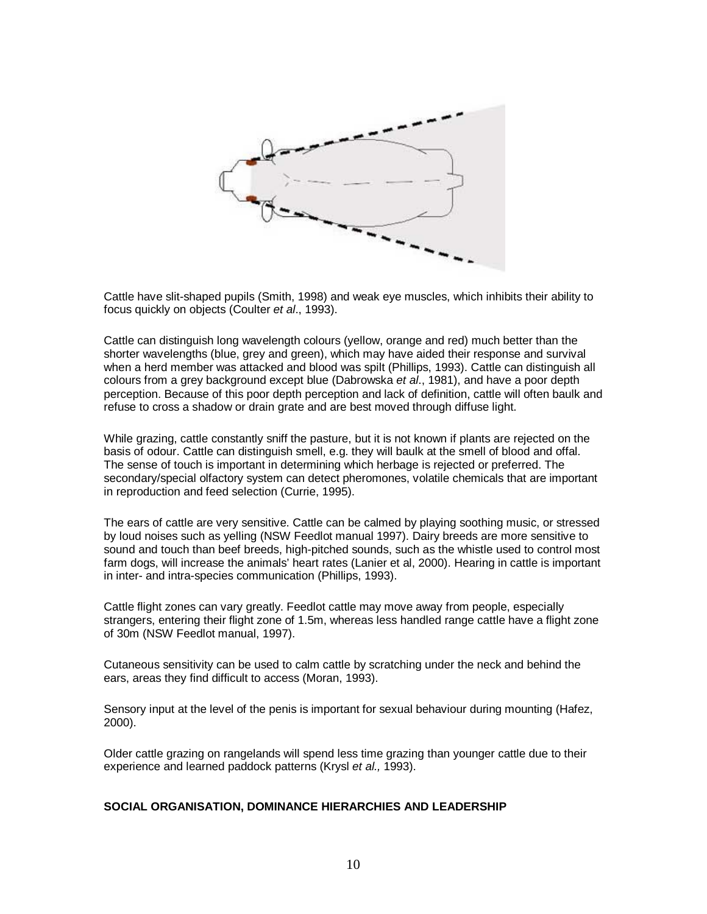Cattle have slit-shaped pupils (Smith, 1998) and weak eye muscles, which inhibits their ability to focus quickly on objects (Coulter *et al*., 1993).

Cattle can distinguish long wavelength colours (yellow, orange and red) much better than the shorter wavelengths (blue, grey and green), which may have aided their response and survival when a herd member was attacked and blood was spilt (Phillips, 1993). Cattle can distinguish all colours from a grey background except blue (Dabrowska *et al*., 1981), and have a poor depth perception. Because of this poor depth perception and lack of definition, cattle will often baulk and refuse to cross a shadow or drain grate and are best moved through diffuse light.

While grazing, cattle constantly sniff the pasture, but it is not known if plants are rejected on the basis of odour. Cattle can distinguish smell, e.g. they will baulk at the smell of blood and offal. The sense of touch is important in determining which herbage is rejected or preferred. The secondary/special olfactory system can detect pheromones, volatile chemicals that are important in reproduction and feed selection (Currie, 1995).

The ears of cattle are very sensitive. Cattle can be calmed by playing soothing music, or stressed by loud noises such as yelling (NSW Feedlot manual 1997). Dairy breeds are more sensitive to sound and touch than beef breeds, high-pitched sounds, such as the whistle used to control most farm dogs, will increase the animals' heart rates (Lanier et al, 2000). Hearing in cattle is important in inter- and intra-species communication (Phillips, 1993).

Cattle flight zones can vary greatly. Feedlot cattle may move away from people, especially strangers, entering their flight zone of 1.5m, whereas less handled range cattle have a flight zone of 30m (NSW Feedlot manual, 1997).

Cutaneous sensitivity can be used to calm cattle by scratching under the neck and behind the ears, areas they find difficult to access (Moran, 1993).

Sensory input at the level of the penis is important for sexual behaviour during mounting (Hafez, 2000).

Older cattle grazing on rangelands will spend less time grazing than younger cattle due to their experience and learned paddock patterns (Krysl *et al.,* 1993).

**SOCIAL ORGANISATION, DOMINANCE HIERARCHIES AND LEADERSHIP**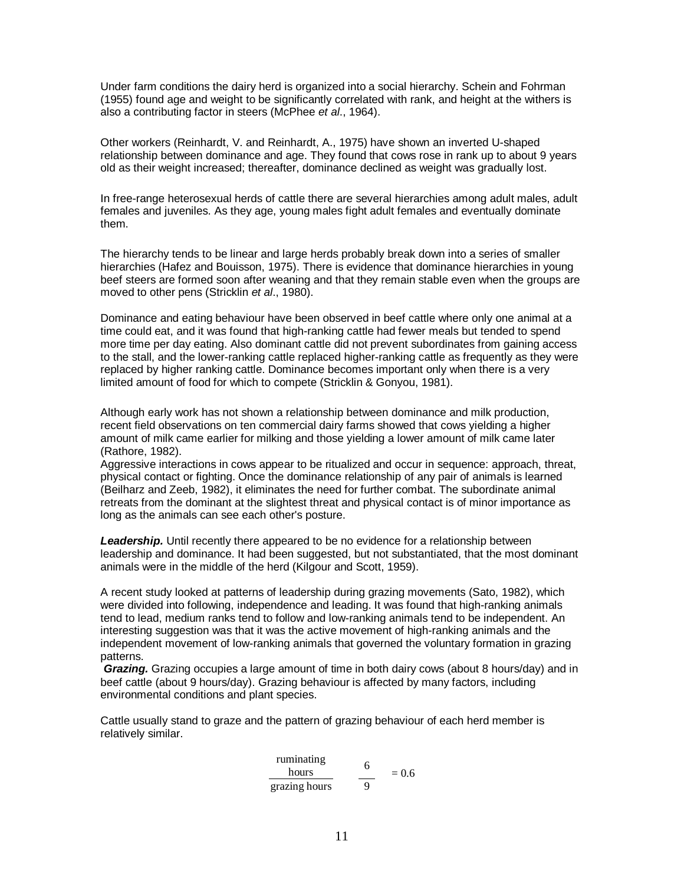Under farm conditions the dairy herd is organized into a social hierarchy. Schein and Fohrman (1955) found age and weight to be significantly correlated with rank, and height at the withers is also a contributing factor in steers (McPhee *et al*., 1964).

Other workers (Reinhardt, V. and Reinhardt, A., 1975) have shown an inverted U-shaped relationship between dominance and age. They found that cows rose in rank up to about 9 years old as their weight increased; thereafter, dominance declined as weight was gradually lost.

In free-range heterosexual herds of cattle there are several hierarchies among adult males, adult females and juveniles. As they age, young males fight adult females and eventually dominate them.

The hierarchy tends to be linear and large herds probably break down into a series of smaller hierarchies (Hafez and Bouisson, 1975). There is evidence that dominance hierarchies in young beef steers are formed soon after weaning and that they remain stable even when the groups are moved to other pens (Stricklin *et al*., 1980).

Dominance and eating behaviour have been observed in beef cattle where only one animal at a time could eat, and it was found that high-ranking cattle had fewer meals but tended to spend more time per day eating. Also dominant cattle did not prevent subordinates from gaining access to the stall, and the lower-ranking cattle replaced higher-ranking cattle as frequently as they were replaced by higher ranking cattle. Dominance becomes important only when there is a very limited amount of food for which to compete (Stricklin & Gonyou, 1981).

Although early work has not shown a relationship between dominance and milk production, recent field observations on ten commercial dairy farms showed that cows yielding a higher amount of milk came earlier for milking and those yielding a lower amount of milk came later (Rathore, 1982).
Aggressive interactions in cows appear to be ritualized and occur in sequence: approach, threat, physical contact or fighting. Once the dominance relationship of any pair of animals is learned (Beilharz and Zeeb, 1982), it eliminates the need for further combat. The subordinate animal retreats from the dominant at the slightest threat and physical contact is of minor importance as long as the animals can see each other's posture.

***Leadership.*** Until recently there appeared to be no evidence for a relationship between leadership and dominance. It had been suggested, but not substantiated, that the most dominant animals were in the middle of the herd (Kilgour and Scott, 1959).

A recent study looked at patterns of leadership during grazing movements (Sato, 1982), which were divided into following, independence and leading. It was found that high-ranking animals tend to lead, medium ranks tend to follow and low-ranking animals tend to be independent. An interesting suggestion was that it was the active movement of high-ranking animals and the independent movement of low-ranking animals that governed the voluntary formation in grazing patterns.
***Grazing.*** Grazing occupies a large amount of time in both dairy cows (about 8 hours/day) and in beef cattle (about 9 hours/day). Grazing behaviour is affected by many factors, including environmental conditions and plant species.

Cattle usually stand to graze and the pattern of grazing behaviour of each herd member is relatively similar.

$$\frac{\text{ruminating hours}}{\text{grazing hours}} \quad \frac{6}{9} = 0.6$$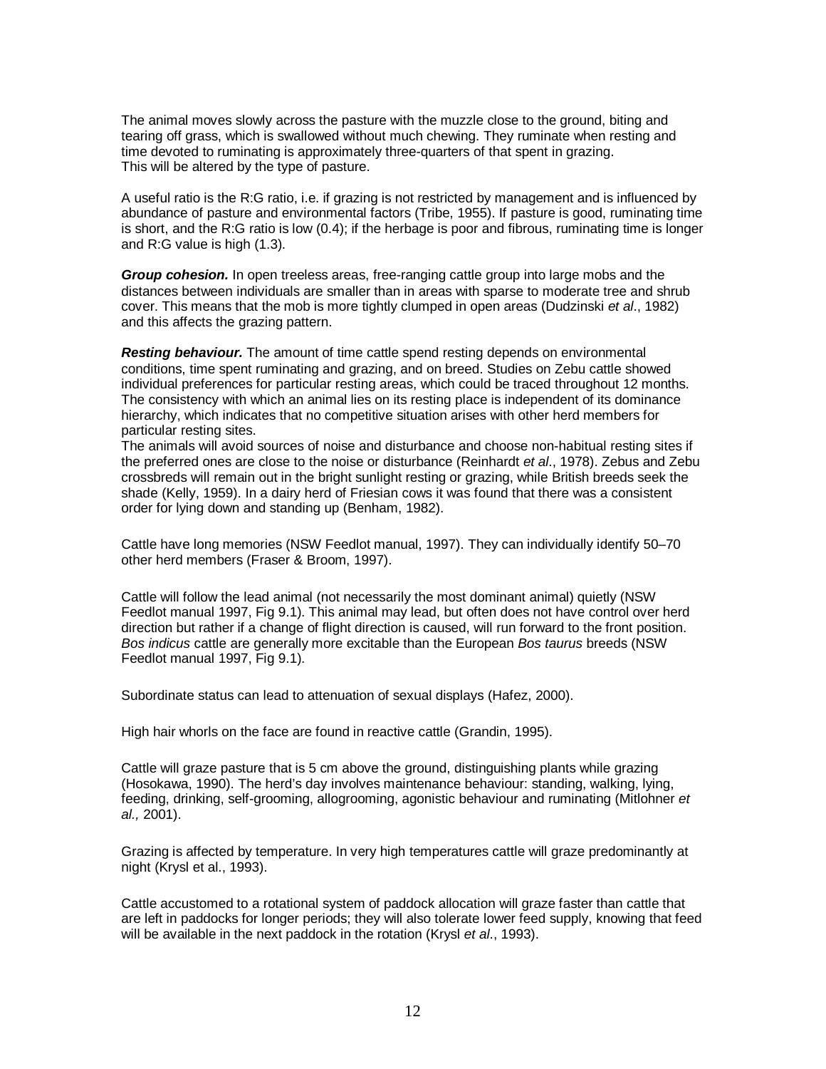The animal moves slowly across the pasture with the muzzle close to the ground, biting and tearing off grass, which is swallowed without much chewing. They ruminate when resting and time devoted to ruminating is approximately three-quarters of that spent in grazing.
This will be altered by the type of pasture.

A useful ratio is the R:G ratio, i.e. if grazing is not restricted by management and is influenced by abundance of pasture and environmental factors (Tribe, 1955). If pasture is good, ruminating time is short, and the R:G ratio is low (0.4); if the herbage is poor and fibrous, ruminating time is longer and R:G value is high (1.3).

***Group cohesion.*** In open treeless areas, free-ranging cattle group into large mobs and the distances between individuals are smaller than in areas with sparse to moderate tree and shrub cover. This means that the mob is more tightly clumped in open areas (Dudzinski *et al*., 1982) and this affects the grazing pattern.

***Resting behaviour.*** The amount of time cattle spend resting depends on environmental conditions, time spent ruminating and grazing, and on breed. Studies on Zebu cattle showed individual preferences for particular resting areas, which could be traced throughout 12 months. The consistency with which an animal lies on its resting place is independent of its dominance hierarchy, which indicates that no competitive situation arises with other herd members for particular resting sites.
The animals will avoid sources of noise and disturbance and choose non-habitual resting sites if the preferred ones are close to the noise or disturbance (Reinhardt *et al*., 1978). Zebus and Zebu crossbreds will remain out in the bright sunlight resting or grazing, while British breeds seek the shade (Kelly, 1959). In a dairy herd of Friesian cows it was found that there was a consistent order for lying down and standing up (Benham, 1982).

Cattle have long memories (NSW Feedlot manual, 1997). They can individually identify 50–70 other herd members (Fraser & Broom, 1997).

Cattle will follow the lead animal (not necessarily the most dominant animal) quietly (NSW Feedlot manual 1997, Fig 9.1). This animal may lead, but often does not have control over herd direction but rather if a change of flight direction is caused, will run forward to the front position. *Bos indicus* cattle are generally more excitable than the European *Bos taurus* breeds (NSW Feedlot manual 1997, Fig 9.1).

Subordinate status can lead to attenuation of sexual displays (Hafez, 2000).

High hair whorls on the face are found in reactive cattle (Grandin, 1995).

Cattle will graze pasture that is 5 cm above the ground, distinguishing plants while grazing (Hosokawa, 1990). The herd's day involves maintenance behaviour: standing, walking, lying, feeding, drinking, self-grooming, allogrooming, agonistic behaviour and ruminating (Mitlohner *et al.,* 2001).

Grazing is affected by temperature. In very high temperatures cattle will graze predominantly at night (Krysl et al., 1993).

Cattle accustomed to a rotational system of paddock allocation will graze faster than cattle that are left in paddocks for longer periods; they will also tolerate lower feed supply, knowing that feed will be available in the next paddock in the rotation (Krysl *et al*., 1993).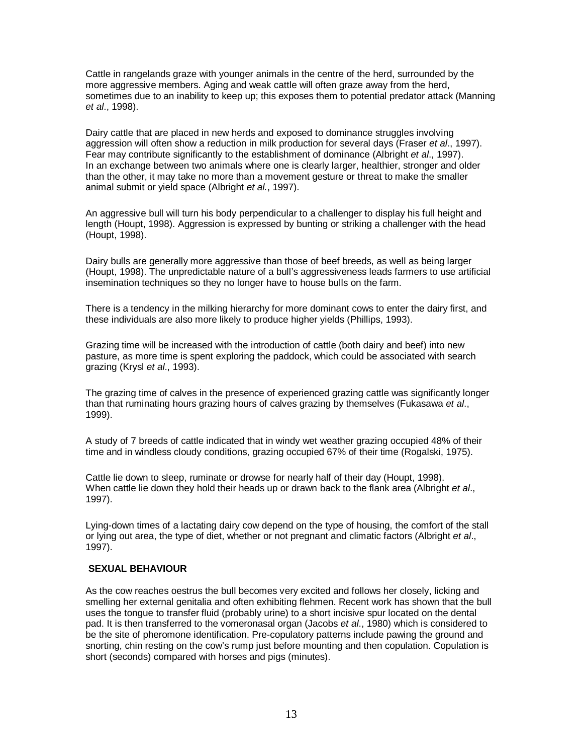Cattle in rangelands graze with younger animals in the centre of the herd, surrounded by the more aggressive members. Aging and weak cattle will often graze away from the herd, sometimes due to an inability to keep up; this exposes them to potential predator attack (Manning *et al*., 1998).

Dairy cattle that are placed in new herds and exposed to dominance struggles involving aggression will often show a reduction in milk production for several days (Fraser *et al*., 1997). Fear may contribute significantly to the establishment of dominance (Albright *et al*., 1997). In an exchange between two animals where one is clearly larger, healthier, stronger and older than the other, it may take no more than a movement gesture or threat to make the smaller animal submit or yield space (Albright *et al.*, 1997).

An aggressive bull will turn his body perpendicular to a challenger to display his full height and length (Houpt, 1998). Aggression is expressed by bunting or striking a challenger with the head (Houpt, 1998).

Dairy bulls are generally more aggressive than those of beef breeds, as well as being larger (Houpt, 1998). The unpredictable nature of a bull's aggressiveness leads farmers to use artificial insemination techniques so they no longer have to house bulls on the farm.

There is a tendency in the milking hierarchy for more dominant cows to enter the dairy first, and these individuals are also more likely to produce higher yields (Phillips, 1993).

Grazing time will be increased with the introduction of cattle (both dairy and beef) into new pasture, as more time is spent exploring the paddock, which could be associated with search grazing (Krysl *et al*., 1993).

The grazing time of calves in the presence of experienced grazing cattle was significantly longer than that ruminating hours grazing hours of calves grazing by themselves (Fukasawa *et al*., 1999).

A study of 7 breeds of cattle indicated that in windy wet weather grazing occupied 48% of their time and in windless cloudy conditions, grazing occupied 67% of their time (Rogalski, 1975).

Cattle lie down to sleep, ruminate or drowse for nearly half of their day (Houpt, 1998). When cattle lie down they hold their heads up or drawn back to the flank area (Albright *et al*., 1997).

Lying-down times of a lactating dairy cow depend on the type of housing, the comfort of the stall or lying out area, the type of diet, whether or not pregnant and climatic factors (Albright *et al*., 1997).

## SEXUAL BEHAVIOUR

As the cow reaches oestrus the bull becomes very excited and follows her closely, licking and smelling her external genitalia and often exhibiting flehmen. Recent work has shown that the bull uses the tongue to transfer fluid (probably urine) to a short incisive spur located on the dental pad. It is then transferred to the vomeronasal organ (Jacobs *et al*., 1980) which is considered to be the site of pheromone identification. Pre-copulatory patterns include pawing the ground and snorting, chin resting on the cow's rump just before mounting and then copulation. Copulation is short (seconds) compared with horses and pigs (minutes).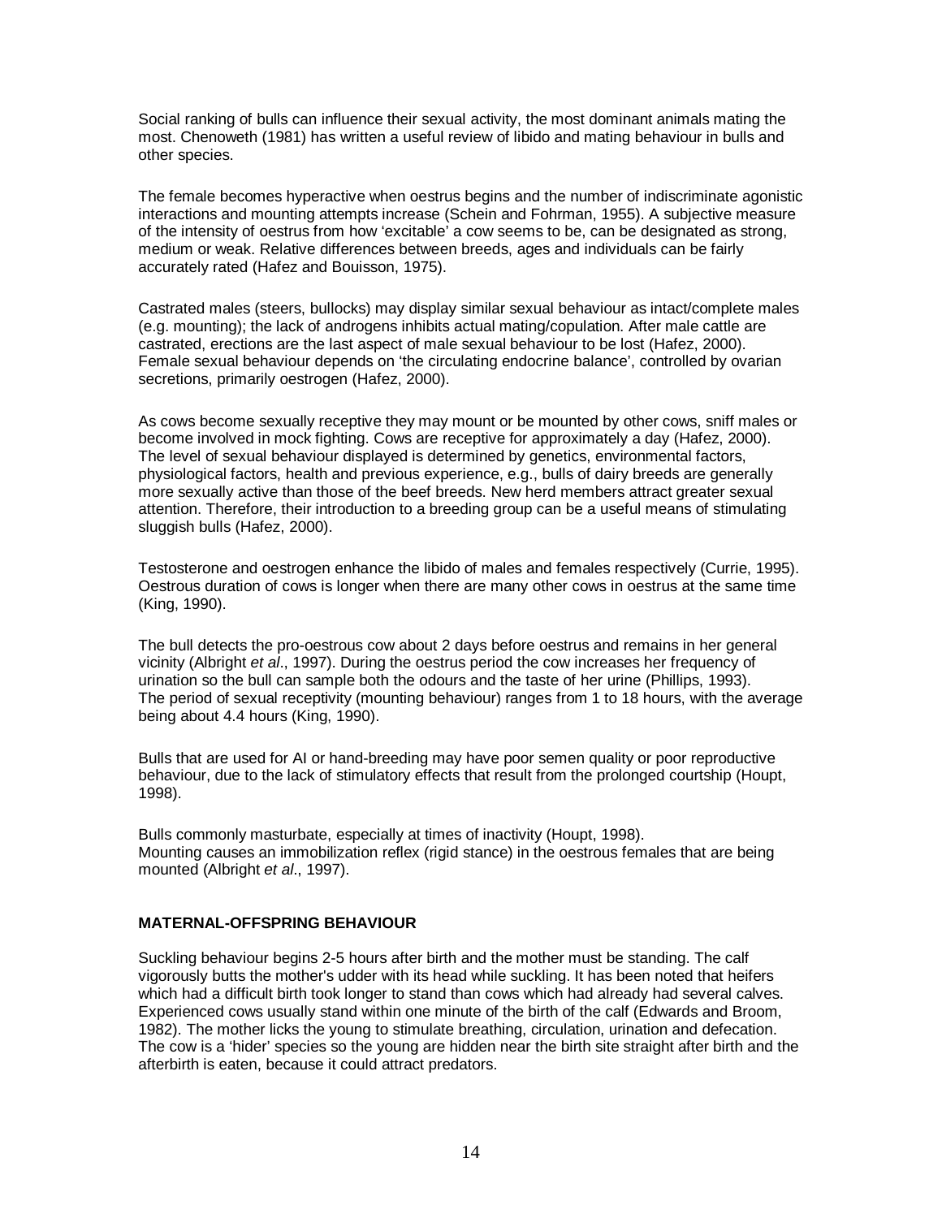Social ranking of bulls can influence their sexual activity, the most dominant animals mating the most. Chenoweth (1981) has written a useful review of libido and mating behaviour in bulls and other species.

The female becomes hyperactive when oestrus begins and the number of indiscriminate agonistic interactions and mounting attempts increase (Schein and Fohrman, 1955). A subjective measure of the intensity of oestrus from how 'excitable' a cow seems to be, can be designated as strong, medium or weak. Relative differences between breeds, ages and individuals can be fairly accurately rated (Hafez and Bouisson, 1975).

Castrated males (steers, bullocks) may display similar sexual behaviour as intact/complete males (e.g. mounting); the lack of androgens inhibits actual mating/copulation. After male cattle are castrated, erections are the last aspect of male sexual behaviour to be lost (Hafez, 2000). Female sexual behaviour depends on 'the circulating endocrine balance', controlled by ovarian secretions, primarily oestrogen (Hafez, 2000).

As cows become sexually receptive they may mount or be mounted by other cows, sniff males or become involved in mock fighting. Cows are receptive for approximately a day (Hafez, 2000). The level of sexual behaviour displayed is determined by genetics, environmental factors, physiological factors, health and previous experience, e.g., bulls of dairy breeds are generally more sexually active than those of the beef breeds. New herd members attract greater sexual attention. Therefore, their introduction to a breeding group can be a useful means of stimulating sluggish bulls (Hafez, 2000).

Testosterone and oestrogen enhance the libido of males and females respectively (Currie, 1995). Oestrous duration of cows is longer when there are many other cows in oestrus at the same time (King, 1990).

The bull detects the pro-oestrous cow about 2 days before oestrus and remains in her general vicinity (Albright *et al*., 1997). During the oestrus period the cow increases her frequency of urination so the bull can sample both the odours and the taste of her urine (Phillips, 1993). The period of sexual receptivity (mounting behaviour) ranges from 1 to 18 hours, with the average being about 4.4 hours (King, 1990).

Bulls that are used for AI or hand-breeding may have poor semen quality or poor reproductive behaviour, due to the lack of stimulatory effects that result from the prolonged courtship (Houpt, 1998).

Bulls commonly masturbate, especially at times of inactivity (Houpt, 1998).
Mounting causes an immobilization reflex (rigid stance) in the oestrous females that are being mounted (Albright *et al*., 1997).

## MATERNAL-OFFSPRING BEHAVIOUR

Suckling behaviour begins 2-5 hours after birth and the mother must be standing. The calf vigorously butts the mother's udder with its head while suckling. It has been noted that heifers which had a difficult birth took longer to stand than cows which had already had several calves. Experienced cows usually stand within one minute of the birth of the calf (Edwards and Broom, 1982). The mother licks the young to stimulate breathing, circulation, urination and defecation. The cow is a 'hider' species so the young are hidden near the birth site straight after birth and the afterbirth is eaten, because it could attract predators.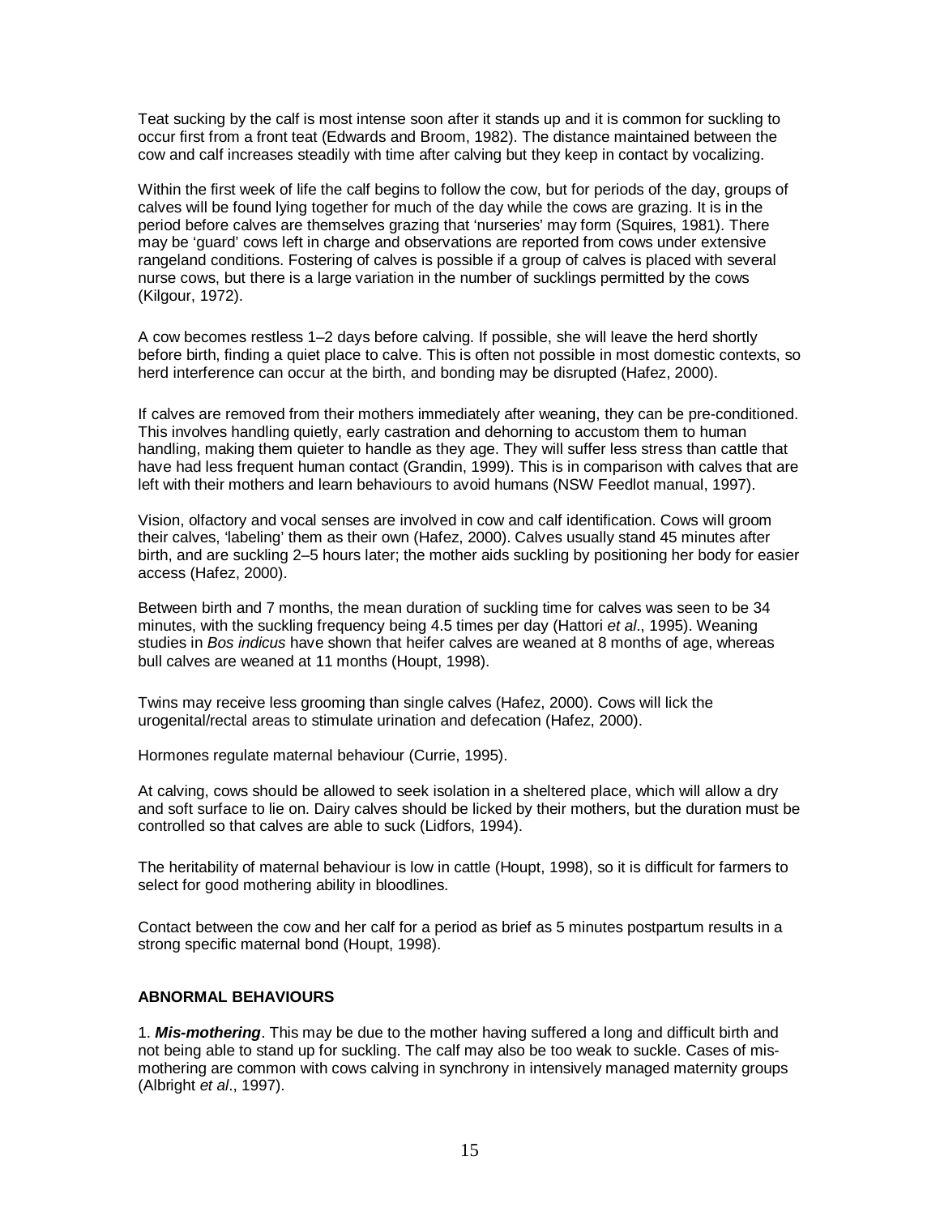Teat sucking by the calf is most intense soon after it stands up and it is common for suckling to occur first from a front teat (Edwards and Broom, 1982). The distance maintained between the cow and calf increases steadily with time after calving but they keep in contact by vocalizing.

Within the first week of life the calf begins to follow the cow, but for periods of the day, groups of calves will be found lying together for much of the day while the cows are grazing. It is in the period before calves are themselves grazing that 'nurseries' may form (Squires, 1981). There may be 'guard' cows left in charge and observations are reported from cows under extensive rangeland conditions. Fostering of calves is possible if a group of calves is placed with several nurse cows, but there is a large variation in the number of sucklings permitted by the cows (Kilgour, 1972).

A cow becomes restless 1–2 days before calving. If possible, she will leave the herd shortly before birth, finding a quiet place to calve. This is often not possible in most domestic contexts, so herd interference can occur at the birth, and bonding may be disrupted (Hafez, 2000).

If calves are removed from their mothers immediately after weaning, they can be pre-conditioned. This involves handling quietly, early castration and dehorning to accustom them to human handling, making them quieter to handle as they age. They will suffer less stress than cattle that have had less frequent human contact (Grandin, 1999). This is in comparison with calves that are left with their mothers and learn behaviours to avoid humans (NSW Feedlot manual, 1997).

Vision, olfactory and vocal senses are involved in cow and calf identification. Cows will groom their calves, 'labeling' them as their own (Hafez, 2000). Calves usually stand 45 minutes after birth, and are suckling 2–5 hours later; the mother aids suckling by positioning her body for easier access (Hafez, 2000).

Between birth and 7 months, the mean duration of suckling time for calves was seen to be 34 minutes, with the suckling frequency being 4.5 times per day (Hattori *et al*., 1995). Weaning studies in *Bos indicus* have shown that heifer calves are weaned at 8 months of age, whereas bull calves are weaned at 11 months (Houpt, 1998).

Twins may receive less grooming than single calves (Hafez, 2000). Cows will lick the urogenital/rectal areas to stimulate urination and defecation (Hafez, 2000).

Hormones regulate maternal behaviour (Currie, 1995).

At calving, cows should be allowed to seek isolation in a sheltered place, which will allow a dry and soft surface to lie on. Dairy calves should be licked by their mothers, but the duration must be controlled so that calves are able to suck (Lidfors, 1994).

The heritability of maternal behaviour is low in cattle (Houpt, 1998), so it is difficult for farmers to select for good mothering ability in bloodlines.

Contact between the cow and her calf for a period as brief as 5 minutes postpartum results in a strong specific maternal bond (Houpt, 1998).

**ABNORMAL BEHAVIOURS**

1. ***Mis-mothering***. This may be due to the mother having suffered a long and difficult birth and not being able to stand up for suckling. The calf may also be too weak to suckle. Cases of mis-mothering are common with cows calving in synchrony in intensively managed maternity groups (Albright *et al*., 1997).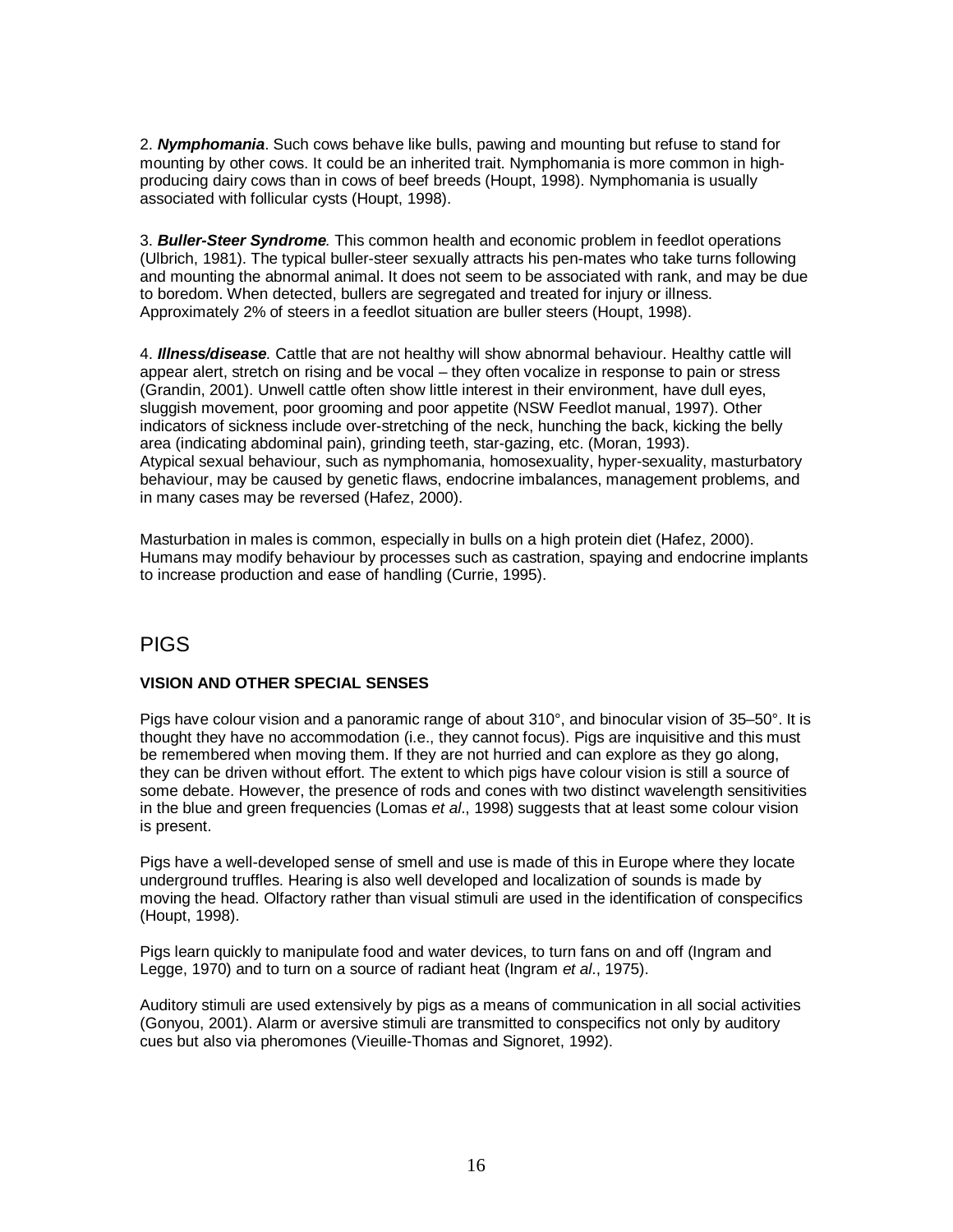2. ***Nymphomania***. Such cows behave like bulls, pawing and mounting but refuse to stand for mounting by other cows. It could be an inherited trait. Nymphomania is more common in high-producing dairy cows than in cows of beef breeds (Houpt, 1998). Nymphomania is usually associated with follicular cysts (Houpt, 1998).

3. ***Buller-Steer Syndrome***. This common health and economic problem in feedlot operations (Ulbrich, 1981). The typical buller-steer sexually attracts his pen-mates who take turns following and mounting the abnormal animal. It does not seem to be associated with rank, and may be due to boredom. When detected, bullers are segregated and treated for injury or illness. Approximately 2% of steers in a feedlot situation are buller steers (Houpt, 1998).

4. ***Illness/disease***. Cattle that are not healthy will show abnormal behaviour. Healthy cattle will appear alert, stretch on rising and be vocal – they often vocalize in response to pain or stress (Grandin, 2001). Unwell cattle often show little interest in their environment, have dull eyes, sluggish movement, poor grooming and poor appetite (NSW Feedlot manual, 1997). Other indicators of sickness include over-stretching of the neck, hunching the back, kicking the belly area (indicating abdominal pain), grinding teeth, star-gazing, etc. (Moran, 1993).
Atypical sexual behaviour, such as nymphomania, homosexuality, hyper-sexuality, masturbatory behaviour, may be caused by genetic flaws, endocrine imbalances, management problems, and in many cases may be reversed (Hafez, 2000).

Masturbation in males is common, especially in bulls on a high protein diet (Hafez, 2000). Humans may modify behaviour by processes such as castration, spaying and endocrine implants to increase production and ease of handling (Currie, 1995).

# PIGS

### VISION AND OTHER SPECIAL SENSES

Pigs have colour vision and a panoramic range of about 310°, and binocular vision of 35–50°. It is thought they have no accommodation (i.e., they cannot focus). Pigs are inquisitive and this must be remembered when moving them. If they are not hurried and can explore as they go along, they can be driven without effort. The extent to which pigs have colour vision is still a source of some debate. However, the presence of rods and cones with two distinct wavelength sensitivities in the blue and green frequencies (Lomas *et al*., 1998) suggests that at least some colour vision is present.

Pigs have a well-developed sense of smell and use is made of this in Europe where they locate underground truffles. Hearing is also well developed and localization of sounds is made by moving the head. Olfactory rather than visual stimuli are used in the identification of conspecifics (Houpt, 1998).

Pigs learn quickly to manipulate food and water devices, to turn fans on and off (Ingram and Legge, 1970) and to turn on a source of radiant heat (Ingram *et al*., 1975).

Auditory stimuli are used extensively by pigs as a means of communication in all social activities (Gonyou, 2001). Alarm or aversive stimuli are transmitted to conspecifics not only by auditory cues but also via pheromones (Vieuille-Thomas and Signoret, 1992).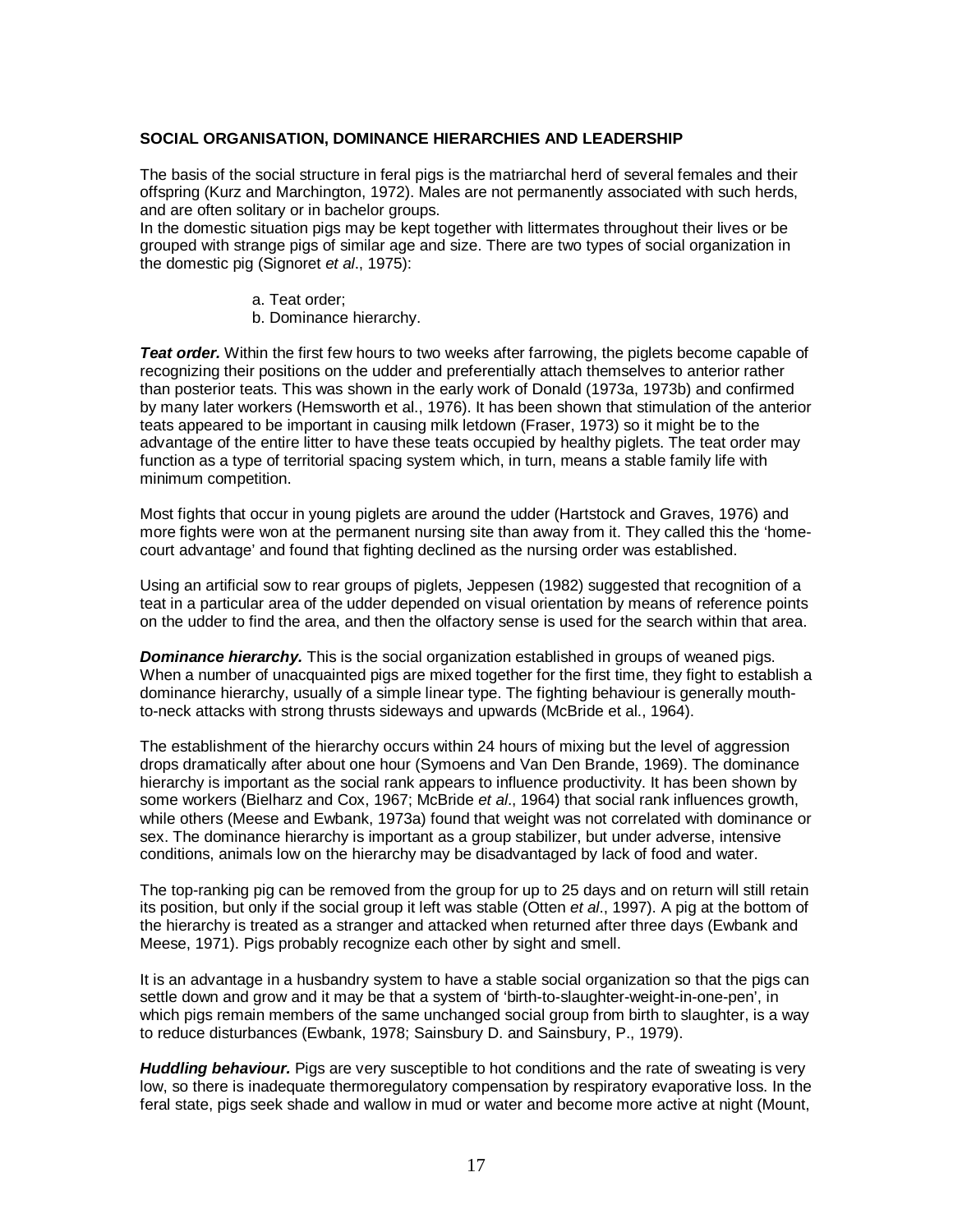**SOCIAL ORGANISATION, DOMINANCE HIERARCHIES AND LEADERSHIP**

The basis of the social structure in feral pigs is the matriarchal herd of several females and their offspring (Kurz and Marchington, 1972). Males are not permanently associated with such herds, and are often solitary or in bachelor groups.
In the domestic situation pigs may be kept together with littermates throughout their lives or be grouped with strange pigs of similar age and size. There are two types of social organization in the domestic pig (Signoret *et al*., 1975):

a. Teat order;
b. Dominance hierarchy.

***Teat order.*** Within the first few hours to two weeks after farrowing, the piglets become capable of recognizing their positions on the udder and preferentially attach themselves to anterior rather than posterior teats. This was shown in the early work of Donald (1973a, 1973b) and confirmed by many later workers (Hemsworth et al., 1976). It has been shown that stimulation of the anterior teats appeared to be important in causing milk letdown (Fraser, 1973) so it might be to the advantage of the entire litter to have these teats occupied by healthy piglets. The teat order may function as a type of territorial spacing system which, in turn, means a stable family life with minimum competition.

Most fights that occur in young piglets are around the udder (Hartstock and Graves, 1976) and more fights were won at the permanent nursing site than away from it. They called this the 'home-court advantage' and found that fighting declined as the nursing order was established.

Using an artificial sow to rear groups of piglets, Jeppesen (1982) suggested that recognition of a teat in a particular area of the udder depended on visual orientation by means of reference points on the udder to find the area, and then the olfactory sense is used for the search within that area.

***Dominance hierarchy.*** This is the social organization established in groups of weaned pigs. When a number of unacquainted pigs are mixed together for the first time, they fight to establish a dominance hierarchy, usually of a simple linear type. The fighting behaviour is generally mouth-to-neck attacks with strong thrusts sideways and upwards (McBride et al., 1964).

The establishment of the hierarchy occurs within 24 hours of mixing but the level of aggression drops dramatically after about one hour (Symoens and Van Den Brande, 1969). The dominance hierarchy is important as the social rank appears to influence productivity. It has been shown by some workers (Bielharz and Cox, 1967; McBride *et al*., 1964) that social rank influences growth, while others (Meese and Ewbank, 1973a) found that weight was not correlated with dominance or sex. The dominance hierarchy is important as a group stabilizer, but under adverse, intensive conditions, animals low on the hierarchy may be disadvantaged by lack of food and water.

The top-ranking pig can be removed from the group for up to 25 days and on return will still retain its position, but only if the social group it left was stable (Otten *et al*., 1997). A pig at the bottom of the hierarchy is treated as a stranger and attacked when returned after three days (Ewbank and Meese, 1971). Pigs probably recognize each other by sight and smell.

It is an advantage in a husbandry system to have a stable social organization so that the pigs can settle down and grow and it may be that a system of 'birth-to-slaughter-weight-in-one-pen', in which pigs remain members of the same unchanged social group from birth to slaughter, is a way to reduce disturbances (Ewbank, 1978; Sainsbury D. and Sainsbury, P., 1979).

***Huddling behaviour.*** Pigs are very susceptible to hot conditions and the rate of sweating is very low, so there is inadequate thermoregulatory compensation by respiratory evaporative loss. In the feral state, pigs seek shade and wallow in mud or water and become more active at night (Mount,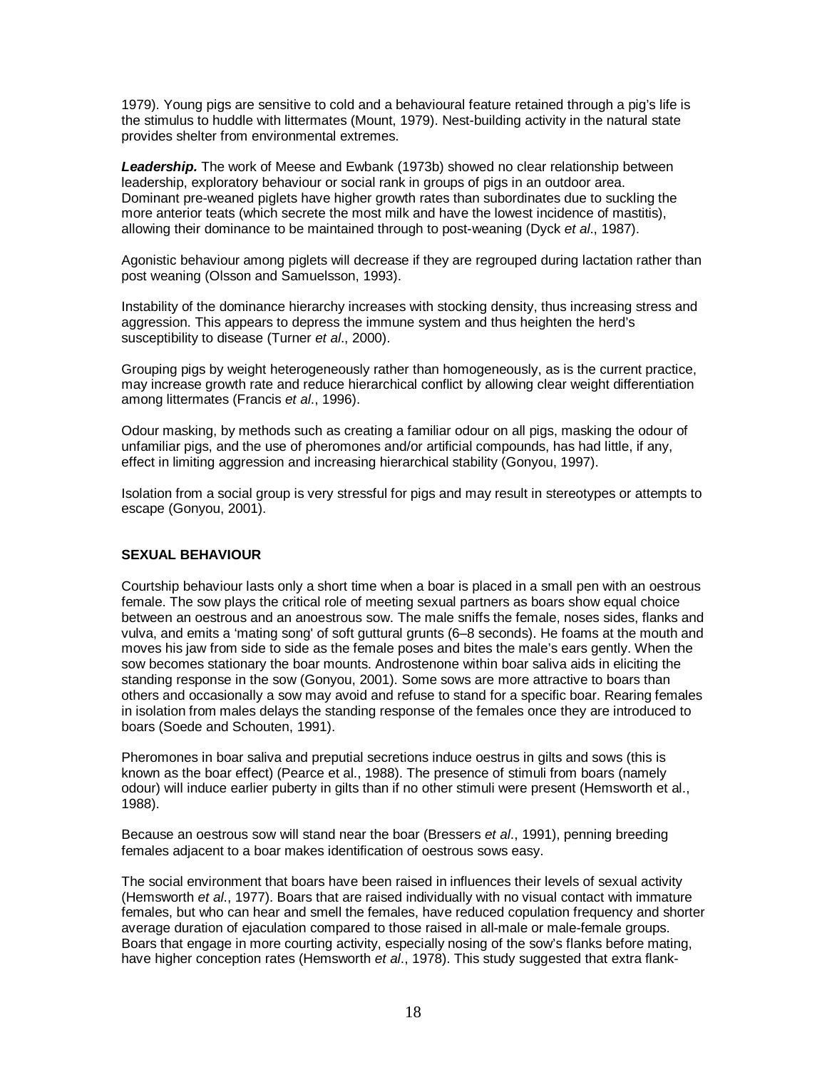1979). Young pigs are sensitive to cold and a behavioural feature retained through a pig's life is the stimulus to huddle with littermates (Mount, 1979). Nest-building activity in the natural state provides shelter from environmental extremes.

***Leadership.*** The work of Meese and Ewbank (1973b) showed no clear relationship between leadership, exploratory behaviour or social rank in groups of pigs in an outdoor area. Dominant pre-weaned piglets have higher growth rates than subordinates due to suckling the more anterior teats (which secrete the most milk and have the lowest incidence of mastitis), allowing their dominance to be maintained through to post-weaning (Dyck *et al*., 1987).

Agonistic behaviour among piglets will decrease if they are regrouped during lactation rather than post weaning (Olsson and Samuelsson, 1993).

Instability of the dominance hierarchy increases with stocking density, thus increasing stress and aggression. This appears to depress the immune system and thus heighten the herd's susceptibility to disease (Turner *et al*., 2000).

Grouping pigs by weight heterogeneously rather than homogeneously, as is the current practice, may increase growth rate and reduce hierarchical conflict by allowing clear weight differentiation among littermates (Francis *et al*., 1996).

Odour masking, by methods such as creating a familiar odour on all pigs, masking the odour of unfamiliar pigs, and the use of pheromones and/or artificial compounds, has had little, if any, effect in limiting aggression and increasing hierarchical stability (Gonyou, 1997).

Isolation from a social group is very stressful for pigs and may result in stereotypes or attempts to escape (Gonyou, 2001).

## SEXUAL BEHAVIOUR

Courtship behaviour lasts only a short time when a boar is placed in a small pen with an oestrous female. The sow plays the critical role of meeting sexual partners as boars show equal choice between an oestrous and an anoestrous sow. The male sniffs the female, noses sides, flanks and vulva, and emits a 'mating song' of soft guttural grunts (6–8 seconds). He foams at the mouth and moves his jaw from side to side as the female poses and bites the male's ears gently. When the sow becomes stationary the boar mounts. Androstenone within boar saliva aids in eliciting the standing response in the sow (Gonyou, 2001). Some sows are more attractive to boars than others and occasionally a sow may avoid and refuse to stand for a specific boar. Rearing females in isolation from males delays the standing response of the females once they are introduced to boars (Soede and Schouten, 1991).

Pheromones in boar saliva and preputial secretions induce oestrus in gilts and sows (this is known as the boar effect) (Pearce et al., 1988). The presence of stimuli from boars (namely odour) will induce earlier puberty in gilts than if no other stimuli were present (Hemsworth et al., 1988).

Because an oestrous sow will stand near the boar (Bressers *et al*., 1991), penning breeding females adjacent to a boar makes identification of oestrous sows easy.

The social environment that boars have been raised in influences their levels of sexual activity (Hemsworth *et al*., 1977). Boars that are raised individually with no visual contact with immature females, but who can hear and smell the females, have reduced copulation frequency and shorter average duration of ejaculation compared to those raised in all-male or male-female groups. Boars that engage in more courting activity, especially nosing of the sow's flanks before mating, have higher conception rates (Hemsworth *et al*., 1978). This study suggested that extra flank-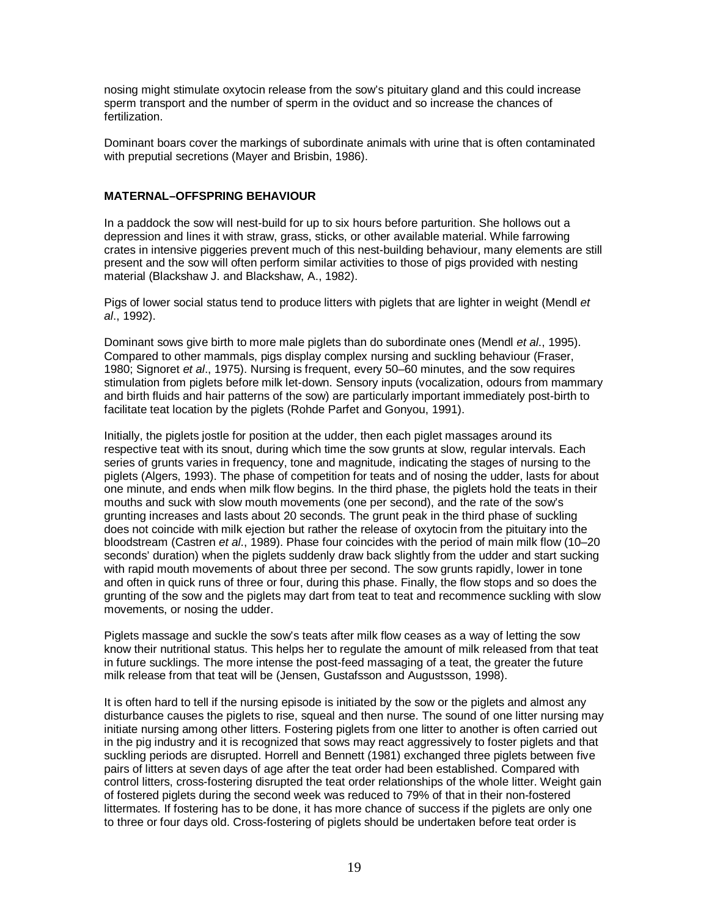nosing might stimulate oxytocin release from the sow's pituitary gland and this could increase sperm transport and the number of sperm in the oviduct and so increase the chances of fertilization.

Dominant boars cover the markings of subordinate animals with urine that is often contaminated with preputial secretions (Mayer and Brisbin, 1986).

## MATERNAL–OFFSPRING BEHAVIOUR

In a paddock the sow will nest-build for up to six hours before parturition. She hollows out a depression and lines it with straw, grass, sticks, or other available material. While farrowing crates in intensive piggeries prevent much of this nest-building behaviour, many elements are still present and the sow will often perform similar activities to those of pigs provided with nesting material (Blackshaw J. and Blackshaw, A., 1982).

Pigs of lower social status tend to produce litters with piglets that are lighter in weight (Mendl *et al*., 1992).

Dominant sows give birth to more male piglets than do subordinate ones (Mendl *et al*., 1995). Compared to other mammals, pigs display complex nursing and suckling behaviour (Fraser, 1980; Signoret *et al*., 1975). Nursing is frequent, every 50–60 minutes, and the sow requires stimulation from piglets before milk let-down. Sensory inputs (vocalization, odours from mammary and birth fluids and hair patterns of the sow) are particularly important immediately post-birth to facilitate teat location by the piglets (Rohde Parfet and Gonyou, 1991).

Initially, the piglets jostle for position at the udder, then each piglet massages around its respective teat with its snout, during which time the sow grunts at slow, regular intervals. Each series of grunts varies in frequency, tone and magnitude, indicating the stages of nursing to the piglets (Algers, 1993). The phase of competition for teats and of nosing the udder, lasts for about one minute, and ends when milk flow begins. In the third phase, the piglets hold the teats in their mouths and suck with slow mouth movements (one per second), and the rate of the sow's grunting increases and lasts about 20 seconds. The grunt peak in the third phase of suckling does not coincide with milk ejection but rather the release of oxytocin from the pituitary into the bloodstream (Castren *et al*., 1989). Phase four coincides with the period of main milk flow (10–20 seconds' duration) when the piglets suddenly draw back slightly from the udder and start sucking with rapid mouth movements of about three per second. The sow grunts rapidly, lower in tone and often in quick runs of three or four, during this phase. Finally, the flow stops and so does the grunting of the sow and the piglets may dart from teat to teat and recommence suckling with slow movements, or nosing the udder.

Piglets massage and suckle the sow's teats after milk flow ceases as a way of letting the sow know their nutritional status. This helps her to regulate the amount of milk released from that teat in future sucklings. The more intense the post-feed massaging of a teat, the greater the future milk release from that teat will be (Jensen, Gustafsson and Augustsson, 1998).

It is often hard to tell if the nursing episode is initiated by the sow or the piglets and almost any disturbance causes the piglets to rise, squeal and then nurse. The sound of one litter nursing may initiate nursing among other litters. Fostering piglets from one litter to another is often carried out in the pig industry and it is recognized that sows may react aggressively to foster piglets and that suckling periods are disrupted. Horrell and Bennett (1981) exchanged three piglets between five pairs of litters at seven days of age after the teat order had been established. Compared with control litters, cross-fostering disrupted the teat order relationships of the whole litter. Weight gain of fostered piglets during the second week was reduced to 79% of that in their non-fostered littermates. If fostering has to be done, it has more chance of success if the piglets are only one to three or four days old. Cross-fostering of piglets should be undertaken before teat order is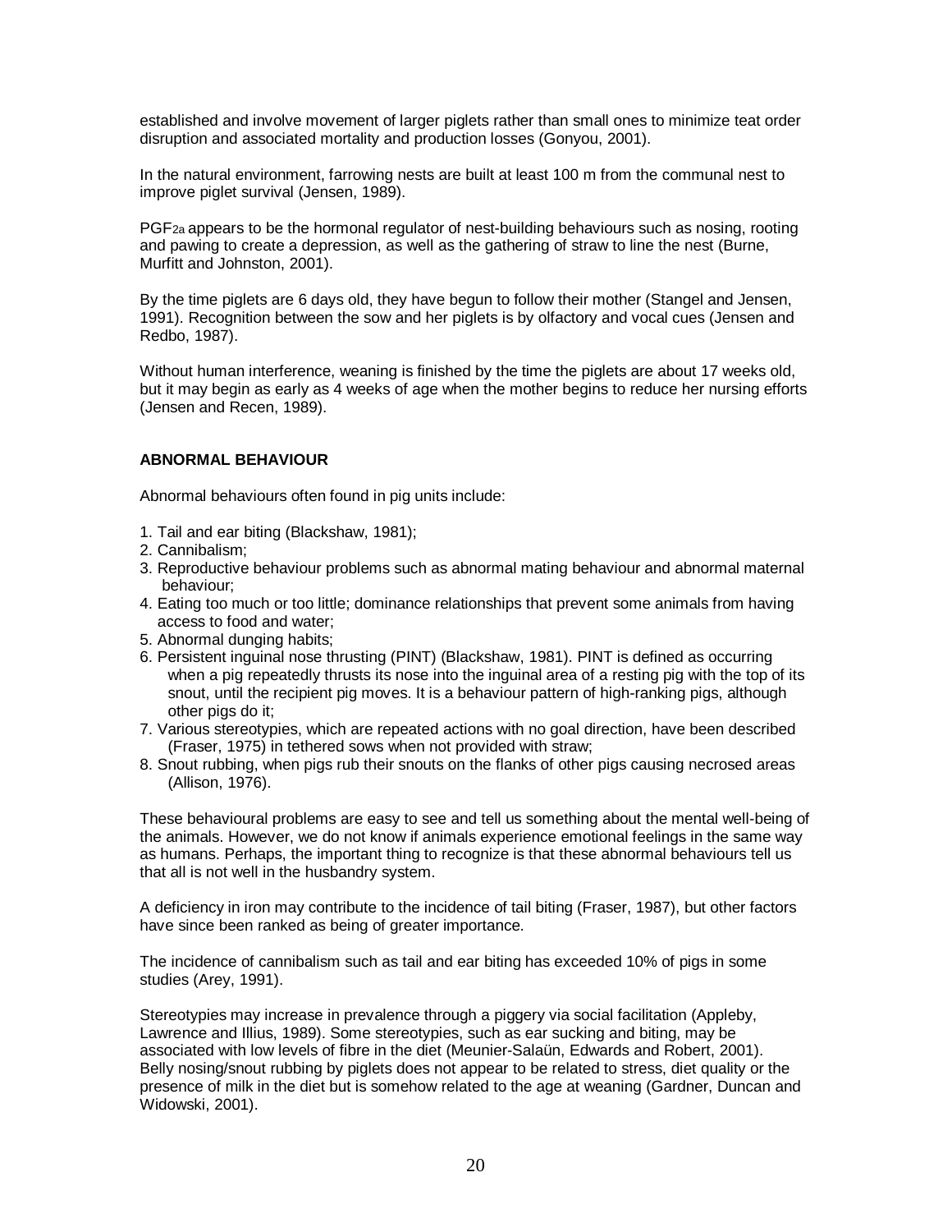established and involve movement of larger piglets rather than small ones to minimize teat order disruption and associated mortality and production losses (Gonyou, 2001).

In the natural environment, farrowing nests are built at least 100 m from the communal nest to improve piglet survival (Jensen, 1989).

$PGF_{2a}$ appears to be the hormonal regulator of nest-building behaviours such as nosing, rooting and pawing to create a depression, as well as the gathering of straw to line the nest (Burne, Murfitt and Johnston, 2001).

By the time piglets are 6 days old, they have begun to follow their mother (Stangel and Jensen, 1991). Recognition between the sow and her piglets is by olfactory and vocal cues (Jensen and Redbo, 1987).

Without human interference, weaning is finished by the time the piglets are about 17 weeks old, but it may begin as early as 4 weeks of age when the mother begins to reduce her nursing efforts (Jensen and Recen, 1989).

## ABNORMAL BEHAVIOUR

Abnormal behaviours often found in pig units include:

1. Tail and ear biting (Blackshaw, 1981);
2. Cannibalism;
3. Reproductive behaviour problems such as abnormal mating behaviour and abnormal maternal behaviour;
4. Eating too much or too little; dominance relationships that prevent some animals from having access to food and water;
5. Abnormal dunging habits;
6. Persistent inguinal nose thrusting (PINT) (Blackshaw, 1981). PINT is defined as occurring when a pig repeatedly thrusts its nose into the inguinal area of a resting pig with the top of its snout, until the recipient pig moves. It is a behaviour pattern of high-ranking pigs, although other pigs do it;
7. Various stereotypies, which are repeated actions with no goal direction, have been described (Fraser, 1975) in tethered sows when not provided with straw;
8. Snout rubbing, when pigs rub their snouts on the flanks of other pigs causing necrosed areas (Allison, 1976).

These behavioural problems are easy to see and tell us something about the mental well-being of the animals. However, we do not know if animals experience emotional feelings in the same way as humans. Perhaps, the important thing to recognize is that these abnormal behaviours tell us that all is not well in the husbandry system.

A deficiency in iron may contribute to the incidence of tail biting (Fraser, 1987), but other factors have since been ranked as being of greater importance.

The incidence of cannibalism such as tail and ear biting has exceeded 10% of pigs in some studies (Arey, 1991).

Stereotypies may increase in prevalence through a piggery via social facilitation (Appleby, Lawrence and Illius, 1989). Some stereotypies, such as ear sucking and biting, may be associated with low levels of fibre in the diet (Meunier-Salaün, Edwards and Robert, 2001). Belly nosing/snout rubbing by piglets does not appear to be related to stress, diet quality or the presence of milk in the diet but is somehow related to the age at weaning (Gardner, Duncan and Widowski, 2001).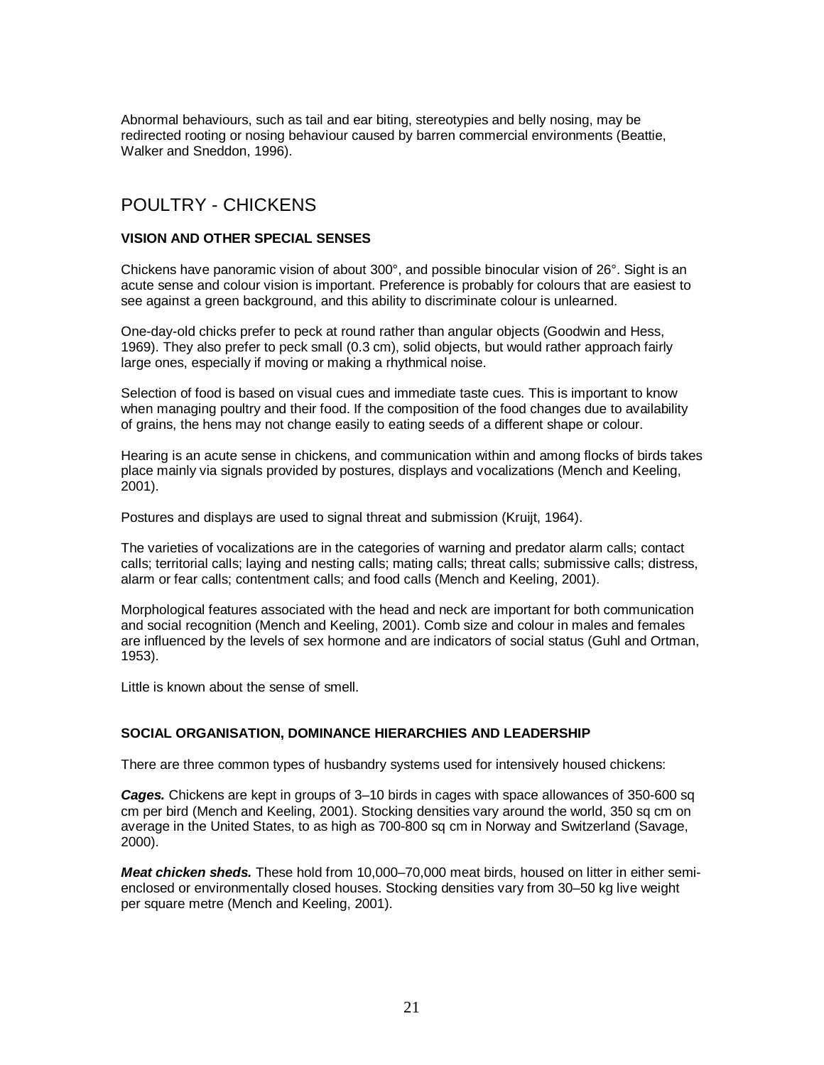Abnormal behaviours, such as tail and ear biting, stereotypies and belly nosing, may be redirected rooting or nosing behaviour caused by barren commercial environments (Beattie, Walker and Sneddon, 1996).

## POULTRY - CHICKENS

### VISION AND OTHER SPECIAL SENSES

Chickens have panoramic vision of about 300°, and possible binocular vision of 26°. Sight is an acute sense and colour vision is important. Preference is probably for colours that are easiest to see against a green background, and this ability to discriminate colour is unlearned.

One-day-old chicks prefer to peck at round rather than angular objects (Goodwin and Hess, 1969). They also prefer to peck small (0.3 cm), solid objects, but would rather approach fairly large ones, especially if moving or making a rhythmical noise.

Selection of food is based on visual cues and immediate taste cues. This is important to know when managing poultry and their food. If the composition of the food changes due to availability of grains, the hens may not change easily to eating seeds of a different shape or colour.

Hearing is an acute sense in chickens, and communication within and among flocks of birds takes place mainly via signals provided by postures, displays and vocalizations (Mench and Keeling, 2001).

Postures and displays are used to signal threat and submission (Kruijt, 1964).

The varieties of vocalizations are in the categories of warning and predator alarm calls; contact calls; territorial calls; laying and nesting calls; mating calls; threat calls; submissive calls; distress, alarm or fear calls; contentment calls; and food calls (Mench and Keeling, 2001).

Morphological features associated with the head and neck are important for both communication and social recognition (Mench and Keeling, 2001). Comb size and colour in males and females are influenced by the levels of sex hormone and are indicators of social status (Guhl and Ortman, 1953).

Little is known about the sense of smell.

### SOCIAL ORGANISATION, DOMINANCE HIERARCHIES AND LEADERSHIP

There are three common types of husbandry systems used for intensively housed chickens:

***Cages.*** Chickens are kept in groups of 3–10 birds in cages with space allowances of 350-600 sq cm per bird (Mench and Keeling, 2001). Stocking densities vary around the world, 350 sq cm on average in the United States, to as high as 700-800 sq cm in Norway and Switzerland (Savage, 2000).

***Meat chicken sheds.*** These hold from 10,000–70,000 meat birds, housed on litter in either semi-enclosed or environmentally closed houses. Stocking densities vary from 30–50 kg live weight per square metre (Mench and Keeling, 2001).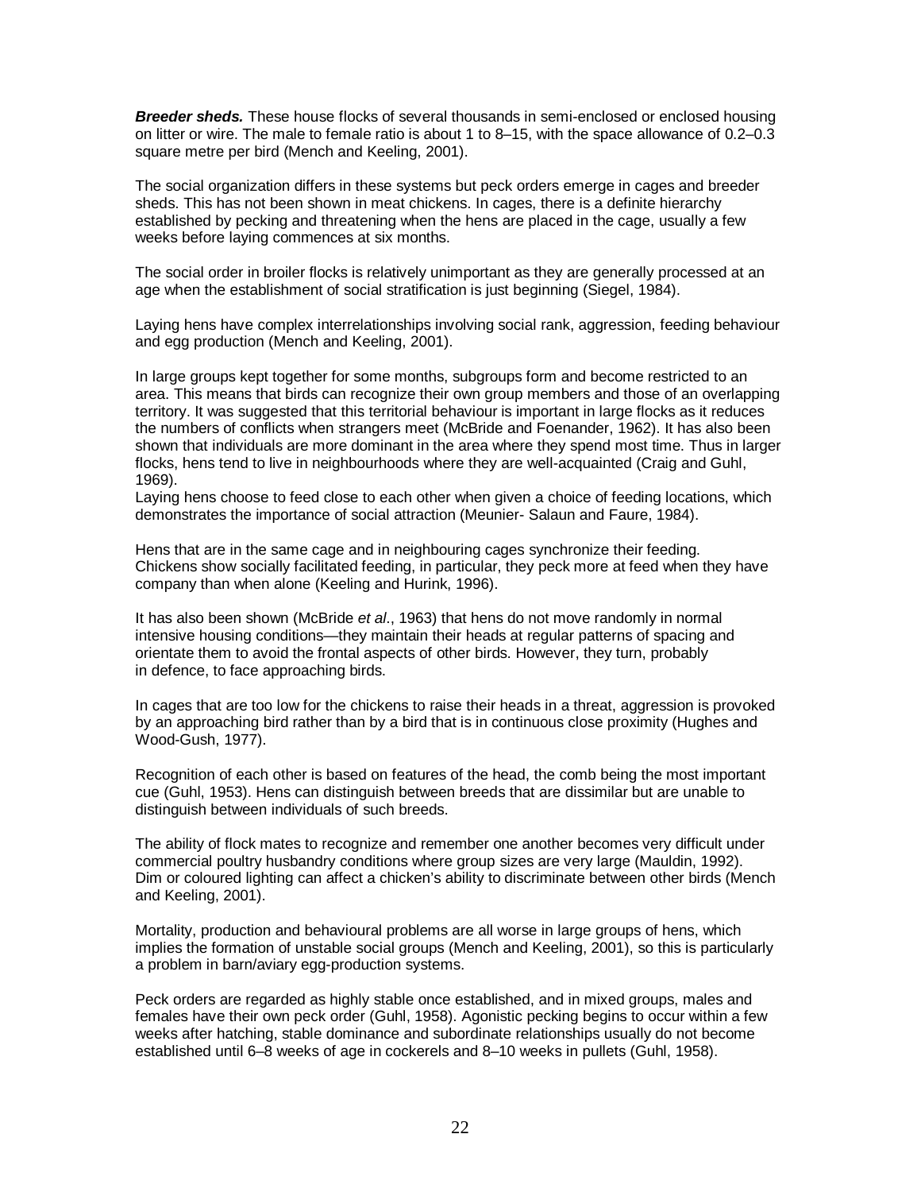***Breeder sheds.*** These house flocks of several thousands in semi-enclosed or enclosed housing on litter or wire. The male to female ratio is about 1 to 8–15, with the space allowance of 0.2–0.3 square metre per bird (Mench and Keeling, 2001).

The social organization differs in these systems but peck orders emerge in cages and breeder sheds. This has not been shown in meat chickens. In cages, there is a definite hierarchy established by pecking and threatening when the hens are placed in the cage, usually a few weeks before laying commences at six months.

The social order in broiler flocks is relatively unimportant as they are generally processed at an age when the establishment of social stratification is just beginning (Siegel, 1984).

Laying hens have complex interrelationships involving social rank, aggression, feeding behaviour and egg production (Mench and Keeling, 2001).

In large groups kept together for some months, subgroups form and become restricted to an area. This means that birds can recognize their own group members and those of an overlapping territory. It was suggested that this territorial behaviour is important in large flocks as it reduces the numbers of conflicts when strangers meet (McBride and Foenander, 1962). It has also been shown that individuals are more dominant in the area where they spend most time. Thus in larger flocks, hens tend to live in neighbourhoods where they are well-acquainted (Craig and Guhl, 1969).
Laying hens choose to feed close to each other when given a choice of feeding locations, which demonstrates the importance of social attraction (Meunier- Salaun and Faure, 1984).

Hens that are in the same cage and in neighbouring cages synchronize their feeding. Chickens show socially facilitated feeding, in particular, they peck more at feed when they have company than when alone (Keeling and Hurink, 1996).

It has also been shown (McBride *et al*., 1963) that hens do not move randomly in normal intensive housing conditions—they maintain their heads at regular patterns of spacing and orientate them to avoid the frontal aspects of other birds. However, they turn, probably in defence, to face approaching birds.

In cages that are too low for the chickens to raise their heads in a threat, aggression is provoked by an approaching bird rather than by a bird that is in continuous close proximity (Hughes and Wood-Gush, 1977).

Recognition of each other is based on features of the head, the comb being the most important cue (Guhl, 1953). Hens can distinguish between breeds that are dissimilar but are unable to distinguish between individuals of such breeds.

The ability of flock mates to recognize and remember one another becomes very difficult under commercial poultry husbandry conditions where group sizes are very large (Mauldin, 1992). Dim or coloured lighting can affect a chicken's ability to discriminate between other birds (Mench and Keeling, 2001).

Mortality, production and behavioural problems are all worse in large groups of hens, which implies the formation of unstable social groups (Mench and Keeling, 2001), so this is particularly a problem in barn/aviary egg-production systems.

Peck orders are regarded as highly stable once established, and in mixed groups, males and females have their own peck order (Guhl, 1958). Agonistic pecking begins to occur within a few weeks after hatching, stable dominance and subordinate relationships usually do not become established until 6–8 weeks of age in cockerels and 8–10 weeks in pullets (Guhl, 1958).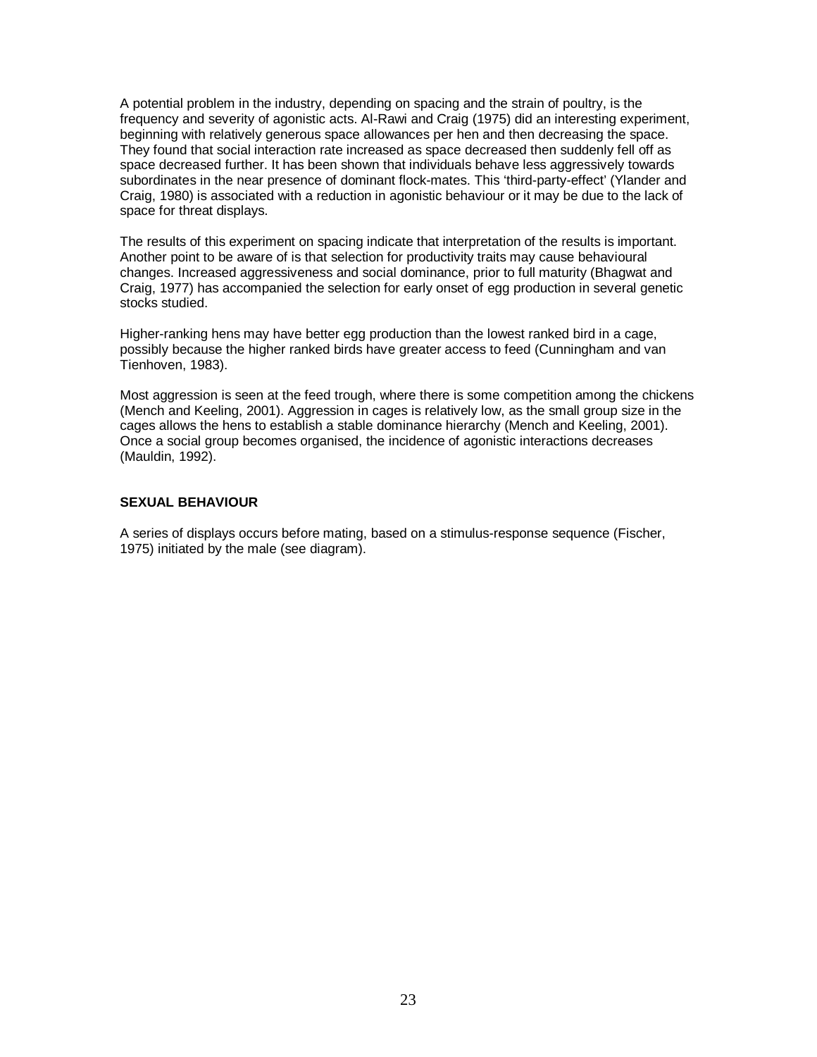A potential problem in the industry, depending on spacing and the strain of poultry, is the frequency and severity of agonistic acts. Al-Rawi and Craig (1975) did an interesting experiment, beginning with relatively generous space allowances per hen and then decreasing the space. They found that social interaction rate increased as space decreased then suddenly fell off as space decreased further. It has been shown that individuals behave less aggressively towards subordinates in the near presence of dominant flock-mates. This 'third-party-effect' (Ylander and Craig, 1980) is associated with a reduction in agonistic behaviour or it may be due to the lack of space for threat displays.

The results of this experiment on spacing indicate that interpretation of the results is important. Another point to be aware of is that selection for productivity traits may cause behavioural changes. Increased aggressiveness and social dominance, prior to full maturity (Bhagwat and Craig, 1977) has accompanied the selection for early onset of egg production in several genetic stocks studied.

Higher-ranking hens may have better egg production than the lowest ranked bird in a cage, possibly because the higher ranked birds have greater access to feed (Cunningham and van Tienhoven, 1983).

Most aggression is seen at the feed trough, where there is some competition among the chickens (Mench and Keeling, 2001). Aggression in cages is relatively low, as the small group size in the cages allows the hens to establish a stable dominance hierarchy (Mench and Keeling, 2001). Once a social group becomes organised, the incidence of agonistic interactions decreases (Mauldin, 1992).

## SEXUAL BEHAVIOUR

A series of displays occurs before mating, based on a stimulus-response sequence (Fischer, 1975) initiated by the male (see diagram).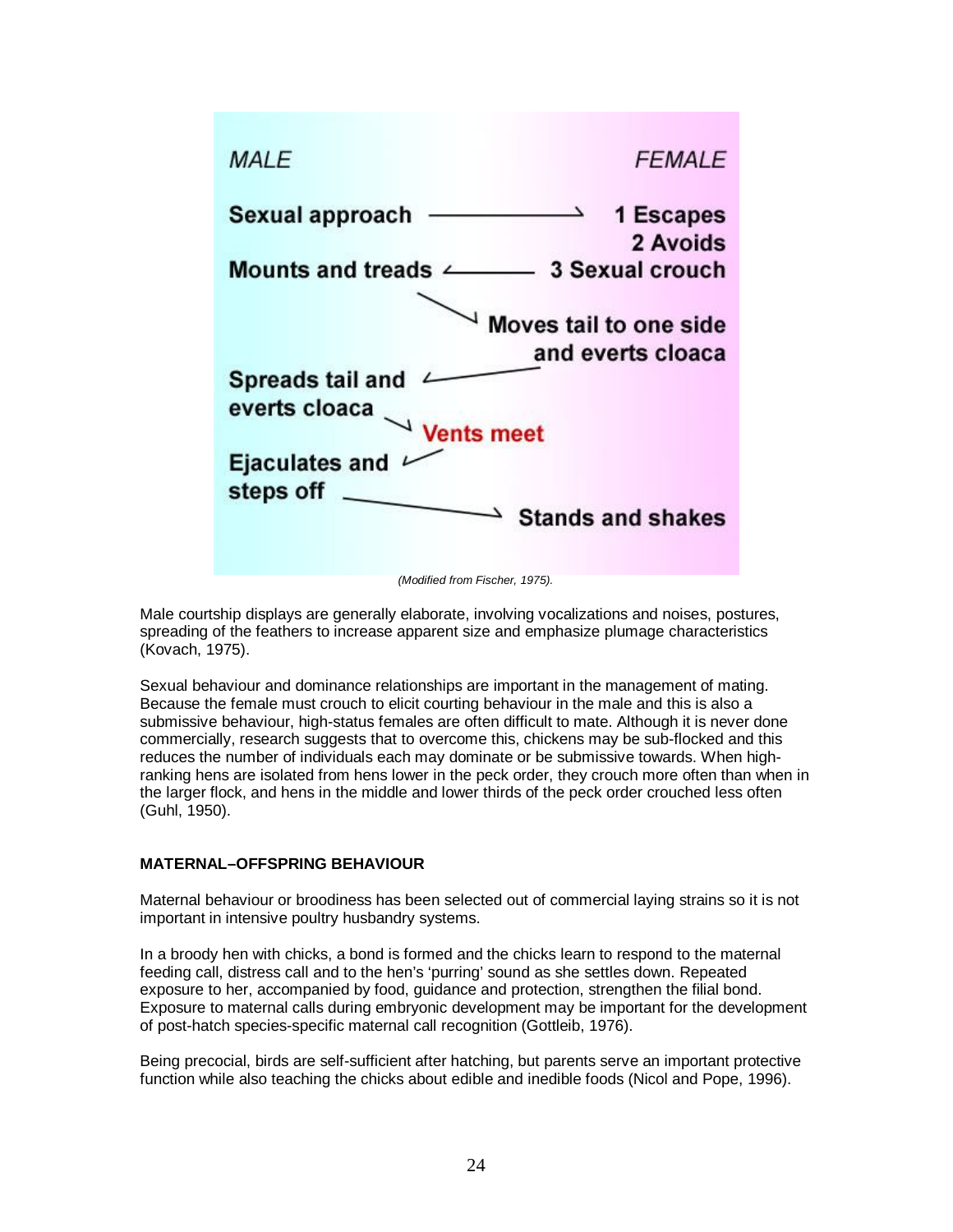| MALE | | FEMALE |
|---|---|---|
| Sexual approach | → | 1 Escapes |
| | | 2 Avoids |
| Mounts and treads | ← | 3 Sexual crouch |
| | ↘ | Moves tail to one side and everts cloaca |
| Spreads tail and everts cloaca | ← | |
| | ↘ Vents meet | |
| Ejaculates and steps off | ↙ | |
| | → | Stands and shakes |

*(Modified from Fischer, 1975).*

Male courtship displays are generally elaborate, involving vocalizations and noises, postures, spreading of the feathers to increase apparent size and emphasize plumage characteristics (Kovach, 1975).

Sexual behaviour and dominance relationships are important in the management of mating. Because the female must crouch to elicit courting behaviour in the male and this is also a submissive behaviour, high-status females are often difficult to mate. Although it is never done commercially, research suggests that to overcome this, chickens may be sub-flocked and this reduces the number of individuals each may dominate or be submissive towards. When high-ranking hens are isolated from hens lower in the peck order, they crouch more often than when in the larger flock, and hens in the middle and lower thirds of the peck order crouched less often (Guhl, 1950).

**MATERNAL–OFFSPRING BEHAVIOUR**

Maternal behaviour or broodiness has been selected out of commercial laying strains so it is not important in intensive poultry husbandry systems.

In a broody hen with chicks, a bond is formed and the chicks learn to respond to the maternal feeding call, distress call and to the hen's 'purring' sound as she settles down. Repeated exposure to her, accompanied by food, guidance and protection, strengthen the filial bond. Exposure to maternal calls during embryonic development may be important for the development of post-hatch species-specific maternal call recognition (Gottleib, 1976).

Being precocial, birds are self-sufficient after hatching, but parents serve an important protective function while also teaching the chicks about edible and inedible foods (Nicol and Pope, 1996).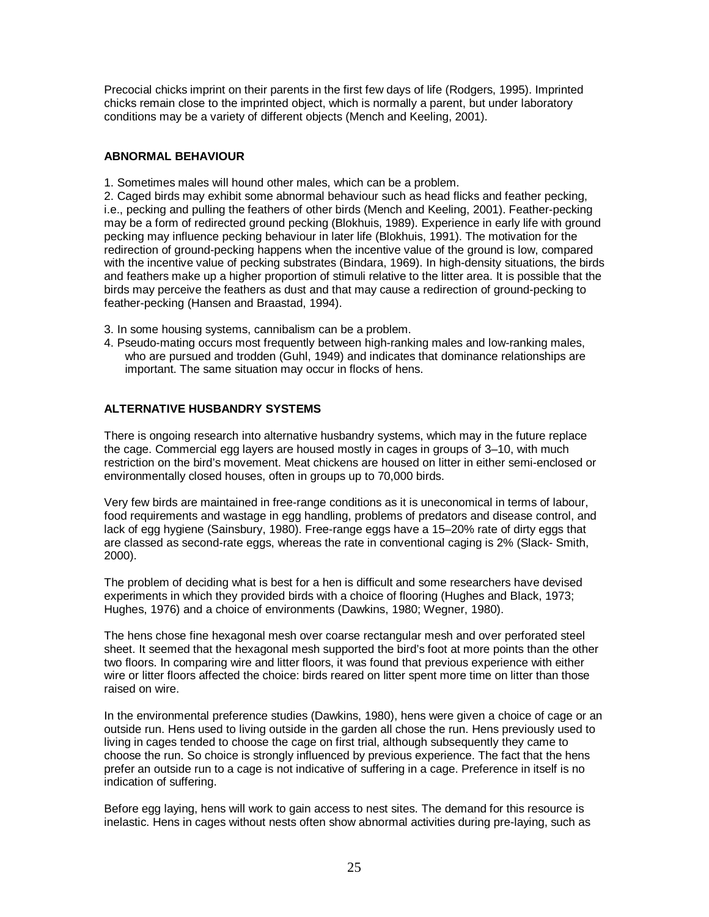Precocial chicks imprint on their parents in the first few days of life (Rodgers, 1995). Imprinted chicks remain close to the imprinted object, which is normally a parent, but under laboratory conditions may be a variety of different objects (Mench and Keeling, 2001).

## ABNORMAL BEHAVIOUR

1. Sometimes males will hound other males, which can be a problem.
2. Caged birds may exhibit some abnormal behaviour such as head flicks and feather pecking, i.e., pecking and pulling the feathers of other birds (Mench and Keeling, 2001). Feather-pecking may be a form of redirected ground pecking (Blokhuis, 1989). Experience in early life with ground pecking may influence pecking behaviour in later life (Blokhuis, 1991). The motivation for the redirection of ground-pecking happens when the incentive value of the ground is low, compared with the incentive value of pecking substrates (Bindara, 1969). In high-density situations, the birds and feathers make up a higher proportion of stimuli relative to the litter area. It is possible that the birds may perceive the feathers as dust and that may cause a redirection of ground-pecking to feather-pecking (Hansen and Braastad, 1994).
3. In some housing systems, cannibalism can be a problem.
4. Pseudo-mating occurs most frequently between high-ranking males and low-ranking males, who are pursued and trodden (Guhl, 1949) and indicates that dominance relationships are important. The same situation may occur in flocks of hens.

## ALTERNATIVE HUSBANDRY SYSTEMS

There is ongoing research into alternative husbandry systems, which may in the future replace the cage. Commercial egg layers are housed mostly in cages in groups of 3–10, with much restriction on the bird's movement. Meat chickens are housed on litter in either semi-enclosed or environmentally closed houses, often in groups up to 70,000 birds.

Very few birds are maintained in free-range conditions as it is uneconomical in terms of labour, food requirements and wastage in egg handling, problems of predators and disease control, and lack of egg hygiene (Sainsbury, 1980). Free-range eggs have a 15–20% rate of dirty eggs that are classed as second-rate eggs, whereas the rate in conventional caging is 2% (Slack- Smith, 2000).

The problem of deciding what is best for a hen is difficult and some researchers have devised experiments in which they provided birds with a choice of flooring (Hughes and Black, 1973; Hughes, 1976) and a choice of environments (Dawkins, 1980; Wegner, 1980).

The hens chose fine hexagonal mesh over coarse rectangular mesh and over perforated steel sheet. It seemed that the hexagonal mesh supported the bird's foot at more points than the other two floors. In comparing wire and litter floors, it was found that previous experience with either wire or litter floors affected the choice: birds reared on litter spent more time on litter than those raised on wire.

In the environmental preference studies (Dawkins, 1980), hens were given a choice of cage or an outside run. Hens used to living outside in the garden all chose the run. Hens previously used to living in cages tended to choose the cage on first trial, although subsequently they came to choose the run. So choice is strongly influenced by previous experience. The fact that the hens prefer an outside run to a cage is not indicative of suffering in a cage. Preference in itself is no indication of suffering.

Before egg laying, hens will work to gain access to nest sites. The demand for this resource is inelastic. Hens in cages without nests often show abnormal activities during pre-laying, such as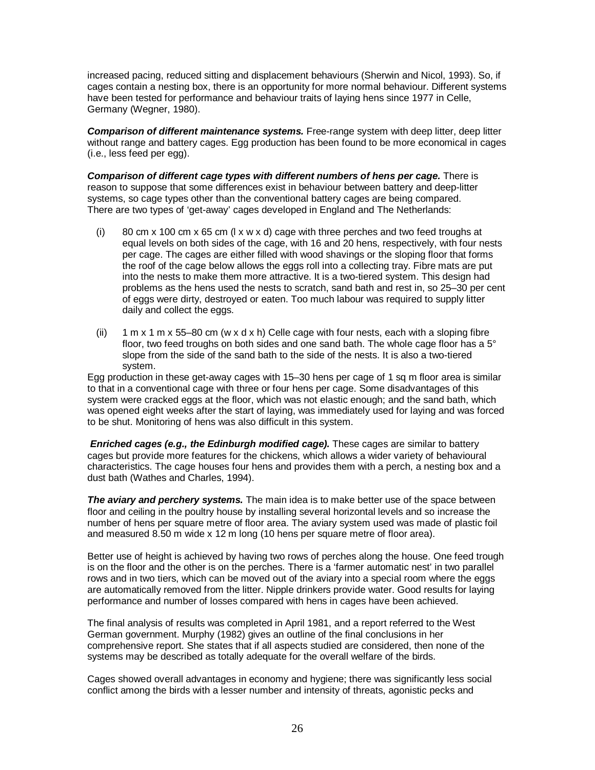increased pacing, reduced sitting and displacement behaviours (Sherwin and Nicol, 1993). So, if cages contain a nesting box, there is an opportunity for more normal behaviour. Different systems have been tested for performance and behaviour traits of laying hens since 1977 in Celle, Germany (Wegner, 1980).

***Comparison of different maintenance systems.*** Free-range system with deep litter, deep litter without range and battery cages. Egg production has been found to be more economical in cages (i.e., less feed per egg).

***Comparison of different cage types with different numbers of hens per cage.*** There is reason to suppose that some differences exist in behaviour between battery and deep-litter systems, so cage types other than the conventional battery cages are being compared. There are two types of 'get-away' cages developed in England and The Netherlands:

(i) 80 cm x 100 cm x 65 cm (l x w x d) cage with three perches and two feed troughs at equal levels on both sides of the cage, with 16 and 20 hens, respectively, with four nests per cage. The cages are either filled with wood shavings or the sloping floor that forms the roof of the cage below allows the eggs roll into a collecting tray. Fibre mats are put into the nests to make them more attractive. It is a two-tiered system. This design had problems as the hens used the nests to scratch, sand bath and rest in, so 25–30 per cent of eggs were dirty, destroyed or eaten. Too much labour was required to supply litter daily and collect the eggs.

(ii) 1 m x 1 m x 55–80 cm (w x d x h) Celle cage with four nests, each with a sloping fibre floor, two feed troughs on both sides and one sand bath. The whole cage floor has a 5° slope from the side of the sand bath to the side of the nests. It is also a two-tiered system.

Egg production in these get-away cages with 15–30 hens per cage of 1 sq m floor area is similar to that in a conventional cage with three or four hens per cage. Some disadvantages of this system were cracked eggs at the floor, which was not elastic enough; and the sand bath, which was opened eight weeks after the start of laying, was immediately used for laying and was forced to be shut. Monitoring of hens was also difficult in this system.

***Enriched cages (e.g., the Edinburgh modified cage).*** These cages are similar to battery cages but provide more features for the chickens, which allows a wider variety of behavioural characteristics. The cage houses four hens and provides them with a perch, a nesting box and a dust bath (Wathes and Charles, 1994).

***The aviary and perchery systems.*** The main idea is to make better use of the space between floor and ceiling in the poultry house by installing several horizontal levels and so increase the number of hens per square metre of floor area. The aviary system used was made of plastic foil and measured 8.50 m wide x 12 m long (10 hens per square metre of floor area).

Better use of height is achieved by having two rows of perches along the house. One feed trough is on the floor and the other is on the perches. There is a 'farmer automatic nest' in two parallel rows and in two tiers, which can be moved out of the aviary into a special room where the eggs are automatically removed from the litter. Nipple drinkers provide water. Good results for laying performance and number of losses compared with hens in cages have been achieved.

The final analysis of results was completed in April 1981, and a report referred to the West German government. Murphy (1982) gives an outline of the final conclusions in her comprehensive report. She states that if all aspects studied are considered, then none of the systems may be described as totally adequate for the overall welfare of the birds.

Cages showed overall advantages in economy and hygiene; there was significantly less social conflict among the birds with a lesser number and intensity of threats, agonistic pecks and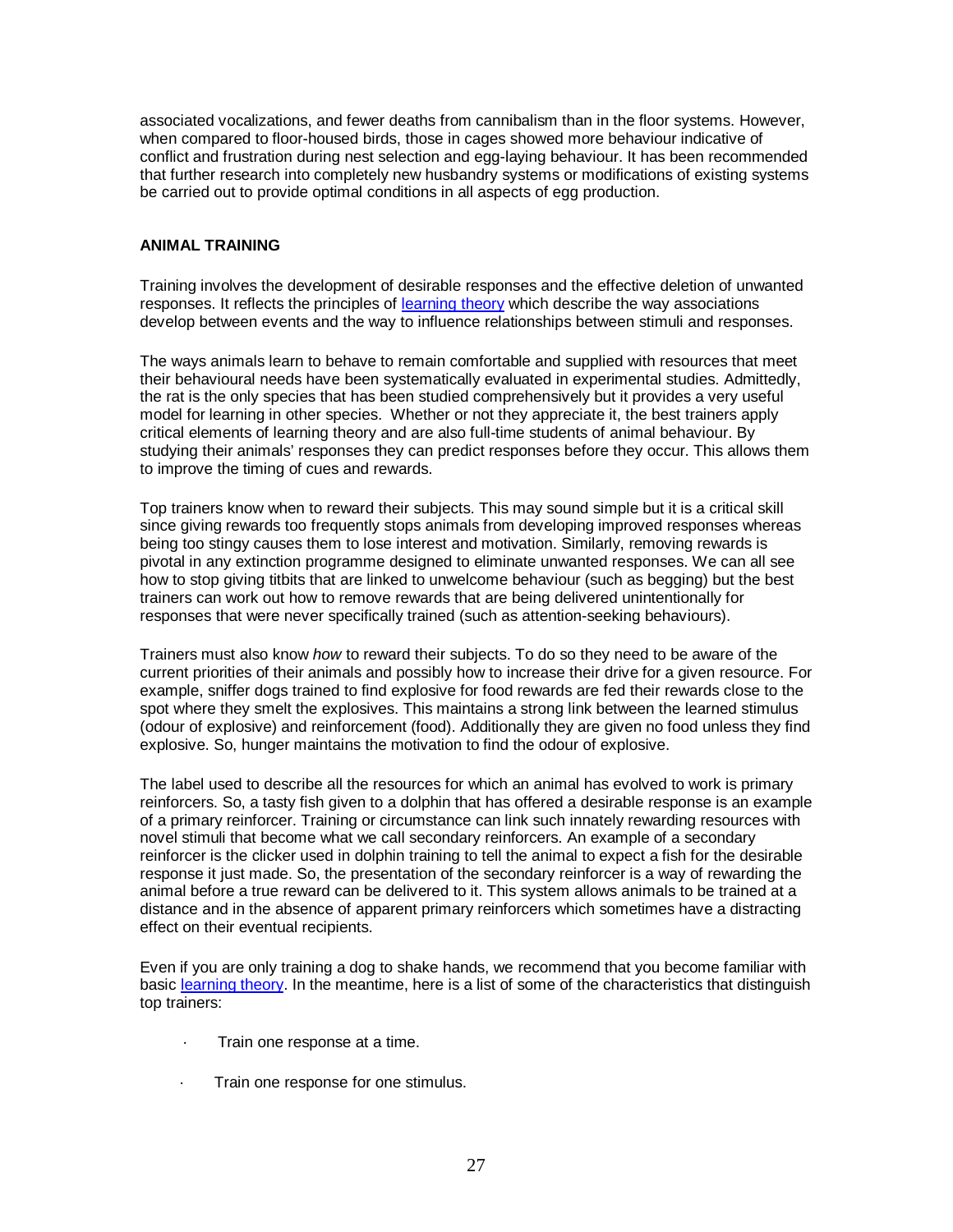associated vocalizations, and fewer deaths from cannibalism than in the floor systems. However, when compared to floor-housed birds, those in cages showed more behaviour indicative of conflict and frustration during nest selection and egg-laying behaviour. It has been recommended that further research into completely new husbandry systems or modifications of existing systems be carried out to provide optimal conditions in all aspects of egg production.

## ANIMAL TRAINING

Training involves the development of desirable responses and the effective deletion of unwanted responses. It reflects the principles of learning theory which describe the way associations develop between events and the way to influence relationships between stimuli and responses.

The ways animals learn to behave to remain comfortable and supplied with resources that meet their behavioural needs have been systematically evaluated in experimental studies. Admittedly, the rat is the only species that has been studied comprehensively but it provides a very useful model for learning in other species. Whether or not they appreciate it, the best trainers apply critical elements of learning theory and are also full-time students of animal behaviour. By studying their animals' responses they can predict responses before they occur. This allows them to improve the timing of cues and rewards.

Top trainers know when to reward their subjects. This may sound simple but it is a critical skill since giving rewards too frequently stops animals from developing improved responses whereas being too stingy causes them to lose interest and motivation. Similarly, removing rewards is pivotal in any extinction programme designed to eliminate unwanted responses. We can all see how to stop giving titbits that are linked to unwelcome behaviour (such as begging) but the best trainers can work out how to remove rewards that are being delivered unintentionally for responses that were never specifically trained (such as attention-seeking behaviours).

Trainers must also know *how* to reward their subjects. To do so they need to be aware of the current priorities of their animals and possibly how to increase their drive for a given resource. For example, sniffer dogs trained to find explosive for food rewards are fed their rewards close to the spot where they smelt the explosives. This maintains a strong link between the learned stimulus (odour of explosive) and reinforcement (food). Additionally they are given no food unless they find explosive. So, hunger maintains the motivation to find the odour of explosive.

The label used to describe all the resources for which an animal has evolved to work is primary reinforcers. So, a tasty fish given to a dolphin that has offered a desirable response is an example of a primary reinforcer. Training or circumstance can link such innately rewarding resources with novel stimuli that become what we call secondary reinforcers. An example of a secondary reinforcer is the clicker used in dolphin training to tell the animal to expect a fish for the desirable response it just made. So, the presentation of the secondary reinforcer is a way of rewarding the animal before a true reward can be delivered to it. This system allows animals to be trained at a distance and in the absence of apparent primary reinforcers which sometimes have a distracting effect on their eventual recipients.

Even if you are only training a dog to shake hands, we recommend that you become familiar with basic learning theory. In the meantime, here is a list of some of the characteristics that distinguish top trainers:

- Train one response at a time.
- Train one response for one stimulus.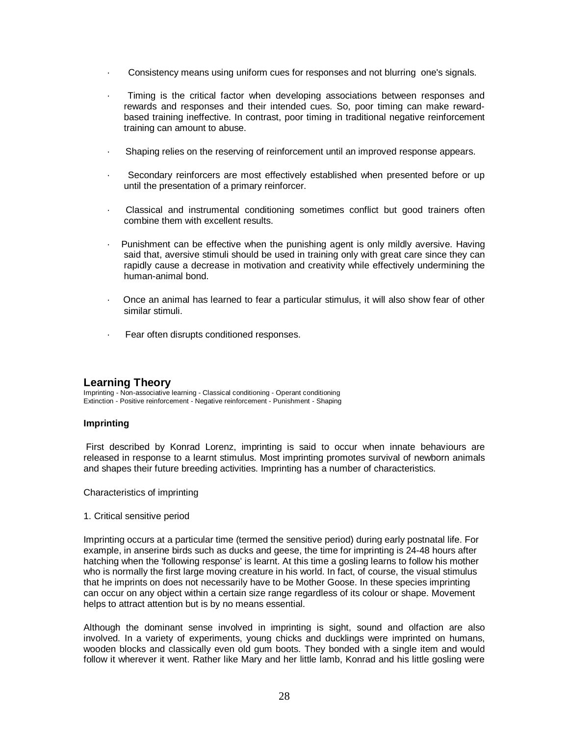- Consistency means using uniform cues for responses and not blurring one's signals.
- Timing is the critical factor when developing associations between responses and rewards and responses and their intended cues. So, poor timing can make reward-based training ineffective. In contrast, poor timing in traditional negative reinforcement training can amount to abuse.
- Shaping relies on the reserving of reinforcement until an improved response appears.
- Secondary reinforcers are most effectively established when presented before or up until the presentation of a primary reinforcer.
- Classical and instrumental conditioning sometimes conflict but good trainers often combine them with excellent results.
- Punishment can be effective when the punishing agent is only mildly aversive. Having said that, aversive stimuli should be used in training only with great care since they can rapidly cause a decrease in motivation and creativity while effectively undermining the human-animal bond.
- Once an animal has learned to fear a particular stimulus, it will also show fear of other similar stimuli.
- Fear often disrupts conditioned responses.

## Learning Theory

Imprinting - Non-associative learning - Classical conditioning - Operant conditioning
Extinction - Positive reinforcement - Negative reinforcement - Punishment - Shaping

### Imprinting

First described by Konrad Lorenz, imprinting is said to occur when innate behaviours are released in response to a learnt stimulus. Most imprinting promotes survival of newborn animals and shapes their future breeding activities. Imprinting has a number of characteristics.

Characteristics of imprinting

1. Critical sensitive period

Imprinting occurs at a particular time (termed the sensitive period) during early postnatal life. For example, in anserine birds such as ducks and geese, the time for imprinting is 24-48 hours after hatching when the 'following response' is learnt. At this time a gosling learns to follow his mother who is normally the first large moving creature in his world. In fact, of course, the visual stimulus that he imprints on does not necessarily have to be Mother Goose. In these species imprinting can occur on any object within a certain size range regardless of its colour or shape. Movement helps to attract attention but is by no means essential.

Although the dominant sense involved in imprinting is sight, sound and olfaction are also involved. In a variety of experiments, young chicks and ducklings were imprinted on humans, wooden blocks and classically even old gum boots. They bonded with a single item and would follow it wherever it went. Rather like Mary and her little lamb, Konrad and his little gosling were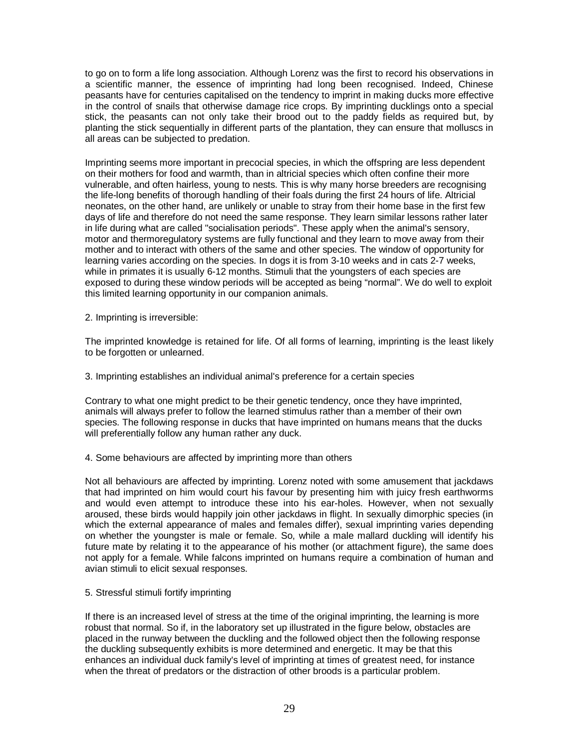to go on to form a life long association. Although Lorenz was the first to record his observations in a scientific manner, the essence of imprinting had long been recognised. Indeed, Chinese peasants have for centuries capitalised on the tendency to imprint in making ducks more effective in the control of snails that otherwise damage rice crops. By imprinting ducklings onto a special stick, the peasants can not only take their brood out to the paddy fields as required but, by planting the stick sequentially in different parts of the plantation, they can ensure that molluscs in all areas can be subjected to predation.

Imprinting seems more important in precocial species, in which the offspring are less dependent on their mothers for food and warmth, than in altricial species which often confine their more vulnerable, and often hairless, young to nests. This is why many horse breeders are recognising the life-long benefits of thorough handling of their foals during the first 24 hours of life. Altricial neonates, on the other hand, are unlikely or unable to stray from their home base in the first few days of life and therefore do not need the same response. They learn similar lessons rather later in life during what are called "socialisation periods". These apply when the animal's sensory, motor and thermoregulatory systems are fully functional and they learn to move away from their mother and to interact with others of the same and other species. The window of opportunity for learning varies according on the species. In dogs it is from 3-10 weeks and in cats 2-7 weeks, while in primates it is usually 6-12 months. Stimuli that the youngsters of each species are exposed to during these window periods will be accepted as being "normal". We do well to exploit this limited learning opportunity in our companion animals.

2. Imprinting is irreversible:

The imprinted knowledge is retained for life. Of all forms of learning, imprinting is the least likely to be forgotten or unlearned.

3. Imprinting establishes an individual animal's preference for a certain species

Contrary to what one might predict to be their genetic tendency, once they have imprinted, animals will always prefer to follow the learned stimulus rather than a member of their own species. The following response in ducks that have imprinted on humans means that the ducks will preferentially follow any human rather any duck.

4. Some behaviours are affected by imprinting more than others

Not all behaviours are affected by imprinting. Lorenz noted with some amusement that jackdaws that had imprinted on him would court his favour by presenting him with juicy fresh earthworms and would even attempt to introduce these into his ear-holes. However, when not sexually aroused, these birds would happily join other jackdaws in flight. In sexually dimorphic species (in which the external appearance of males and females differ), sexual imprinting varies depending on whether the youngster is male or female. So, while a male mallard duckling will identify his future mate by relating it to the appearance of his mother (or attachment figure), the same does not apply for a female. While falcons imprinted on humans require a combination of human and avian stimuli to elicit sexual responses.

5. Stressful stimuli fortify imprinting

If there is an increased level of stress at the time of the original imprinting, the learning is more robust that normal. So if, in the laboratory set up illustrated in the figure below, obstacles are placed in the runway between the duckling and the followed object then the following response the duckling subsequently exhibits is more determined and energetic. It may be that this enhances an individual duck family's level of imprinting at times of greatest need, for instance when the threat of predators or the distraction of other broods is a particular problem.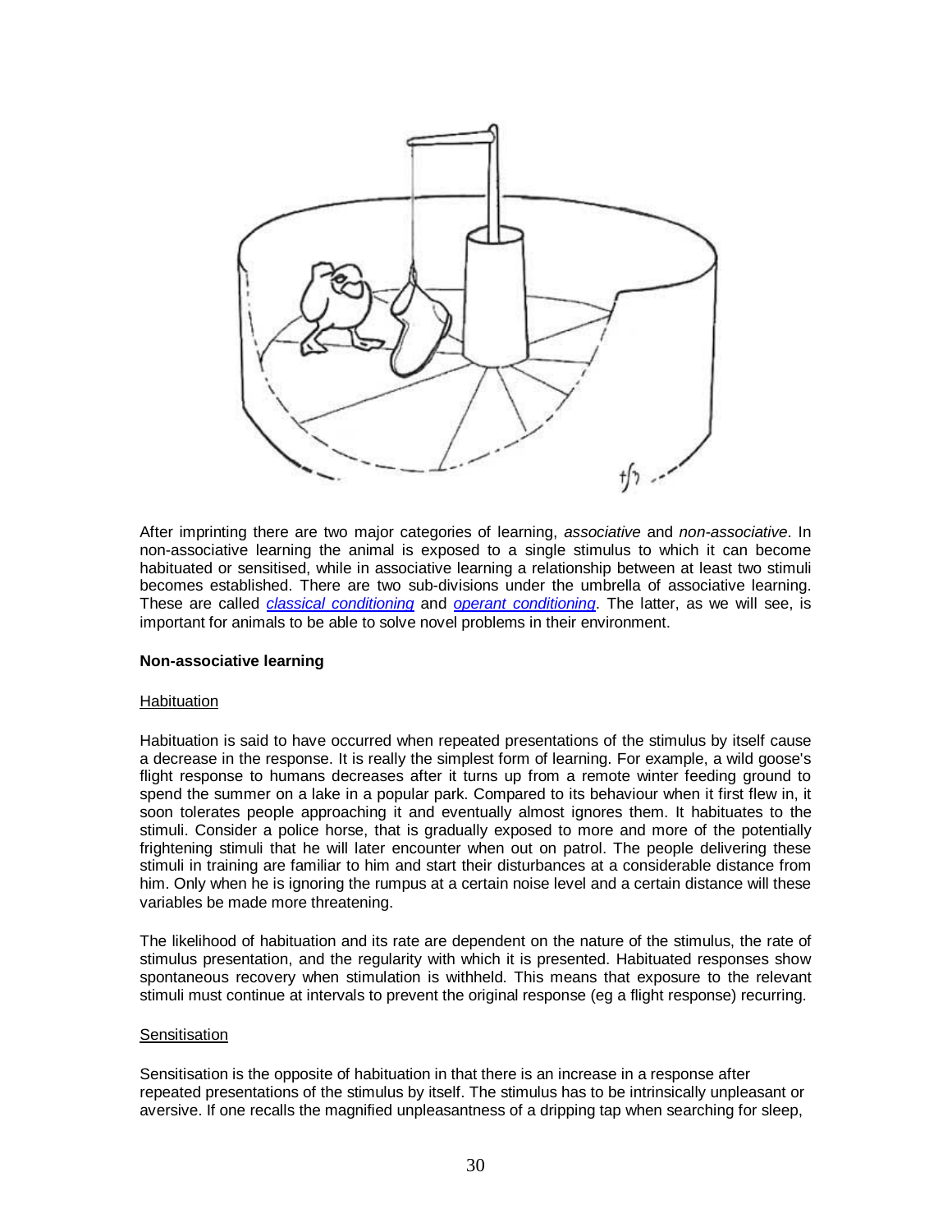After imprinting there are two major categories of learning, *associative* and *non-associative*. In non-associative learning the animal is exposed to a single stimulus to which it can become habituated or sensitised, while in associative learning a relationship between at least two stimuli becomes established. There are two sub-divisions under the umbrella of associative learning. These are called *classical conditioning* and *operant conditioning*. The latter, as we will see, is important for animals to be able to solve novel problems in their environment.

**Non-associative learning**

Habituation

Habituation is said to have occurred when repeated presentations of the stimulus by itself cause a decrease in the response. It is really the simplest form of learning. For example, a wild goose's flight response to humans decreases after it turns up from a remote winter feeding ground to spend the summer on a lake in a popular park. Compared to its behaviour when it first flew in, it soon tolerates people approaching it and eventually almost ignores them. It habituates to the stimuli. Consider a police horse, that is gradually exposed to more and more of the potentially frightening stimuli that he will later encounter when out on patrol. The people delivering these stimuli in training are familiar to him and start their disturbances at a considerable distance from him. Only when he is ignoring the rumpus at a certain noise level and a certain distance will these variables be made more threatening.

The likelihood of habituation and its rate are dependent on the nature of the stimulus, the rate of stimulus presentation, and the regularity with which it is presented. Habituated responses show spontaneous recovery when stimulation is withheld. This means that exposure to the relevant stimuli must continue at intervals to prevent the original response (eg a flight response) recurring.

Sensitisation

Sensitisation is the opposite of habituation in that there is an increase in a response after repeated presentations of the stimulus by itself. The stimulus has to be intrinsically unpleasant or aversive. If one recalls the magnified unpleasantness of a dripping tap when searching for sleep,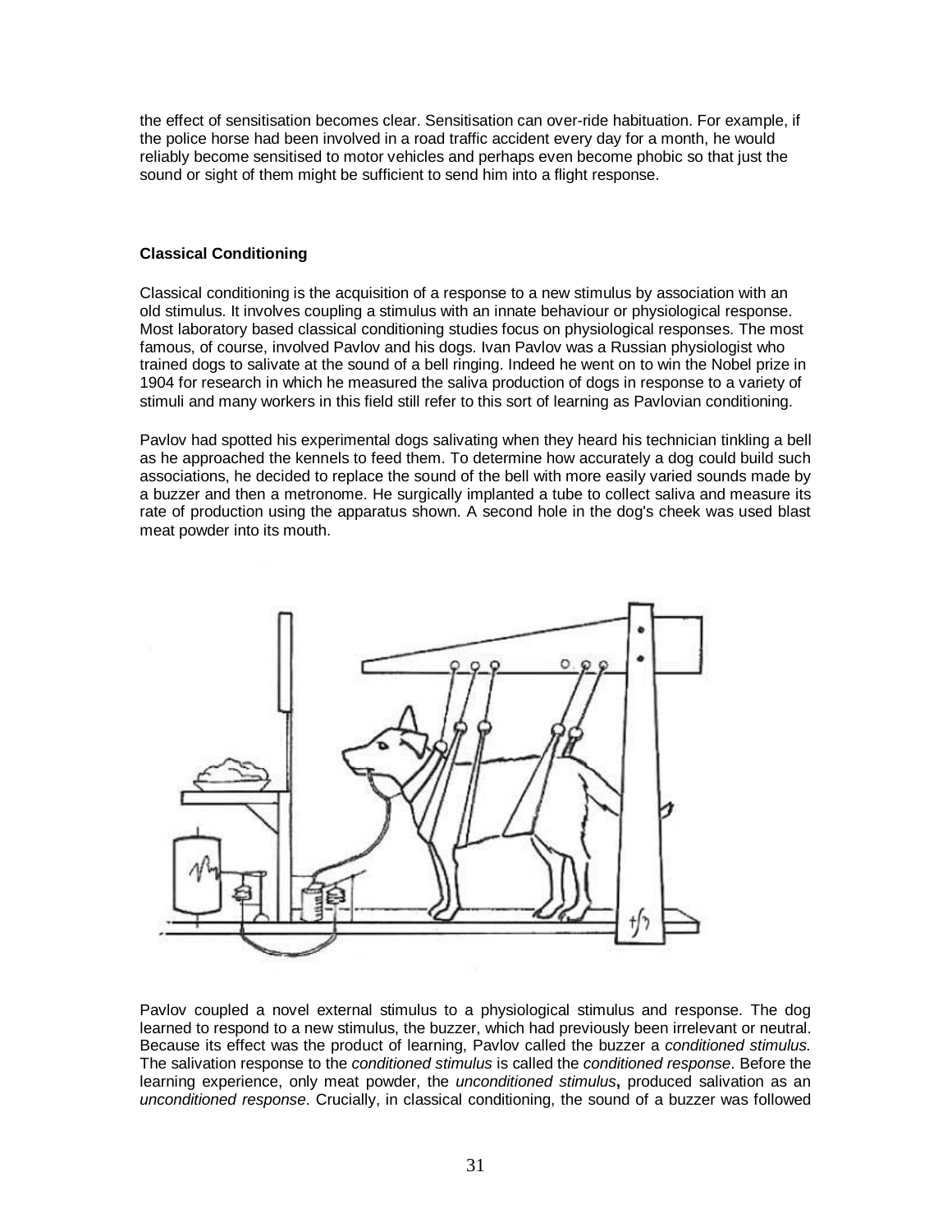the effect of sensitisation becomes clear. Sensitisation can over-ride habituation. For example, if the police horse had been involved in a road traffic accident every day for a month, he would reliably become sensitised to motor vehicles and perhaps even become phobic so that just the sound or sight of them might be sufficient to send him into a flight response.

**Classical Conditioning**

Classical conditioning is the acquisition of a response to a new stimulus by association with an old stimulus. It involves coupling a stimulus with an innate behaviour or physiological response. Most laboratory based classical conditioning studies focus on physiological responses. The most famous, of course, involved Pavlov and his dogs. Ivan Pavlov was a Russian physiologist who trained dogs to salivate at the sound of a bell ringing. Indeed he went on to win the Nobel prize in 1904 for research in which he measured the saliva production of dogs in response to a variety of stimuli and many workers in this field still refer to this sort of learning as Pavlovian conditioning.

Pavlov had spotted his experimental dogs salivating when they heard his technician tinkling a bell as he approached the kennels to feed them. To determine how accurately a dog could build such associations, he decided to replace the sound of the bell with more easily varied sounds made by a buzzer and then a metronome. He surgically implanted a tube to collect saliva and measure its rate of production using the apparatus shown. A second hole in the dog's cheek was used blast meat powder into its mouth.

Pavlov coupled a novel external stimulus to a physiological stimulus and response. The dog learned to respond to a new stimulus, the buzzer, which had previously been irrelevant or neutral. Because its effect was the product of learning, Pavlov called the buzzer a *conditioned stimulus*. The salivation response to the *conditioned stimulus* is called the *conditioned response*. Before the learning experience, only meat powder, the *unconditioned stimulus*, produced salivation as an *unconditioned response*. Crucially, in classical conditioning, the sound of a buzzer was followed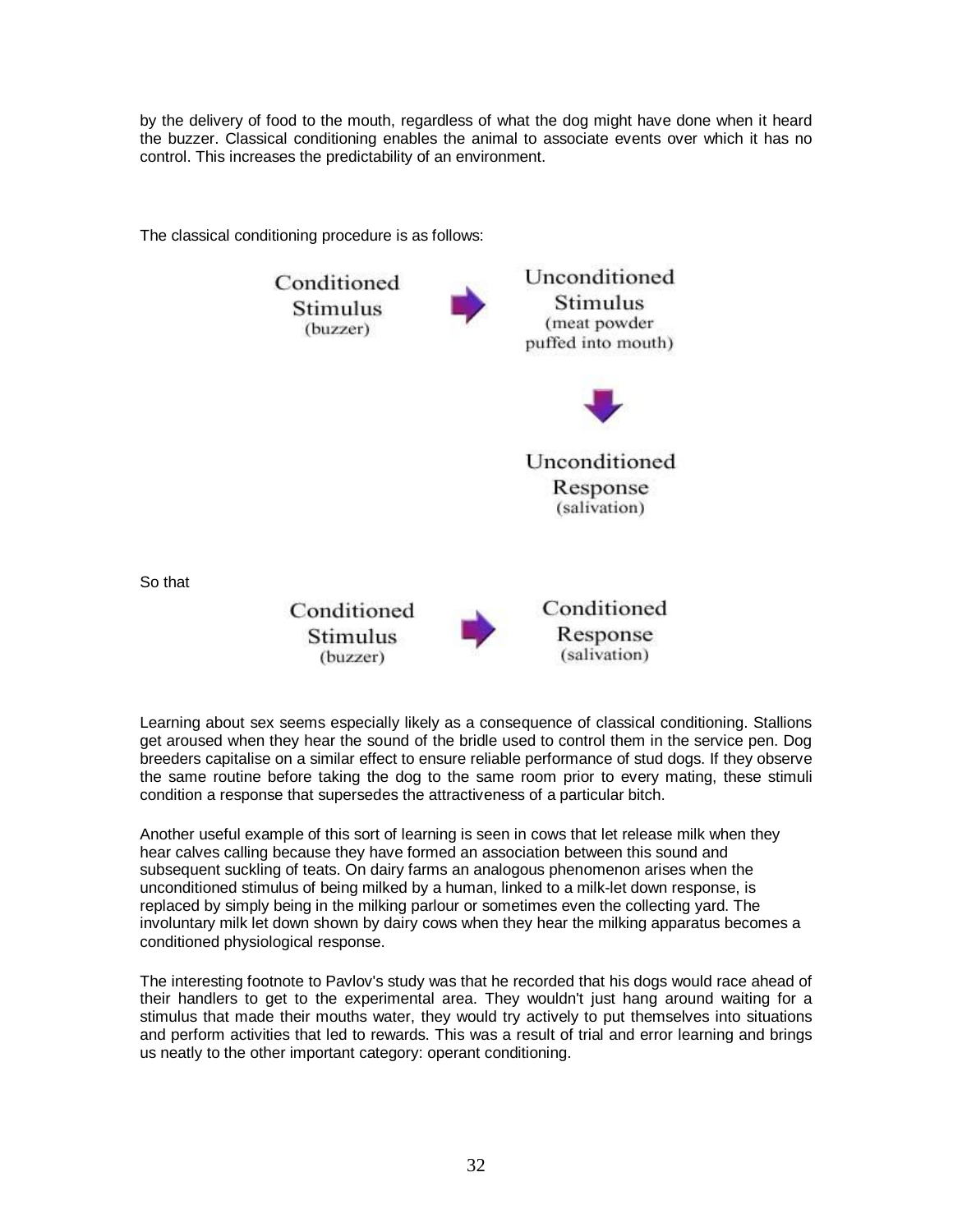by the delivery of food to the mouth, regardless of what the dog might have done when it heard the buzzer. Classical conditioning enables the animal to associate events over which it has no control. This increases the predictability of an environment.

The classical conditioning procedure is as follows:

Conditioned Stimulus (buzzer) → Unconditioned Stimulus (meat powder puffed into mouth)

↓

Unconditioned Response (salivation)

So that

Conditioned Stimulus (buzzer) → Conditioned Response (salivation)

Learning about sex seems especially likely as a consequence of classical conditioning. Stallions get aroused when they hear the sound of the bridle used to control them in the service pen. Dog breeders capitalise on a similar effect to ensure reliable performance of stud dogs. If they observe the same routine before taking the dog to the same room prior to every mating, these stimuli condition a response that supersedes the attractiveness of a particular bitch.

Another useful example of this sort of learning is seen in cows that let release milk when they hear calves calling because they have formed an association between this sound and subsequent suckling of teats. On dairy farms an analogous phenomenon arises when the unconditioned stimulus of being milked by a human, linked to a milk-let down response, is replaced by simply being in the milking parlour or sometimes even the collecting yard. The involuntary milk let down shown by dairy cows when they hear the milking apparatus becomes a conditioned physiological response.

The interesting footnote to Pavlov's study was that he recorded that his dogs would race ahead of their handlers to get to the experimental area. They wouldn't just hang around waiting for a stimulus that made their mouths water, they would try actively to put themselves into situations and perform activities that led to rewards. This was a result of trial and error learning and brings us neatly to the other important category: operant conditioning.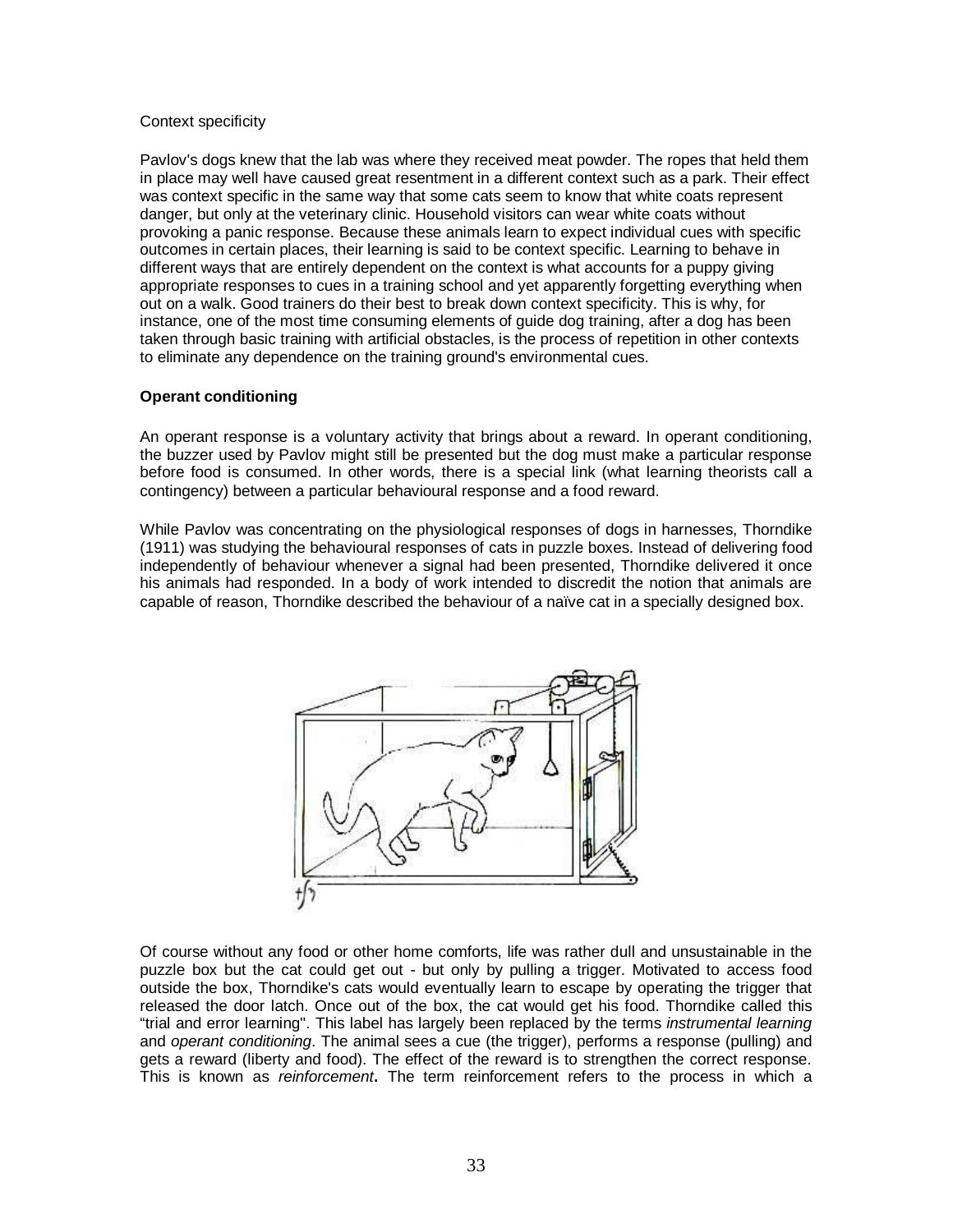Context specificity

Pavlov's dogs knew that the lab was where they received meat powder. The ropes that held them in place may well have caused great resentment in a different context such as a park. Their effect was context specific in the same way that some cats seem to know that white coats represent danger, but only at the veterinary clinic. Household visitors can wear white coats without provoking a panic response. Because these animals learn to expect individual cues with specific outcomes in certain places, their learning is said to be context specific. Learning to behave in different ways that are entirely dependent on the context is what accounts for a puppy giving appropriate responses to cues in a training school and yet apparently forgetting everything when out on a walk. Good trainers do their best to break down context specificity. This is why, for instance, one of the most time consuming elements of guide dog training, after a dog has been taken through basic training with artificial obstacles, is the process of repetition in other contexts to eliminate any dependence on the training ground's environmental cues.

**Operant conditioning**

An operant response is a voluntary activity that brings about a reward. In operant conditioning, the buzzer used by Pavlov might still be presented but the dog must make a particular response before food is consumed. In other words, there is a special link (what learning theorists call a contingency) between a particular behavioural response and a food reward.

While Pavlov was concentrating on the physiological responses of dogs in harnesses, Thorndike (1911) was studying the behavioural responses of cats in puzzle boxes. Instead of delivering food independently of behaviour whenever a signal had been presented, Thorndike delivered it once his animals had responded. In a body of work intended to discredit the notion that animals are capable of reason, Thorndike described the behaviour of a naïve cat in a specially designed box.

Of course without any food or other home comforts, life was rather dull and unsustainable in the puzzle box but the cat could get out - but only by pulling a trigger. Motivated to access food outside the box, Thorndike's cats would eventually learn to escape by operating the trigger that released the door latch. Once out of the box, the cat would get his food. Thorndike called this "trial and error learning". This label has largely been replaced by the terms *instrumental learning* and *operant conditioning*. The animal sees a cue (the trigger), performs a response (pulling) and gets a reward (liberty and food). The effect of the reward is to strengthen the correct response. This is known as *reinforcement***.** The term reinforcement refers to the process in which a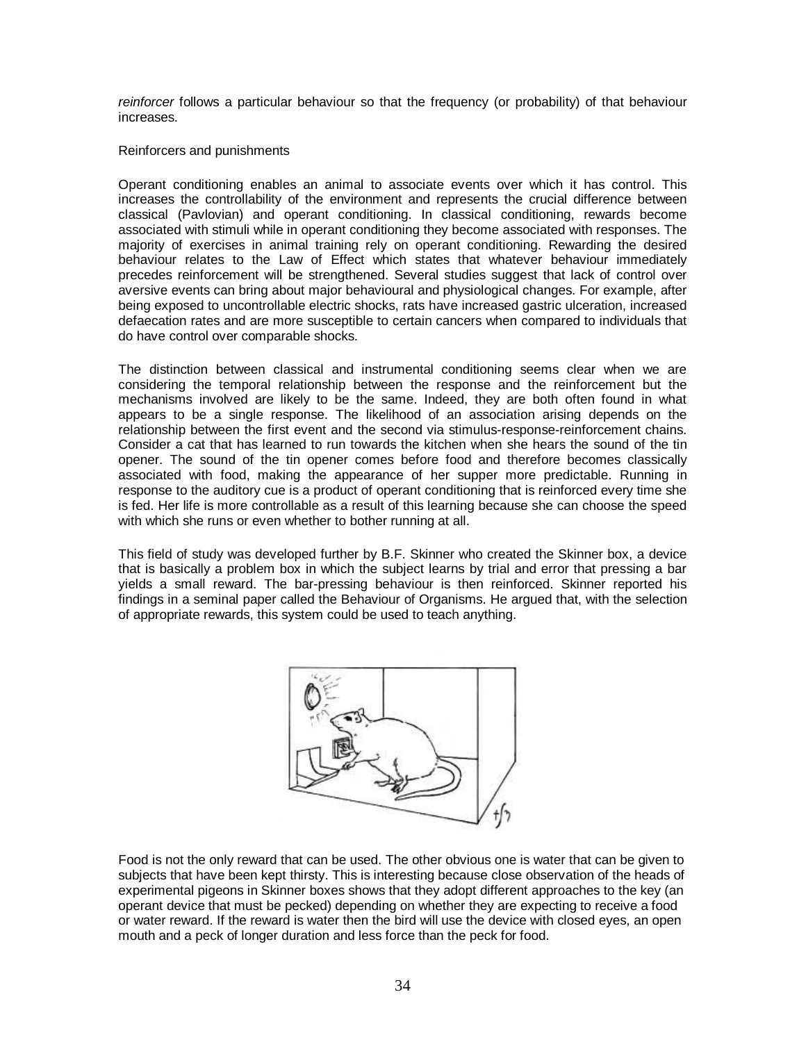*reinforcer* follows a particular behaviour so that the frequency (or probability) of that behaviour increases.

Reinforcers and punishments

Operant conditioning enables an animal to associate events over which it has control. This increases the controllability of the environment and represents the crucial difference between classical (Pavlovian) and operant conditioning. In classical conditioning, rewards become associated with stimuli while in operant conditioning they become associated with responses. The majority of exercises in animal training rely on operant conditioning. Rewarding the desired behaviour relates to the Law of Effect which states that whatever behaviour immediately precedes reinforcement will be strengthened. Several studies suggest that lack of control over aversive events can bring about major behavioural and physiological changes. For example, after being exposed to uncontrollable electric shocks, rats have increased gastric ulceration, increased defaecation rates and are more susceptible to certain cancers when compared to individuals that do have control over comparable shocks.

The distinction between classical and instrumental conditioning seems clear when we are considering the temporal relationship between the response and the reinforcement but the mechanisms involved are likely to be the same. Indeed, they are both often found in what appears to be a single response. The likelihood of an association arising depends on the relationship between the first event and the second via stimulus-response-reinforcement chains. Consider a cat that has learned to run towards the kitchen when she hears the sound of the tin opener. The sound of the tin opener comes before food and therefore becomes classically associated with food, making the appearance of her supper more predictable. Running in response to the auditory cue is a product of operant conditioning that is reinforced every time she is fed. Her life is more controllable as a result of this learning because she can choose the speed with which she runs or even whether to bother running at all.

This field of study was developed further by B.F. Skinner who created the Skinner box, a device that is basically a problem box in which the subject learns by trial and error that pressing a bar yields a small reward. The bar-pressing behaviour is then reinforced. Skinner reported his findings in a seminal paper called the Behaviour of Organisms. He argued that, with the selection of appropriate rewards, this system could be used to teach anything.

Food is not the only reward that can be used. The other obvious one is water that can be given to subjects that have been kept thirsty. This is interesting because close observation of the heads of experimental pigeons in Skinner boxes shows that they adopt different approaches to the key (an operant device that must be pecked) depending on whether they are expecting to receive a food or water reward. If the reward is water then the bird will use the device with closed eyes, an open mouth and a peck of longer duration and less force than the peck for food.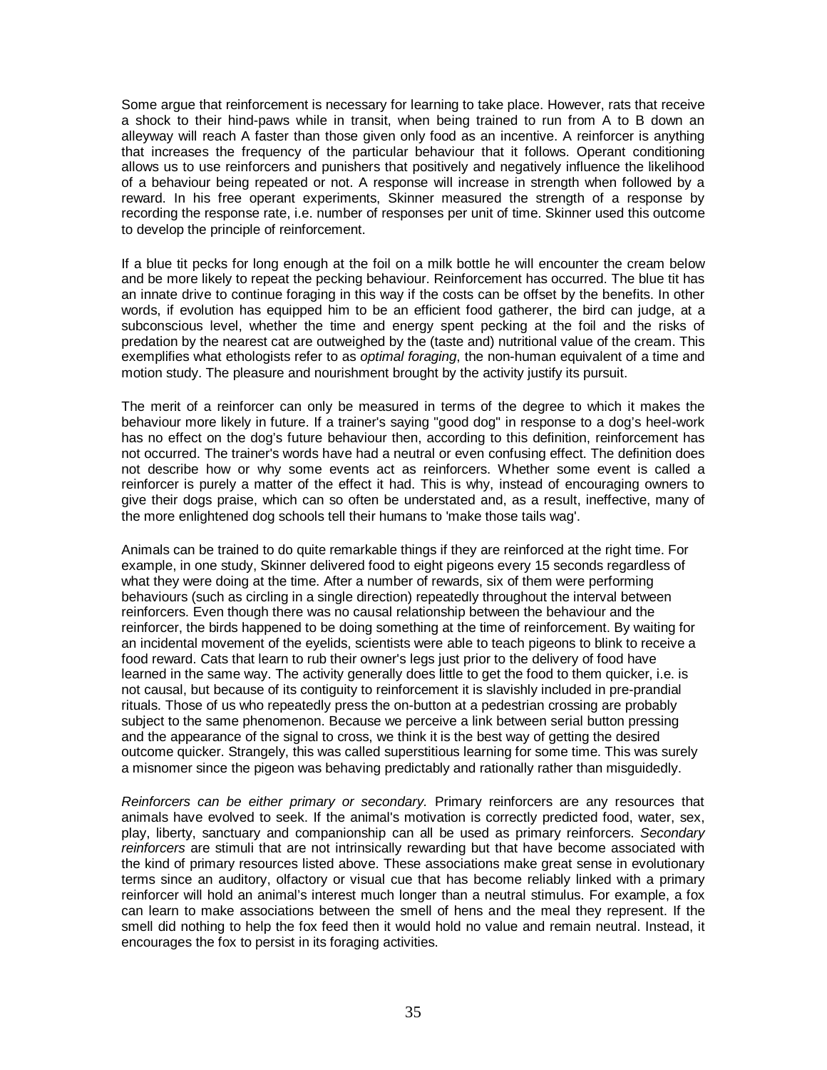Some argue that reinforcement is necessary for learning to take place. However, rats that receive a shock to their hind-paws while in transit, when being trained to run from A to B down an alleyway will reach A faster than those given only food as an incentive. A reinforcer is anything that increases the frequency of the particular behaviour that it follows. Operant conditioning allows us to use reinforcers and punishers that positively and negatively influence the likelihood of a behaviour being repeated or not. A response will increase in strength when followed by a reward. In his free operant experiments, Skinner measured the strength of a response by recording the response rate, i.e. number of responses per unit of time. Skinner used this outcome to develop the principle of reinforcement.

If a blue tit pecks for long enough at the foil on a milk bottle he will encounter the cream below and be more likely to repeat the pecking behaviour. Reinforcement has occurred. The blue tit has an innate drive to continue foraging in this way if the costs can be offset by the benefits. In other words, if evolution has equipped him to be an efficient food gatherer, the bird can judge, at a subconscious level, whether the time and energy spent pecking at the foil and the risks of predation by the nearest cat are outweighed by the (taste and) nutritional value of the cream. This exemplifies what ethologists refer to as *optimal foraging*, the non-human equivalent of a time and motion study. The pleasure and nourishment brought by the activity justify its pursuit.

The merit of a reinforcer can only be measured in terms of the degree to which it makes the behaviour more likely in future. If a trainer's saying "good dog" in response to a dog's heel-work has no effect on the dog's future behaviour then, according to this definition, reinforcement has not occurred. The trainer's words have had a neutral or even confusing effect. The definition does not describe how or why some events act as reinforcers. Whether some event is called a reinforcer is purely a matter of the effect it had. This is why, instead of encouraging owners to give their dogs praise, which can so often be understated and, as a result, ineffective, many of the more enlightened dog schools tell their humans to 'make those tails wag'.

Animals can be trained to do quite remarkable things if they are reinforced at the right time. For example, in one study, Skinner delivered food to eight pigeons every 15 seconds regardless of what they were doing at the time. After a number of rewards, six of them were performing behaviours (such as circling in a single direction) repeatedly throughout the interval between reinforcers. Even though there was no causal relationship between the behaviour and the reinforcer, the birds happened to be doing something at the time of reinforcement. By waiting for an incidental movement of the eyelids, scientists were able to teach pigeons to blink to receive a food reward. Cats that learn to rub their owner's legs just prior to the delivery of food have learned in the same way. The activity generally does little to get the food to them quicker, i.e. is not causal, but because of its contiguity to reinforcement it is slavishly included in pre-prandial rituals. Those of us who repeatedly press the on-button at a pedestrian crossing are probably subject to the same phenomenon. Because we perceive a link between serial button pressing and the appearance of the signal to cross, we think it is the best way of getting the desired outcome quicker. Strangely, this was called superstitious learning for some time. This was surely a misnomer since the pigeon was behaving predictably and rationally rather than misguidedly.

*Reinforcers can be either primary or secondary*. Primary reinforcers are any resources that animals have evolved to seek. If the animal's motivation is correctly predicted food, water, sex, play, liberty, sanctuary and companionship can all be used as primary reinforcers. *Secondary reinforcers* are stimuli that are not intrinsically rewarding but that have become associated with the kind of primary resources listed above. These associations make great sense in evolutionary terms since an auditory, olfactory or visual cue that has become reliably linked with a primary reinforcer will hold an animal's interest much longer than a neutral stimulus. For example, a fox can learn to make associations between the smell of hens and the meal they represent. If the smell did nothing to help the fox feed then it would hold no value and remain neutral. Instead, it encourages the fox to persist in its foraging activities.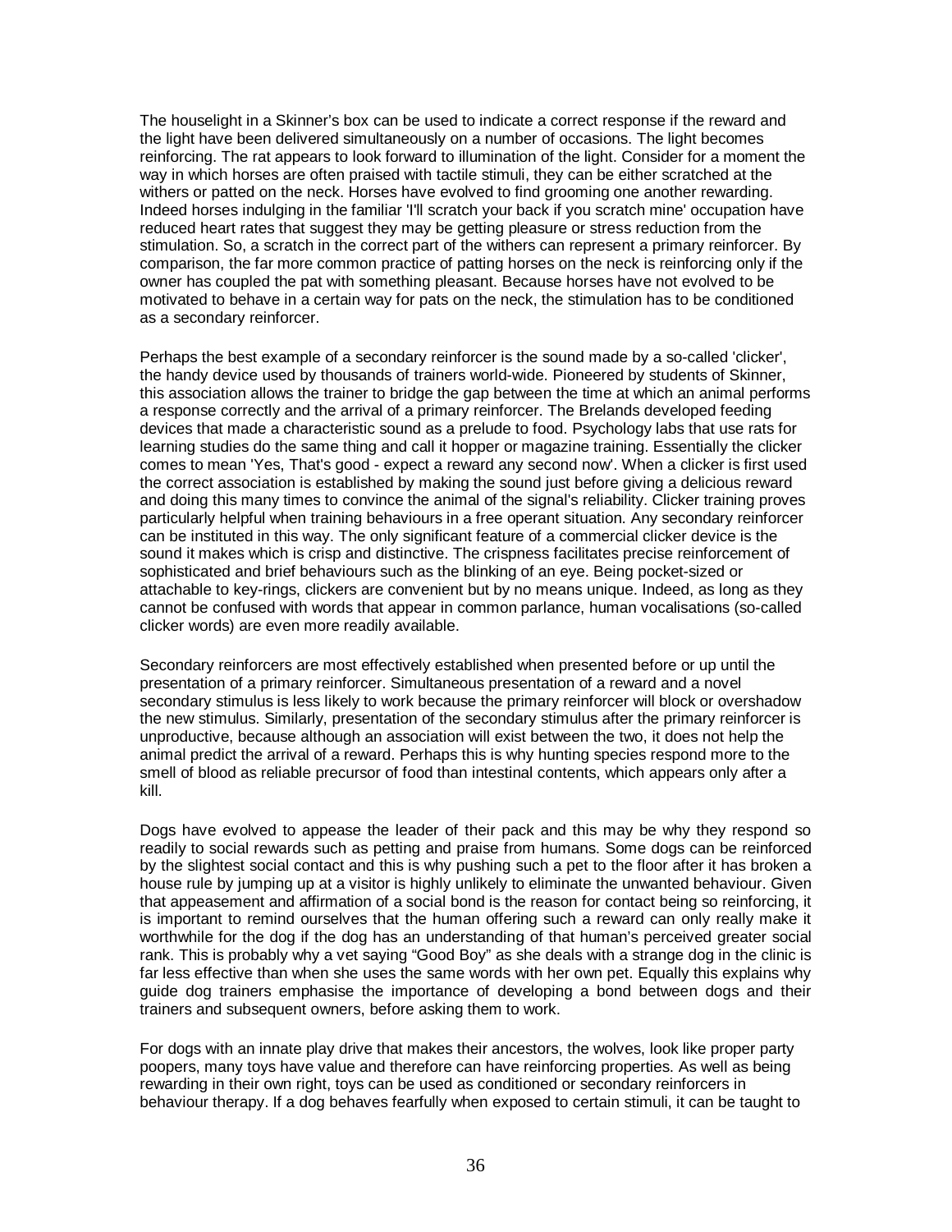The houselight in a Skinner's box can be used to indicate a correct response if the reward and the light have been delivered simultaneously on a number of occasions. The light becomes reinforcing. The rat appears to look forward to illumination of the light. Consider for a moment the way in which horses are often praised with tactile stimuli, they can be either scratched at the withers or patted on the neck. Horses have evolved to find grooming one another rewarding. Indeed horses indulging in the familiar 'I'll scratch your back if you scratch mine' occupation have reduced heart rates that suggest they may be getting pleasure or stress reduction from the stimulation. So, a scratch in the correct part of the withers can represent a primary reinforcer. By comparison, the far more common practice of patting horses on the neck is reinforcing only if the owner has coupled the pat with something pleasant. Because horses have not evolved to be motivated to behave in a certain way for pats on the neck, the stimulation has to be conditioned as a secondary reinforcer.

Perhaps the best example of a secondary reinforcer is the sound made by a so-called 'clicker', the handy device used by thousands of trainers world-wide. Pioneered by students of Skinner, this association allows the trainer to bridge the gap between the time at which an animal performs a response correctly and the arrival of a primary reinforcer. The Brelands developed feeding devices that made a characteristic sound as a prelude to food. Psychology labs that use rats for learning studies do the same thing and call it hopper or magazine training. Essentially the clicker comes to mean 'Yes, That's good - expect a reward any second now'. When a clicker is first used the correct association is established by making the sound just before giving a delicious reward and doing this many times to convince the animal of the signal's reliability. Clicker training proves particularly helpful when training behaviours in a free operant situation. Any secondary reinforcer can be instituted in this way. The only significant feature of a commercial clicker device is the sound it makes which is crisp and distinctive. The crispness facilitates precise reinforcement of sophisticated and brief behaviours such as the blinking of an eye. Being pocket-sized or attachable to key-rings, clickers are convenient but by no means unique. Indeed, as long as they cannot be confused with words that appear in common parlance, human vocalisations (so-called clicker words) are even more readily available.

Secondary reinforcers are most effectively established when presented before or up until the presentation of a primary reinforcer. Simultaneous presentation of a reward and a novel secondary stimulus is less likely to work because the primary reinforcer will block or overshadow the new stimulus. Similarly, presentation of the secondary stimulus after the primary reinforcer is unproductive, because although an association will exist between the two, it does not help the animal predict the arrival of a reward. Perhaps this is why hunting species respond more to the smell of blood as reliable precursor of food than intestinal contents, which appears only after a kill.

Dogs have evolved to appease the leader of their pack and this may be why they respond so readily to social rewards such as petting and praise from humans. Some dogs can be reinforced by the slightest social contact and this is why pushing such a pet to the floor after it has broken a house rule by jumping up at a visitor is highly unlikely to eliminate the unwanted behaviour. Given that appeasement and affirmation of a social bond is the reason for contact being so reinforcing, it is important to remind ourselves that the human offering such a reward can only really make it worthwhile for the dog if the dog has an understanding of that human's perceived greater social rank. This is probably why a vet saying "Good Boy" as she deals with a strange dog in the clinic is far less effective than when she uses the same words with her own pet. Equally this explains why guide dog trainers emphasise the importance of developing a bond between dogs and their trainers and subsequent owners, before asking them to work.

For dogs with an innate play drive that makes their ancestors, the wolves, look like proper party poopers, many toys have value and therefore can have reinforcing properties. As well as being rewarding in their own right, toys can be used as conditioned or secondary reinforcers in behaviour therapy. If a dog behaves fearfully when exposed to certain stimuli, it can be taught to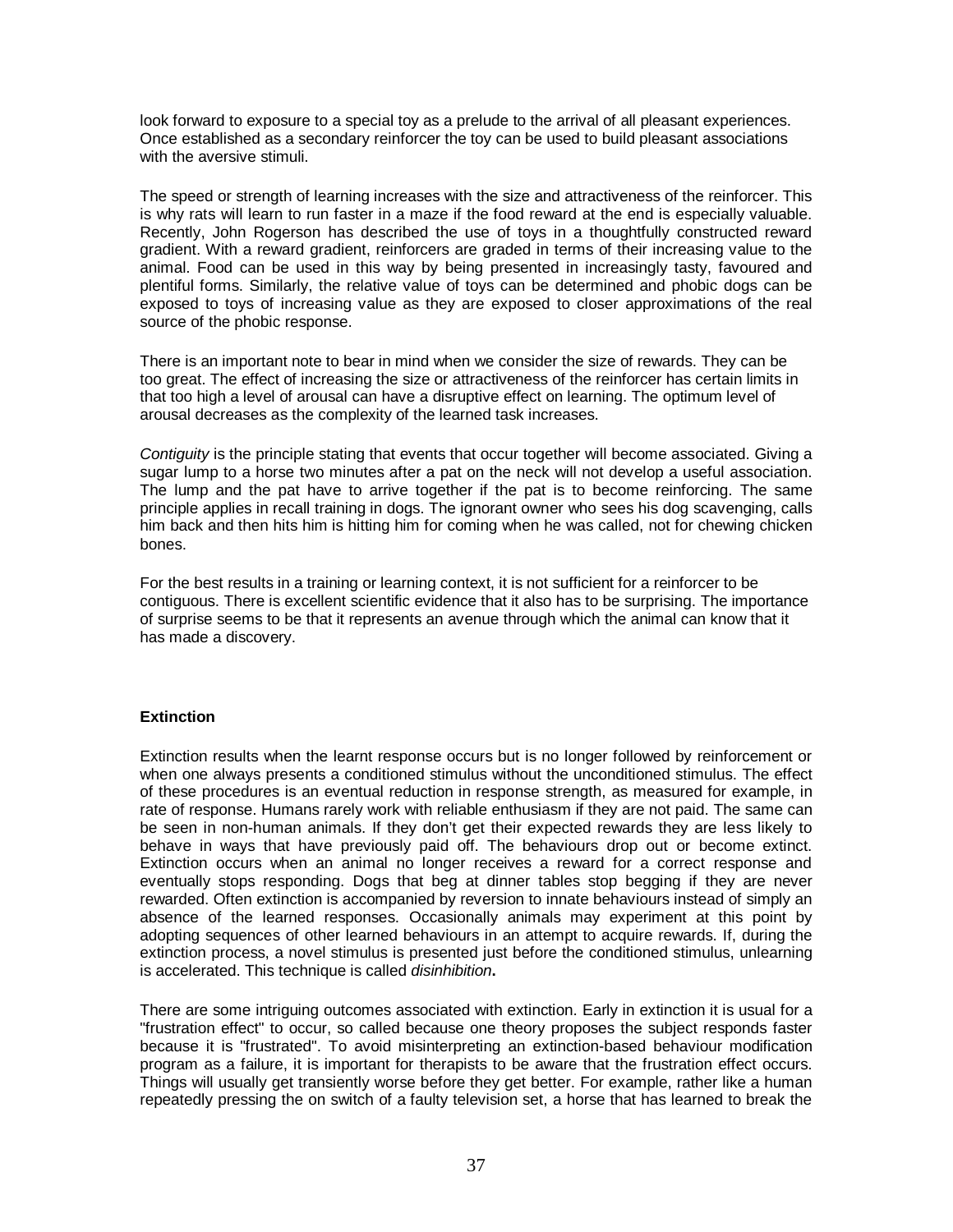look forward to exposure to a special toy as a prelude to the arrival of all pleasant experiences. Once established as a secondary reinforcer the toy can be used to build pleasant associations with the aversive stimuli.

The speed or strength of learning increases with the size and attractiveness of the reinforcer. This is why rats will learn to run faster in a maze if the food reward at the end is especially valuable. Recently, John Rogerson has described the use of toys in a thoughtfully constructed reward gradient. With a reward gradient, reinforcers are graded in terms of their increasing value to the animal. Food can be used in this way by being presented in increasingly tasty, favoured and plentiful forms. Similarly, the relative value of toys can be determined and phobic dogs can be exposed to toys of increasing value as they are exposed to closer approximations of the real source of the phobic response.

There is an important note to bear in mind when we consider the size of rewards. They can be too great. The effect of increasing the size or attractiveness of the reinforcer has certain limits in that too high a level of arousal can have a disruptive effect on learning. The optimum level of arousal decreases as the complexity of the learned task increases.

*Contiguity* is the principle stating that events that occur together will become associated. Giving a sugar lump to a horse two minutes after a pat on the neck will not develop a useful association. The lump and the pat have to arrive together if the pat is to become reinforcing. The same principle applies in recall training in dogs. The ignorant owner who sees his dog scavenging, calls him back and then hits him is hitting him for coming when he was called, not for chewing chicken bones.

For the best results in a training or learning context, it is not sufficient for a reinforcer to be contiguous. There is excellent scientific evidence that it also has to be surprising. The importance of surprise seems to be that it represents an avenue through which the animal can know that it has made a discovery.

**Extinction**

Extinction results when the learnt response occurs but is no longer followed by reinforcement or when one always presents a conditioned stimulus without the unconditioned stimulus. The effect of these procedures is an eventual reduction in response strength, as measured for example, in rate of response. Humans rarely work with reliable enthusiasm if they are not paid. The same can be seen in non-human animals. If they don't get their expected rewards they are less likely to behave in ways that have previously paid off. The behaviours drop out or become extinct. Extinction occurs when an animal no longer receives a reward for a correct response and eventually stops responding. Dogs that beg at dinner tables stop begging if they are never rewarded. Often extinction is accompanied by reversion to innate behaviours instead of simply an absence of the learned responses. Occasionally animals may experiment at this point by adopting sequences of other learned behaviours in an attempt to acquire rewards. If, during the extinction process, a novel stimulus is presented just before the conditioned stimulus, unlearning is accelerated. This technique is called *disinhibition***.**

There are some intriguing outcomes associated with extinction. Early in extinction it is usual for a "frustration effect" to occur, so called because one theory proposes the subject responds faster because it is "frustrated". To avoid misinterpreting an extinction-based behaviour modification program as a failure, it is important for therapists to be aware that the frustration effect occurs. Things will usually get transiently worse before they get better. For example, rather like a human repeatedly pressing the on switch of a faulty television set, a horse that has learned to break the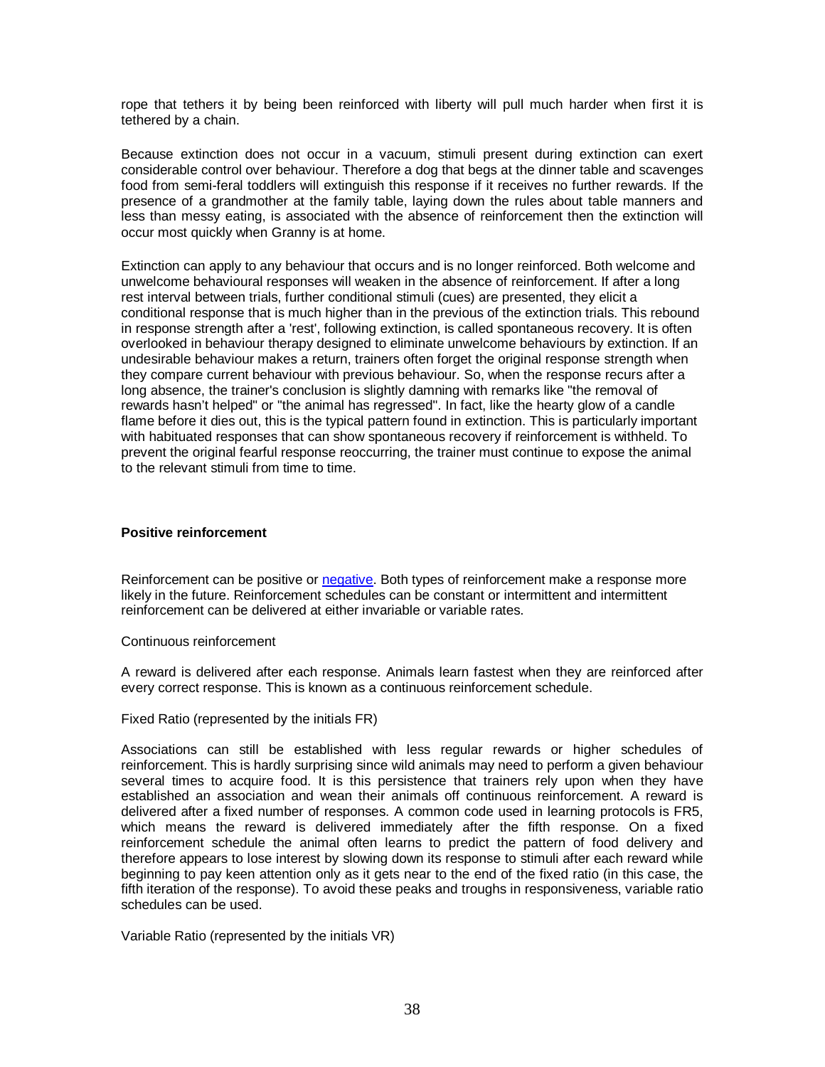rope that tethers it by being been reinforced with liberty will pull much harder when first it is tethered by a chain.

Because extinction does not occur in a vacuum, stimuli present during extinction can exert considerable control over behaviour. Therefore a dog that begs at the dinner table and scavenges food from semi-feral toddlers will extinguish this response if it receives no further rewards. If the presence of a grandmother at the family table, laying down the rules about table manners and less than messy eating, is associated with the absence of reinforcement then the extinction will occur most quickly when Granny is at home.

Extinction can apply to any behaviour that occurs and is no longer reinforced. Both welcome and unwelcome behavioural responses will weaken in the absence of reinforcement. If after a long rest interval between trials, further conditional stimuli (cues) are presented, they elicit a conditional response that is much higher than in the previous of the extinction trials. This rebound in response strength after a 'rest', following extinction, is called spontaneous recovery. It is often overlooked in behaviour therapy designed to eliminate unwelcome behaviours by extinction. If an undesirable behaviour makes a return, trainers often forget the original response strength when they compare current behaviour with previous behaviour. So, when the response recurs after a long absence, the trainer's conclusion is slightly damning with remarks like "the removal of rewards hasn't helped" or "the animal has regressed". In fact, like the hearty glow of a candle flame before it dies out, this is the typical pattern found in extinction. This is particularly important with habituated responses that can show spontaneous recovery if reinforcement is withheld. To prevent the original fearful response reoccurring, the trainer must continue to expose the animal to the relevant stimuli from time to time.

**Positive reinforcement**

Reinforcement can be positive or negative. Both types of reinforcement make a response more likely in the future. Reinforcement schedules can be constant or intermittent and intermittent reinforcement can be delivered at either invariable or variable rates.

Continuous reinforcement

A reward is delivered after each response. Animals learn fastest when they are reinforced after every correct response. This is known as a continuous reinforcement schedule.

Fixed Ratio (represented by the initials FR)

Associations can still be established with less regular rewards or higher schedules of reinforcement. This is hardly surprising since wild animals may need to perform a given behaviour several times to acquire food. It is this persistence that trainers rely upon when they have established an association and wean their animals off continuous reinforcement. A reward is delivered after a fixed number of responses. A common code used in learning protocols is FR5, which means the reward is delivered immediately after the fifth response. On a fixed reinforcement schedule the animal often learns to predict the pattern of food delivery and therefore appears to lose interest by slowing down its response to stimuli after each reward while beginning to pay keen attention only as it gets near to the end of the fixed ratio (in this case, the fifth iteration of the response). To avoid these peaks and troughs in responsiveness, variable ratio schedules can be used.

Variable Ratio (represented by the initials VR)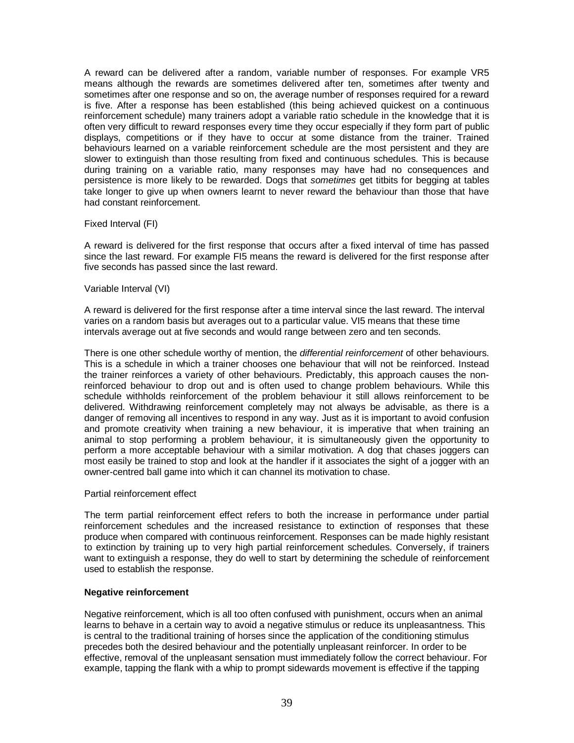A reward can be delivered after a random, variable number of responses. For example VR5 means although the rewards are sometimes delivered after ten, sometimes after twenty and sometimes after one response and so on, the average number of responses required for a reward is five. After a response has been established (this being achieved quickest on a continuous reinforcement schedule) many trainers adopt a variable ratio schedule in the knowledge that it is often very difficult to reward responses every time they occur especially if they form part of public displays, competitions or if they have to occur at some distance from the trainer. Trained behaviours learned on a variable reinforcement schedule are the most persistent and they are slower to extinguish than those resulting from fixed and continuous schedules. This is because during training on a variable ratio, many responses may have had no consequences and persistence is more likely to be rewarded. Dogs that *sometimes* get titbits for begging at tables take longer to give up when owners learnt to never reward the behaviour than those that have had constant reinforcement.

Fixed Interval (FI)

A reward is delivered for the first response that occurs after a fixed interval of time has passed since the last reward. For example FI5 means the reward is delivered for the first response after five seconds has passed since the last reward.

Variable Interval (VI)

A reward is delivered for the first response after a time interval since the last reward. The interval varies on a random basis but averages out to a particular value. VI5 means that these time intervals average out at five seconds and would range between zero and ten seconds.

There is one other schedule worthy of mention, the *differential reinforcement* of other behaviours. This is a schedule in which a trainer chooses one behaviour that will not be reinforced. Instead the trainer reinforces a variety of other behaviours. Predictably, this approach causes the non-reinforced behaviour to drop out and is often used to change problem behaviours. While this schedule withholds reinforcement of the problem behaviour it still allows reinforcement to be delivered. Withdrawing reinforcement completely may not always be advisable, as there is a danger of removing all incentives to respond in any way. Just as it is important to avoid confusion and promote creativity when training a new behaviour, it is imperative that when training an animal to stop performing a problem behaviour, it is simultaneously given the opportunity to perform a more acceptable behaviour with a similar motivation. A dog that chases joggers can most easily be trained to stop and look at the handler if it associates the sight of a jogger with an owner-centred ball game into which it can channel its motivation to chase.

Partial reinforcement effect

The term partial reinforcement effect refers to both the increase in performance under partial reinforcement schedules and the increased resistance to extinction of responses that these produce when compared with continuous reinforcement. Responses can be made highly resistant to extinction by training up to very high partial reinforcement schedules. Conversely, if trainers want to extinguish a response, they do well to start by determining the schedule of reinforcement used to establish the response.

**Negative reinforcement**

Negative reinforcement, which is all too often confused with punishment, occurs when an animal learns to behave in a certain way to avoid a negative stimulus or reduce its unpleasantness. This is central to the traditional training of horses since the application of the conditioning stimulus precedes both the desired behaviour and the potentially unpleasant reinforcer. In order to be effective, removal of the unpleasant sensation must immediately follow the correct behaviour. For example, tapping the flank with a whip to prompt sidewards movement is effective if the tapping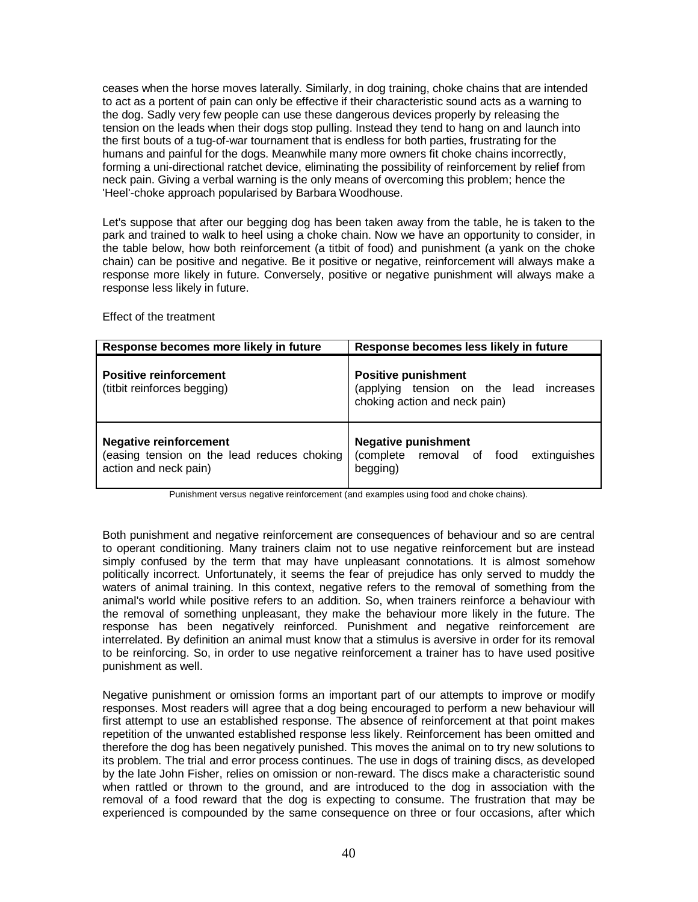ceases when the horse moves laterally. Similarly, in dog training, choke chains that are intended to act as a portent of pain can only be effective if their characteristic sound acts as a warning to the dog. Sadly very few people can use these dangerous devices properly by releasing the tension on the leads when their dogs stop pulling. Instead they tend to hang on and launch into the first bouts of a tug-of-war tournament that is endless for both parties, frustrating for the humans and painful for the dogs. Meanwhile many more owners fit choke chains incorrectly, forming a uni-directional ratchet device, eliminating the possibility of reinforcement by relief from neck pain. Giving a verbal warning is the only means of overcoming this problem; hence the 'Heel'-choke approach popularised by Barbara Woodhouse.

Let's suppose that after our begging dog has been taken away from the table, he is taken to the park and trained to walk to heel using a choke chain. Now we have an opportunity to consider, in the table below, how both reinforcement (a titbit of food) and punishment (a yank on the choke chain) can be positive and negative. Be it positive or negative, reinforcement will always make a response more likely in future. Conversely, positive or negative punishment will always make a response less likely in future.

Effect of the treatment

| Response becomes more likely in future | Response becomes less likely in future |
|---|---|
| **Positive reinforcement** (titbit reinforces begging) | **Positive punishment** (applying tension on the lead increases choking action and neck pain) |
| **Negative reinforcement** (easing tension on the lead reduces choking action and neck pain) | **Negative punishment** (complete removal of food extinguishes begging) |

Punishment versus negative reinforcement (and examples using food and choke chains).

Both punishment and negative reinforcement are consequences of behaviour and so are central to operant conditioning. Many trainers claim not to use negative reinforcement but are instead simply confused by the term that may have unpleasant connotations. It is almost somehow politically incorrect. Unfortunately, it seems the fear of prejudice has only served to muddy the waters of animal training. In this context, negative refers to the removal of something from the animal's world while positive refers to an addition. So, when trainers reinforce a behaviour with the removal of something unpleasant, they make the behaviour more likely in the future. The response has been negatively reinforced. Punishment and negative reinforcement are interrelated. By definition an animal must know that a stimulus is aversive in order for its removal to be reinforcing. So, in order to use negative reinforcement a trainer has to have used positive punishment as well.

Negative punishment or omission forms an important part of our attempts to improve or modify responses. Most readers will agree that a dog being encouraged to perform a new behaviour will first attempt to use an established response. The absence of reinforcement at that point makes repetition of the unwanted established response less likely. Reinforcement has been omitted and therefore the dog has been negatively punished. This moves the animal on to try new solutions to its problem. The trial and error process continues. The use in dogs of training discs, as developed by the late John Fisher, relies on omission or non-reward. The discs make a characteristic sound when rattled or thrown to the ground, and are introduced to the dog in association with the removal of a food reward that the dog is expecting to consume. The frustration that may be experienced is compounded by the same consequence on three or four occasions, after which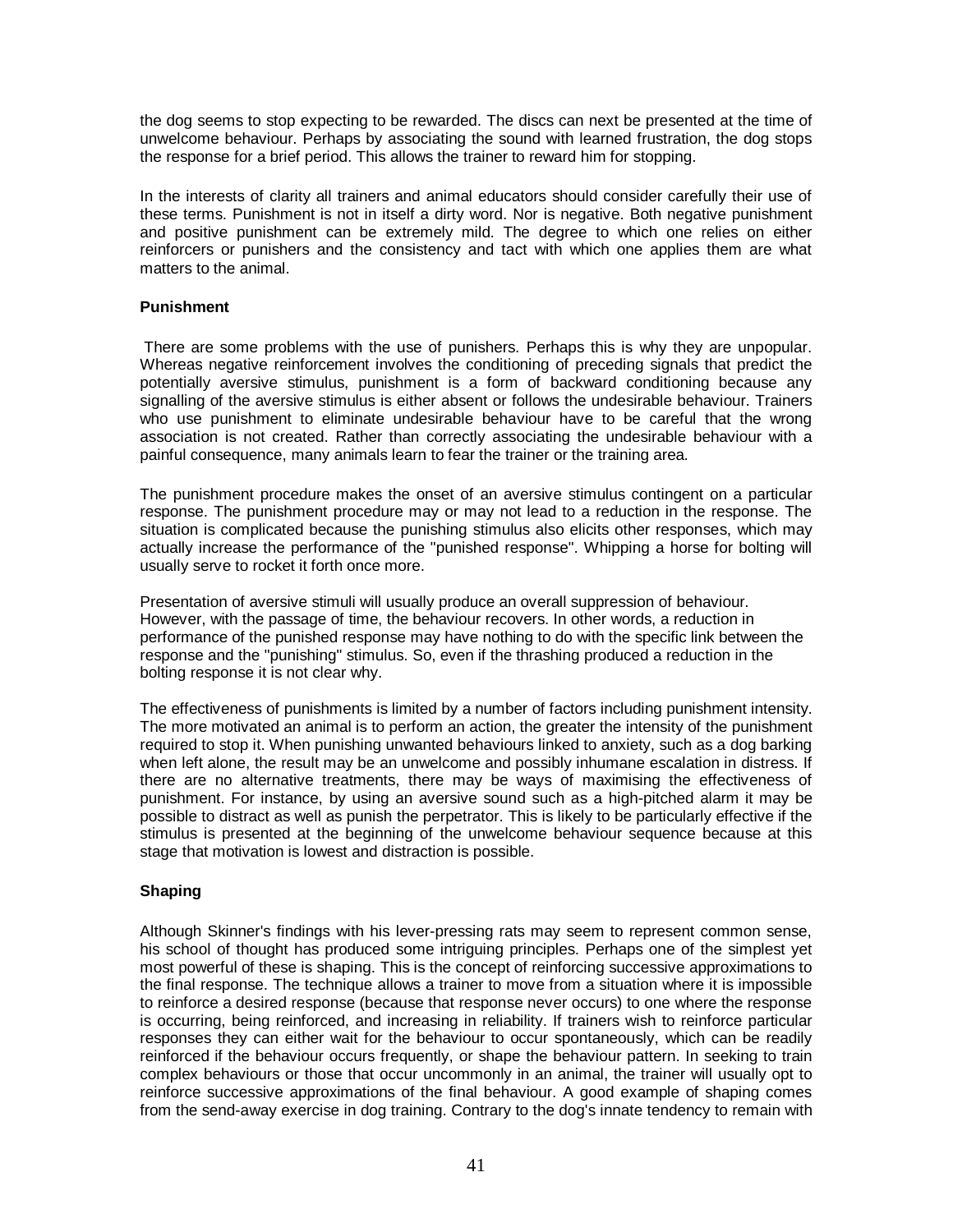the dog seems to stop expecting to be rewarded. The discs can next be presented at the time of unwelcome behaviour. Perhaps by associating the sound with learned frustration, the dog stops the response for a brief period. This allows the trainer to reward him for stopping.

In the interests of clarity all trainers and animal educators should consider carefully their use of these terms. Punishment is not in itself a dirty word. Nor is negative. Both negative punishment and positive punishment can be extremely mild. The degree to which one relies on either reinforcers or punishers and the consistency and tact with which one applies them are what matters to the animal.

**Punishment**

There are some problems with the use of punishers. Perhaps this is why they are unpopular. Whereas negative reinforcement involves the conditioning of preceding signals that predict the potentially aversive stimulus, punishment is a form of backward conditioning because any signalling of the aversive stimulus is either absent or follows the undesirable behaviour. Trainers who use punishment to eliminate undesirable behaviour have to be careful that the wrong association is not created. Rather than correctly associating the undesirable behaviour with a painful consequence, many animals learn to fear the trainer or the training area.

The punishment procedure makes the onset of an aversive stimulus contingent on a particular response. The punishment procedure may or may not lead to a reduction in the response. The situation is complicated because the punishing stimulus also elicits other responses, which may actually increase the performance of the "punished response". Whipping a horse for bolting will usually serve to rocket it forth once more.

Presentation of aversive stimuli will usually produce an overall suppression of behaviour. However, with the passage of time, the behaviour recovers. In other words, a reduction in performance of the punished response may have nothing to do with the specific link between the response and the "punishing" stimulus. So, even if the thrashing produced a reduction in the bolting response it is not clear why.

The effectiveness of punishments is limited by a number of factors including punishment intensity. The more motivated an animal is to perform an action, the greater the intensity of the punishment required to stop it. When punishing unwanted behaviours linked to anxiety, such as a dog barking when left alone, the result may be an unwelcome and possibly inhumane escalation in distress. If there are no alternative treatments, there may be ways of maximising the effectiveness of punishment. For instance, by using an aversive sound such as a high-pitched alarm it may be possible to distract as well as punish the perpetrator. This is likely to be particularly effective if the stimulus is presented at the beginning of the unwelcome behaviour sequence because at this stage that motivation is lowest and distraction is possible.

**Shaping**

Although Skinner's findings with his lever-pressing rats may seem to represent common sense, his school of thought has produced some intriguing principles. Perhaps one of the simplest yet most powerful of these is shaping. This is the concept of reinforcing successive approximations to the final response. The technique allows a trainer to move from a situation where it is impossible to reinforce a desired response (because that response never occurs) to one where the response is occurring, being reinforced, and increasing in reliability. If trainers wish to reinforce particular responses they can either wait for the behaviour to occur spontaneously, which can be readily reinforced if the behaviour occurs frequently, or shape the behaviour pattern. In seeking to train complex behaviours or those that occur uncommonly in an animal, the trainer will usually opt to reinforce successive approximations of the final behaviour. A good example of shaping comes from the send-away exercise in dog training. Contrary to the dog's innate tendency to remain with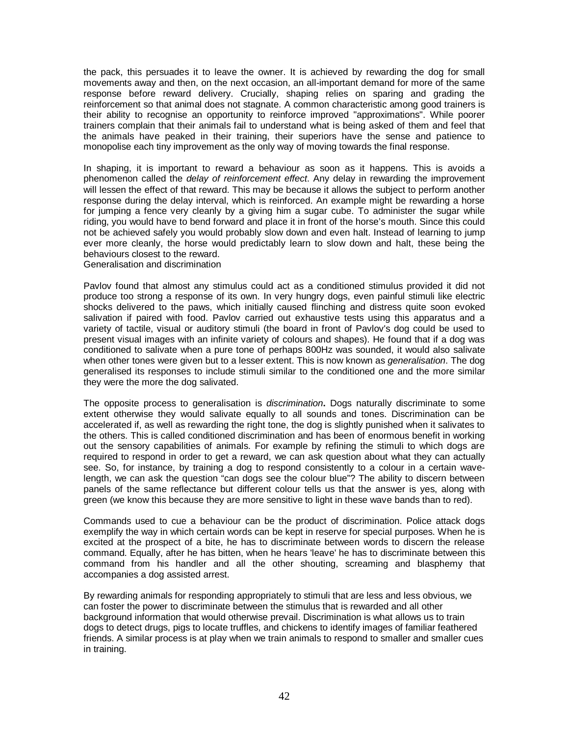the pack, this persuades it to leave the owner. It is achieved by rewarding the dog for small movements away and then, on the next occasion, an all-important demand for more of the same response before reward delivery. Crucially, shaping relies on sparing and grading the reinforcement so that animal does not stagnate. A common characteristic among good trainers is their ability to recognise an opportunity to reinforce improved "approximations". While poorer trainers complain that their animals fail to understand what is being asked of them and feel that the animals have peaked in their training, their superiors have the sense and patience to monopolise each tiny improvement as the only way of moving towards the final response.

In shaping, it is important to reward a behaviour as soon as it happens. This is avoids a phenomenon called the *delay of reinforcement effect*. Any delay in rewarding the improvement will lessen the effect of that reward. This may be because it allows the subject to perform another response during the delay interval, which is reinforced. An example might be rewarding a horse for jumping a fence very cleanly by a giving him a sugar cube. To administer the sugar while riding, you would have to bend forward and place it in front of the horse's mouth. Since this could not be achieved safely you would probably slow down and even halt. Instead of learning to jump ever more cleanly, the horse would predictably learn to slow down and halt, these being the behaviours closest to the reward.

Generalisation and discrimination

Pavlov found that almost any stimulus could act as a conditioned stimulus provided it did not produce too strong a response of its own. In very hungry dogs, even painful stimuli like electric shocks delivered to the paws, which initially caused flinching and distress quite soon evoked salivation if paired with food. Pavlov carried out exhaustive tests using this apparatus and a variety of tactile, visual or auditory stimuli (the board in front of Pavlov's dog could be used to present visual images with an infinite variety of colours and shapes). He found that if a dog was conditioned to salivate when a pure tone of perhaps 800Hz was sounded, it would also salivate when other tones were given but to a lesser extent. This is now known as *generalisation*. The dog generalised its responses to include stimuli similar to the conditioned one and the more similar they were the more the dog salivated.

The opposite process to generalisation is *discrimination***.** Dogs naturally discriminate to some extent otherwise they would salivate equally to all sounds and tones. Discrimination can be accelerated if, as well as rewarding the right tone, the dog is slightly punished when it salivates to the others. This is called conditioned discrimination and has been of enormous benefit in working out the sensory capabilities of animals. For example by refining the stimuli to which dogs are required to respond in order to get a reward, we can ask question about what they can actually see. So, for instance, by training a dog to respond consistently to a colour in a certain wave-length, we can ask the question "can dogs see the colour blue"? The ability to discern between panels of the same reflectance but different colour tells us that the answer is yes, along with green (we know this because they are more sensitive to light in these wave bands than to red).

Commands used to cue a behaviour can be the product of discrimination. Police attack dogs exemplify the way in which certain words can be kept in reserve for special purposes. When he is excited at the prospect of a bite, he has to discriminate between words to discern the release command. Equally, after he has bitten, when he hears 'leave' he has to discriminate between this command from his handler and all the other shouting, screaming and blasphemy that accompanies a dog assisted arrest.

By rewarding animals for responding appropriately to stimuli that are less and less obvious, we can foster the power to discriminate between the stimulus that is rewarded and all other background information that would otherwise prevail. Discrimination is what allows us to train dogs to detect drugs, pigs to locate truffles, and chickens to identify images of familiar feathered friends. A similar process is at play when we train animals to respond to smaller and smaller cues in training.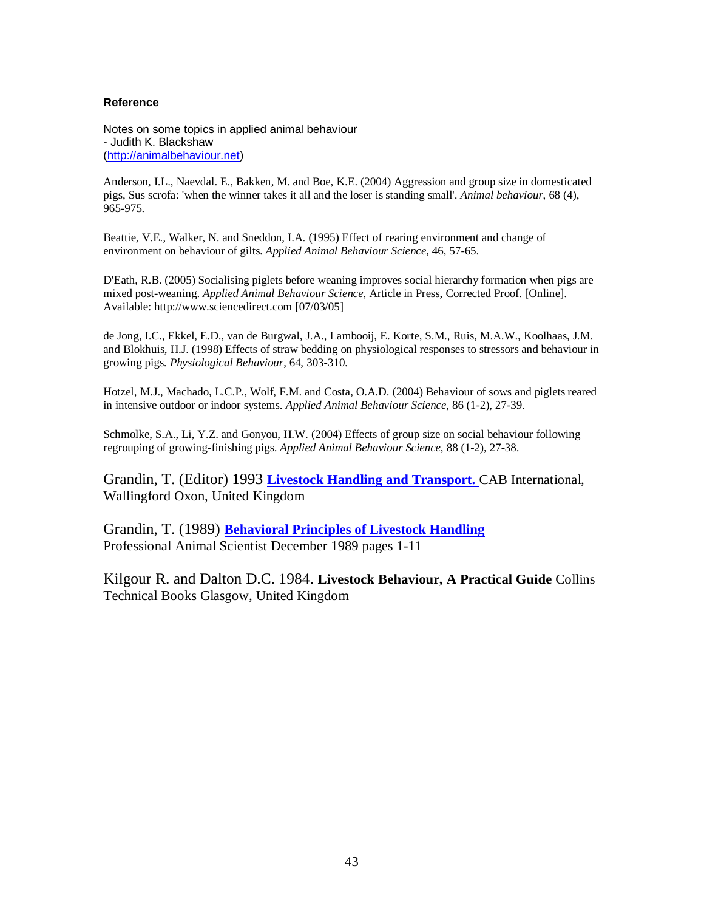**Reference**

Notes on some topics in applied animal behaviour
- Judith K. Blackshaw
(http://animalbehaviour.net)

Anderson, I.L., Naevdal. E., Bakken, M. and Boe, K.E. (2004) Aggression and group size in domesticated pigs, Sus scrofa: 'when the winner takes it all and the loser is standing small'. *Animal behaviour*, 68 (4), 965-975.

Beattie, V.E., Walker, N. and Sneddon, I.A. (1995) Effect of rearing environment and change of environment on behaviour of gilts. *Applied Animal Behaviour Science*, 46, 57-65.

D'Eath, R.B. (2005) Socialising piglets before weaning improves social hierarchy formation when pigs are mixed post-weaning. *Applied Animal Behaviour Science*, Article in Press, Corrected Proof. [Online]. Available: http://www.sciencedirect.com [07/03/05]

de Jong, I.C., Ekkel, E.D., van de Burgwal, J.A., Lambooij, E. Korte, S.M., Ruis, M.A.W., Koolhaas, J.M. and Blokhuis, H.J. (1998) Effects of straw bedding on physiological responses to stressors and behaviour in growing pigs. *Physiological Behaviour*, 64, 303-310.

Hotzel, M.J., Machado, L.C.P., Wolf, F.M. and Costa, O.A.D. (2004) Behaviour of sows and piglets reared in intensive outdoor or indoor systems. *Applied Animal Behaviour Science*, 86 (1-2), 27-39.

Schmolke, S.A., Li, Y.Z. and Gonyou, H.W. (2004) Effects of group size on social behaviour following regrouping of growing-finishing pigs. *Applied Animal Behaviour Science*, 88 (1-2), 27-38.

Grandin, T. (Editor) 1993 **Livestock Handling and Transport.** CAB International, Wallingford Oxon, United Kingdom

Grandin, T. (1989) **Behavioral Principles of Livestock Handling**
Professional Animal Scientist December 1989 pages 1-11

Kilgour R. and Dalton D.C. 1984. **Livestock Behaviour, A Practical Guide** Collins Technical Books Glasgow, United Kingdom